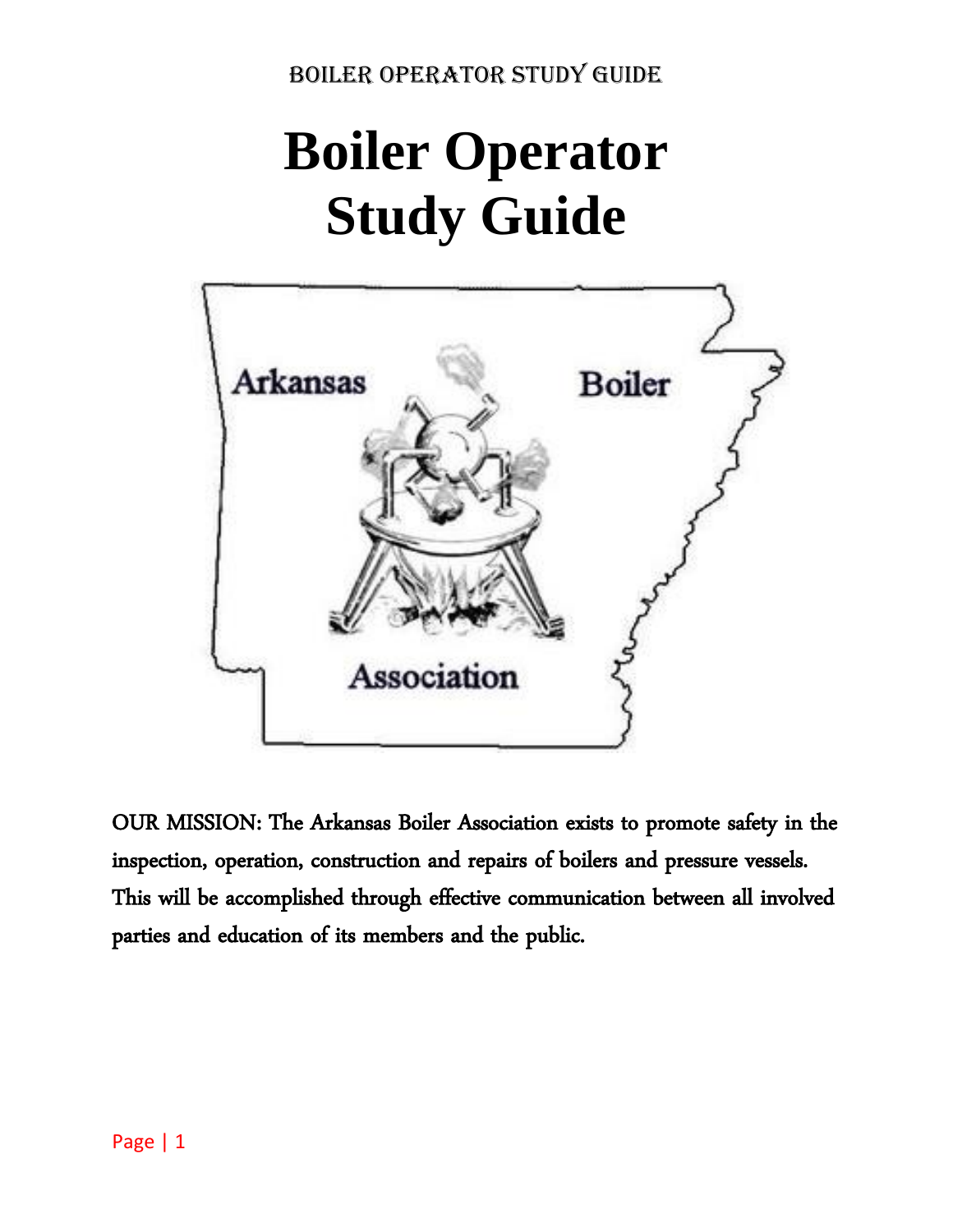# Boiler Operator Study Guide

Arkansas Boiler Association

OUR MISSION: The Arkansas Boiler Association exists to promote safety in the inspection, operation, construction and repairs of boilers and pressure vessels. This will be accomplished through effective communication between all involved parties and education of its members and the public.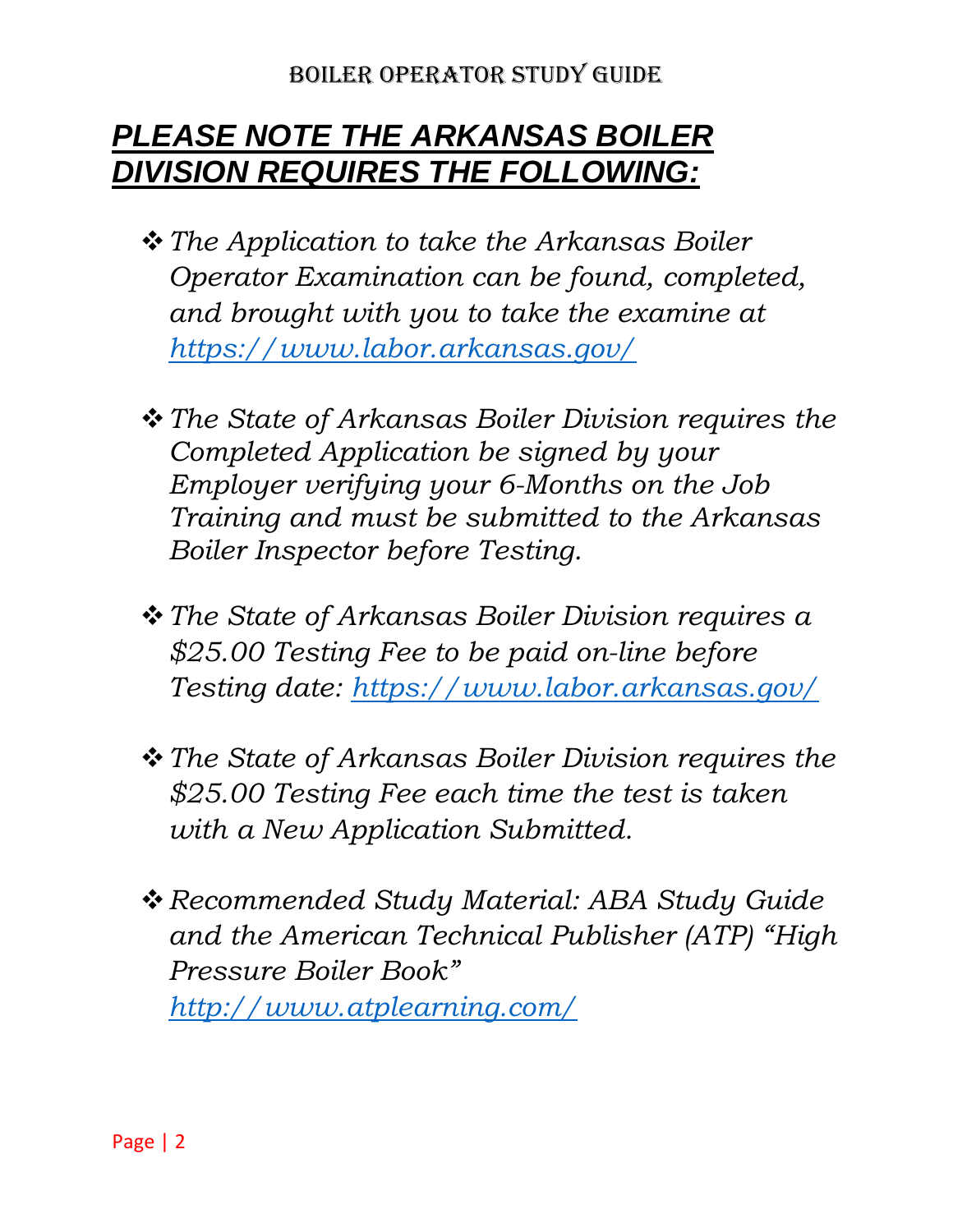## ***PLEASE NOTE THE ARKANSAS BOILER DIVISION REQUIRES THE FOLLOWING:***

- *The Application to take the Arkansas Boiler Operator Examination can be found, completed, and brought with you to take the examine at [https://www.labor.arkansas.gov/](https://www.labor.arkansas.gov/)*

- *The State of Arkansas Boiler Division requires the Completed Application be signed by your Employer verifying your 6-Months on the Job Training and must be submitted to the Arkansas Boiler Inspector before Testing.*

- *The State of Arkansas Boiler Division requires a $25.00 Testing Fee to be paid on-line before Testing date: [https://www.labor.arkansas.gov/](https://www.labor.arkansas.gov/)*

- *The State of Arkansas Boiler Division requires the $25.00 Testing Fee each time the test is taken with a New Application Submitted.*

- *Recommended Study Material: ABA Study Guide and the American Technical Publisher (ATP) "High Pressure Boiler Book" [http://www.atplearning.com/](http://www.atplearning.com/)*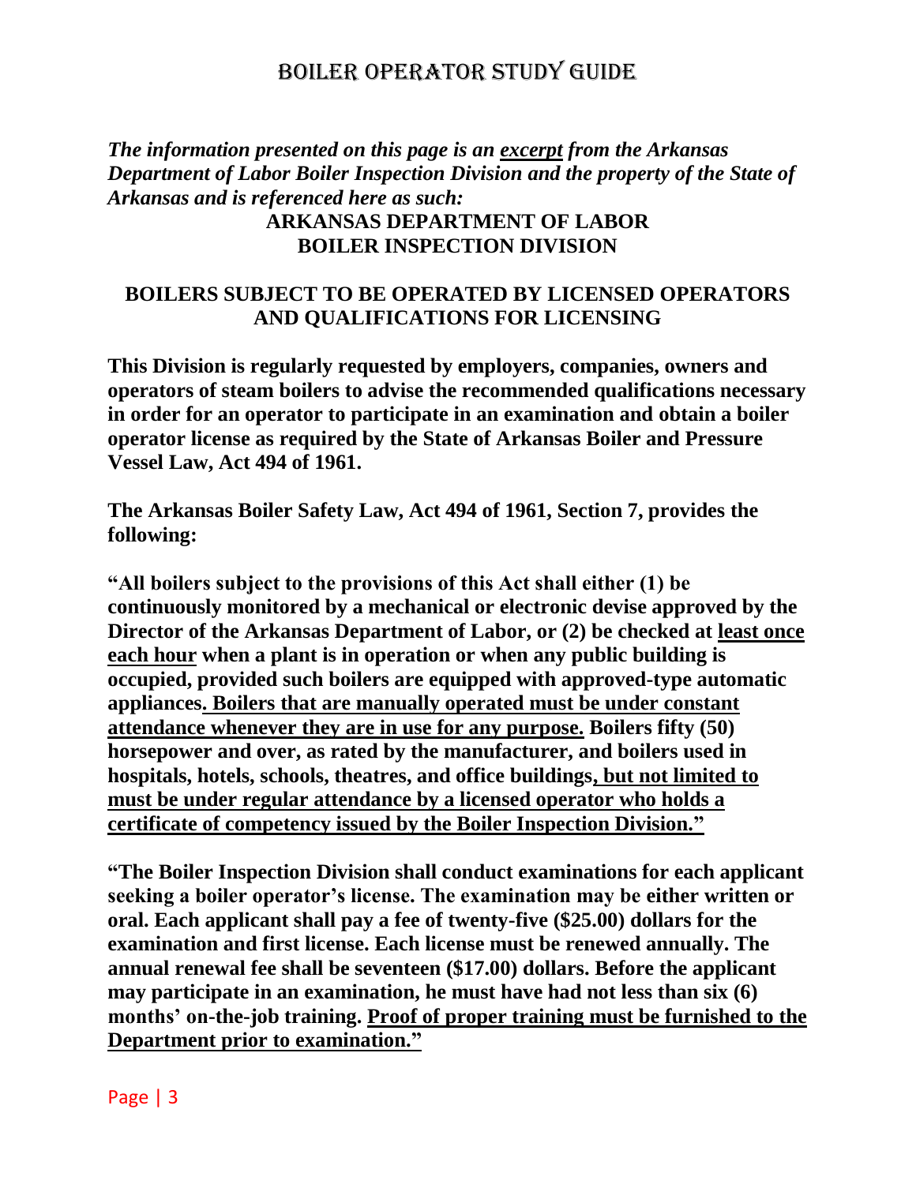*The information presented on this page is an* ***excerpt*** *from the Arkansas Department of Labor Boiler Inspection Division and the property of the State of Arkansas and is referenced here as such:*

**ARKANSAS DEPARTMENT OF LABOR**
**BOILER INSPECTION DIVISION**

## BOILERS SUBJECT TO BE OPERATED BY LICENSED OPERATORS AND QUALIFICATIONS FOR LICENSING

**This Division is regularly requested by employers, companies, owners and operators of steam boilers to advise the recommended qualifications necessary in order for an operator to participate in an examination and obtain a boiler operator license as required by the State of Arkansas Boiler and Pressure Vessel Law, Act 494 of 1961.**

**The Arkansas Boiler Safety Law, Act 494 of 1961, Section 7, provides the following:**

**"All boilers subject to the provisions of this Act shall either (1) be continuously monitored by a mechanical or electronic devise approved by the Director of the Arkansas Department of Labor, or (2) be checked at <u>least once each hour</u> when a plant is in operation or when any public building is occupied, provided such boilers are equipped with approved-type automatic appliances<u>. Boilers that are manually operated must be under constant attendance whenever they are in use for any purpose.</u> Boilers fifty (50) horsepower and over, as rated by the manufacturer, and boilers used in hospitals, hotels, schools, theatres, and office buildings<u>, but not limited to must be under regular attendance by a licensed operator who holds a certificate of competency issued by the Boiler Inspection Division."</u>**

**"The Boiler Inspection Division shall conduct examinations for each applicant seeking a boiler operator's license. The examination may be either written or oral. Each applicant shall pay a fee of twenty-five ($25.00) dollars for the examination and first license. Each license must be renewed annually. The annual renewal fee shall be seventeen ($17.00) dollars. Before the applicant may participate in an examination, he must have had not less than six (6) months' on-the-job training. <u>Proof of proper training must be furnished to the Department prior to examination."</u>**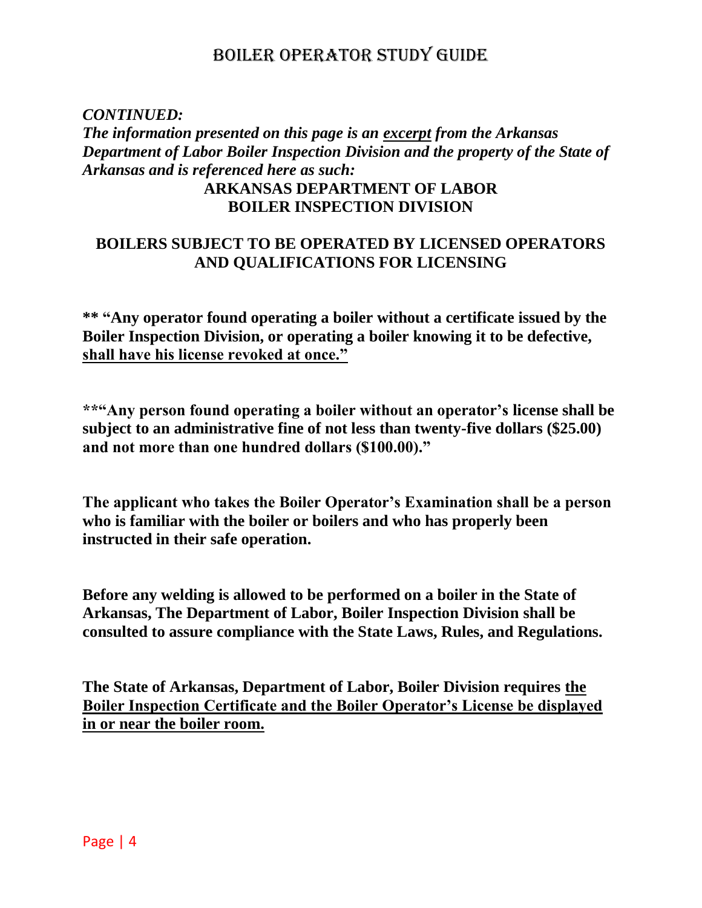*CONTINUED:*
***The information presented on this page is an excerpt from the Arkansas Department of Labor Boiler Inspection Division and the property of the State of Arkansas and is referenced here as such:***

**ARKANSAS DEPARTMENT OF LABOR**
**BOILER INSPECTION DIVISION**

## BOILERS SUBJECT TO BE OPERATED BY LICENSED OPERATORS AND QUALIFICATIONS FOR LICENSING

**** "Any operator found operating a boiler without a certificate issued by the Boiler Inspection Division, or operating a boiler knowing it to be defective, shall have his license revoked at once."**

****"Any person found operating a boiler without an operator's license shall be subject to an administrative fine of not less than twenty-five dollars ($25.00) and not more than one hundred dollars ($100.00)."**

**The applicant who takes the Boiler Operator's Examination shall be a person who is familiar with the boiler or boilers and who has properly been instructed in their safe operation.**

**Before any welding is allowed to be performed on a boiler in the State of Arkansas, The Department of Labor, Boiler Inspection Division shall be consulted to assure compliance with the State Laws, Rules, and Regulations.**

**The State of Arkansas, Department of Labor, Boiler Division requires the Boiler Inspection Certificate and the Boiler Operator's License be displayed in or near the boiler room.**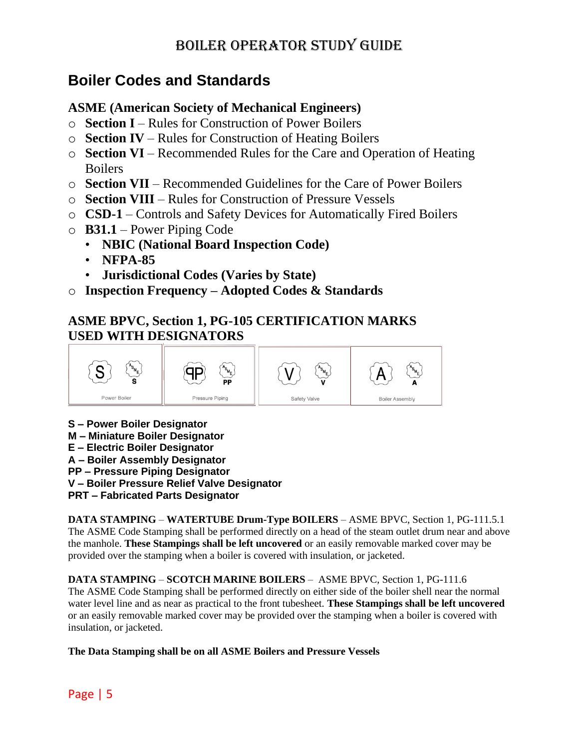# Boiler Codes and Standards

## ASME (American Society of Mechanical Engineers)

- **Section I** – Rules for Construction of Power Boilers
- **Section IV** – Rules for Construction of Heating Boilers
- **Section VI** – Recommended Rules for the Care and Operation of Heating Boilers
- **Section VII** – Recommended Guidelines for the Care of Power Boilers
- **Section VIII** – Rules for Construction of Pressure Vessels
- **CSD-1** – Controls and Safety Devices for Automatically Fired Boilers
- **B31.1** – Power Piping Code
  - **NBIC (National Board Inspection Code)**
  - **NFPA-85**
  - **Jurisdictional Codes (Varies by State)**
- **Inspection Frequency – Adopted Codes & Standards**

## ASME BPVC, Section 1, PG-105 CERTIFICATION MARKS USED WITH DESIGNATORS

| S | PP | V | A |
| --- | --- | --- | --- |
| Power Boiler | Pressure Piping | Safety Valve | Boiler Assembly |

**S – Power Boiler Designator**
**M – Miniature Boiler Designator**
**E – Electric Boiler Designator**
**A – Boiler Assembly Designator**
**PP – Pressure Piping Designator**
**V – Boiler Pressure Relief Valve Designator**
**PRT – Fabricated Parts Designator**

**DATA STAMPING** – **WATERTUBE Drum-Type BOILERS** – ASME BPVC, Section 1, PG-111.5.1
The ASME Code Stamping shall be performed directly on a head of the steam outlet drum near and above the manhole. **These Stampings shall be left uncovered** or an easily removable marked cover may be provided over the stamping when a boiler is covered with insulation, or jacketed.

**DATA STAMPING** – **SCOTCH MARINE BOILERS** – ASME BPVC, Section 1, PG-111.6
The ASME Code Stamping shall be performed directly on either side of the boiler shell near the normal water level line and as near as practical to the front tubesheet. **These Stampings shall be left uncovered** or an easily removable marked cover may be provided over the stamping when a boiler is covered with insulation, or jacketed.

**The Data Stamping shall be on all ASME Boilers and Pressure Vessels**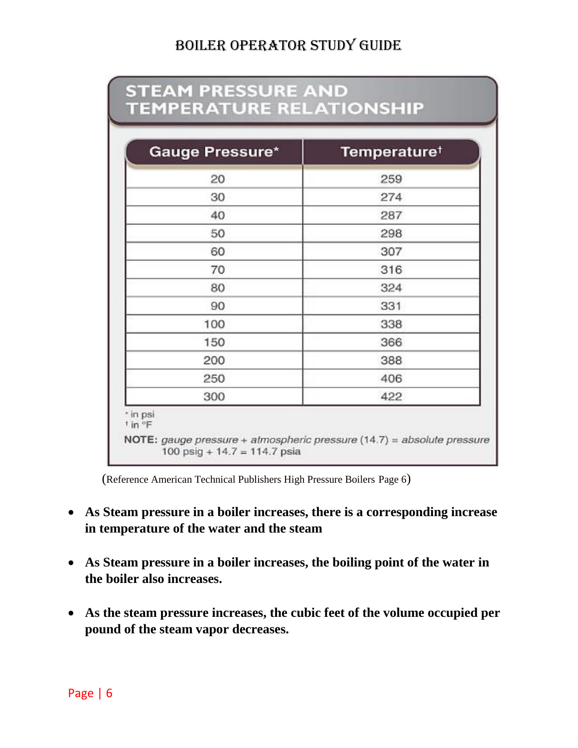## STEAM PRESSURE AND TEMPERATURE RELATIONSHIP

| Gauge Pressure* | Temperature† |
|---|---|
| 20 | 259 |
| 30 | 274 |
| 40 | 287 |
| 50 | 298 |
| 60 | 307 |
| 70 | 316 |
| 80 | 324 |
| 90 | 331 |
| 100 | 338 |
| 150 | 366 |
| 200 | 388 |
| 250 | 406 |
| 300 | 422 |

\* in psi
† in °F

**NOTE:** *gauge pressure* + *atmospheric pressure* (14.7) = *absolute pressure*
100 psig + 14.7 = 114.7 psia

(Reference American Technical Publishers High Pressure Boilers Page 6)

- **As Steam pressure in a boiler increases, there is a corresponding increase in temperature of the water and the steam**
- **As Steam pressure in a boiler increases, the boiling point of the water in the boiler also increases.**
- **As the steam pressure increases, the cubic feet of the volume occupied per pound of the steam vapor decreases.**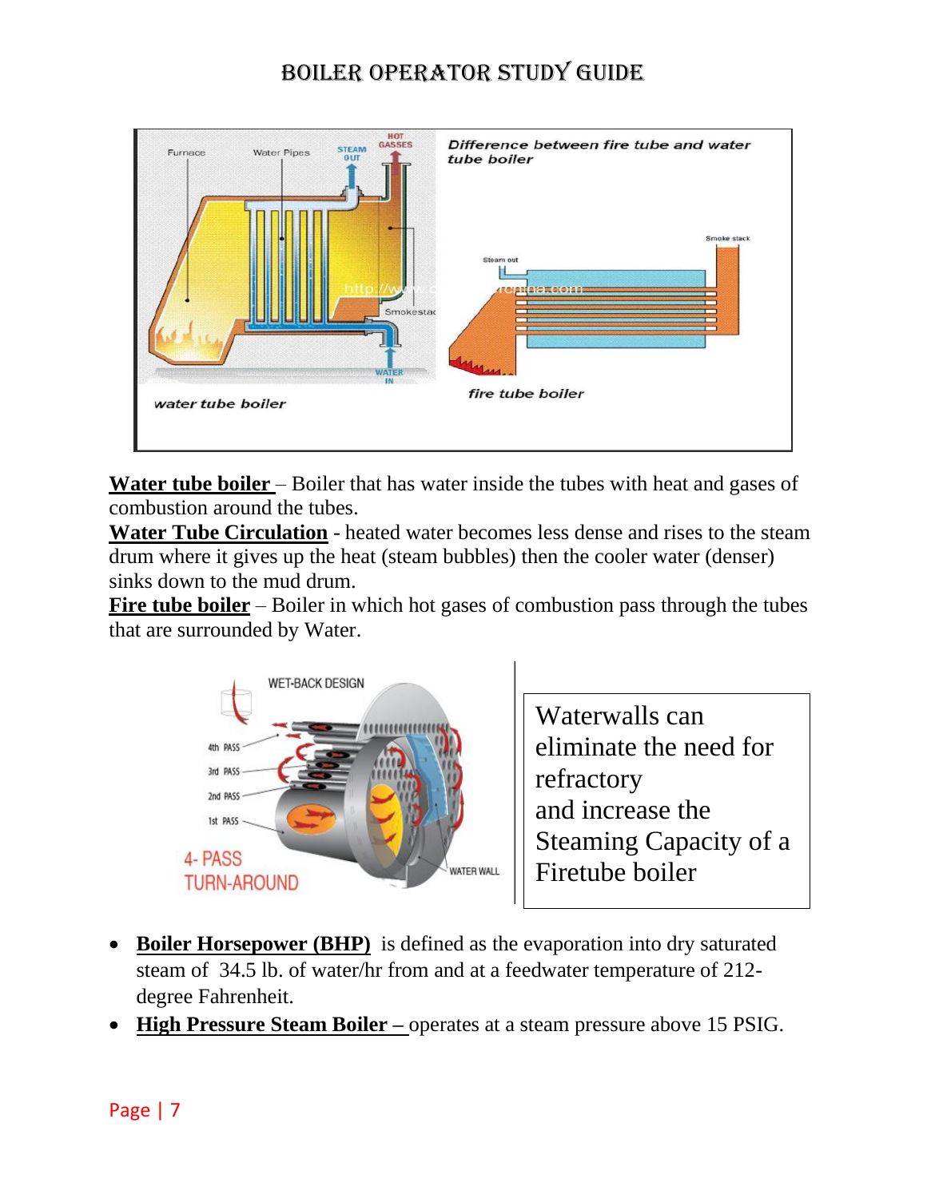**Water tube boiler** – Boiler that has water inside the tubes with heat and gases of combustion around the tubes.

**Water Tube Circulation** - heated water becomes less dense and rises to the steam drum where it gives up the heat (steam bubbles) then the cooler water (denser) sinks down to the mud drum.

**Fire tube boiler** – Boiler in which hot gases of combustion pass through the tubes that are surrounded by Water.

Waterwalls can eliminate the need for refractory and increase the Steaming Capacity of a Firetube boiler

- **Boiler Horsepower (BHP)** is defined as the evaporation into dry saturated steam of 34.5 lb. of water/hr from and at a feedwater temperature of 212-degree Fahrenheit.
- **High Pressure Steam Boiler –** operates at a steam pressure above 15 PSIG.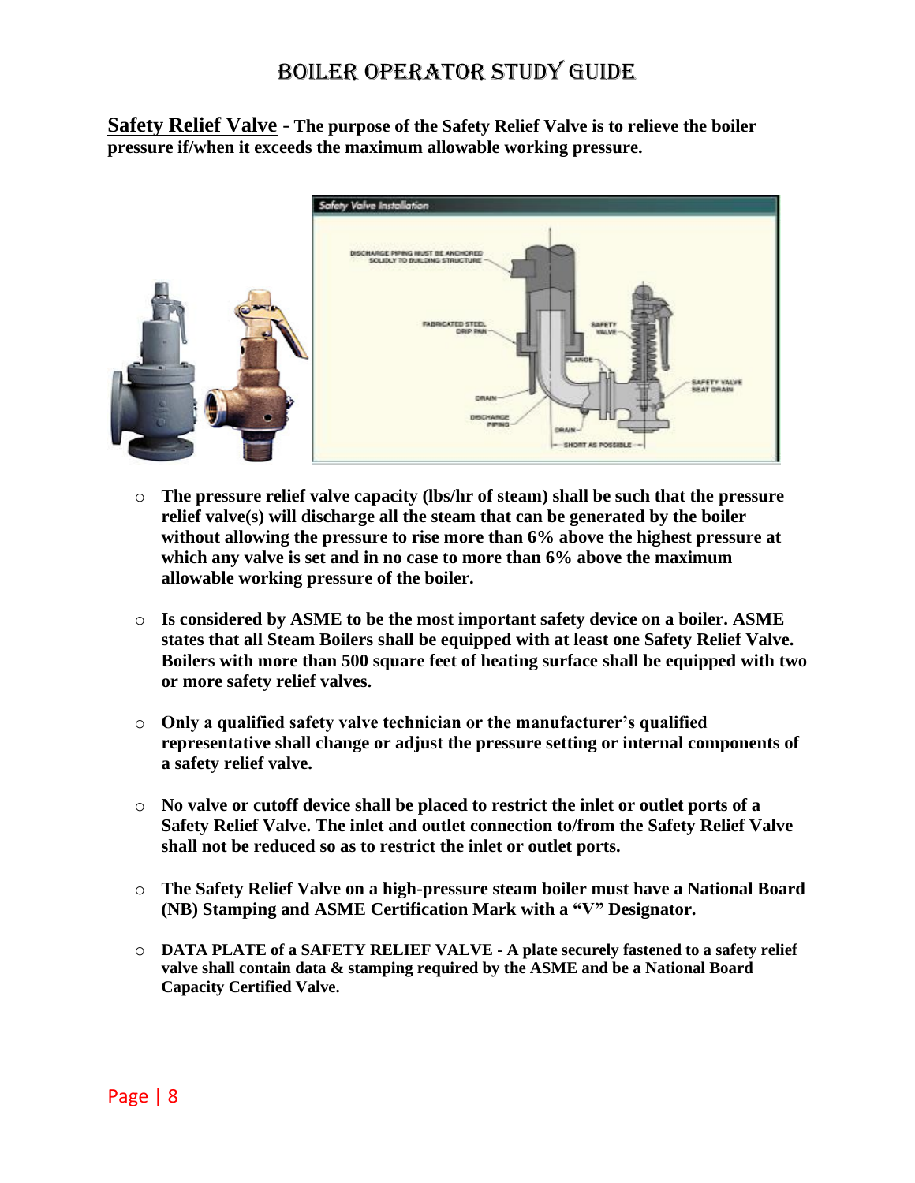**Safety Relief Valve** - **The purpose of the Safety Relief Valve is to relieve the boiler pressure if/when it exceeds the maximum allowable working pressure.**

- **The pressure relief valve capacity (lbs/hr of steam) shall be such that the pressure relief valve(s) will discharge all the steam that can be generated by the boiler without allowing the pressure to rise more than 6% above the highest pressure at which any valve is set and in no case to more than 6% above the maximum allowable working pressure of the boiler.**

- **Is considered by ASME to be the most important safety device on a boiler. ASME states that all Steam Boilers shall be equipped with at least one Safety Relief Valve. Boilers with more than 500 square feet of heating surface shall be equipped with two or more safety relief valves.**

- **Only a qualified safety valve technician or the manufacturer's qualified representative shall change or adjust the pressure setting or internal components of a safety relief valve.**

- **No valve or cutoff device shall be placed to restrict the inlet or outlet ports of a Safety Relief Valve. The inlet and outlet connection to/from the Safety Relief Valve shall not be reduced so as to restrict the inlet or outlet ports.**

- **The Safety Relief Valve on a high-pressure steam boiler must have a National Board (NB) Stamping and ASME Certification Mark with a "V" Designator.**

- **DATA PLATE of a SAFETY RELIEF VALVE - A plate securely fastened to a safety relief valve shall contain data & stamping required by the ASME and be a National Board Capacity Certified Valve.**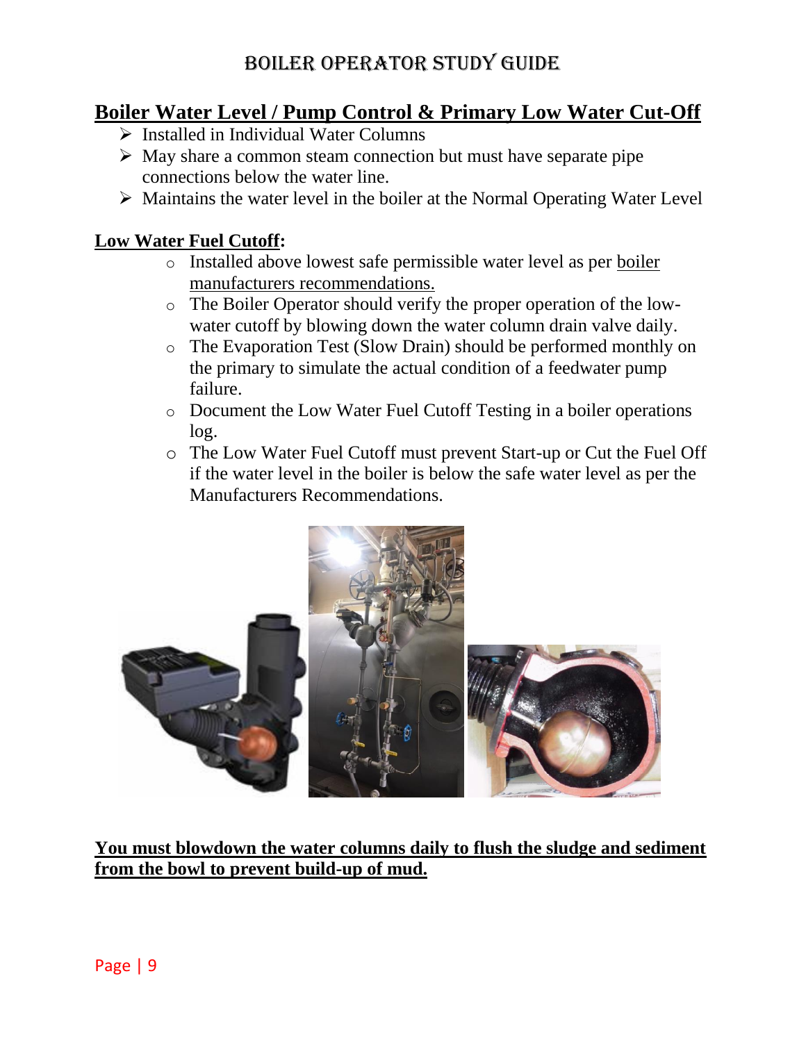## Boiler Water Level / Pump Control & Primary Low Water Cut-Off

- Installed in Individual Water Columns
- May share a common steam connection but must have separate pipe connections below the water line.
- Maintains the water level in the boiler at the Normal Operating Water Level

### Low Water Fuel Cutoff:

- Installed above lowest safe permissible water level as per boiler manufacturers recommendations.
- The Boiler Operator should verify the proper operation of the low-water cutoff by blowing down the water column drain valve daily.
- The Evaporation Test (Slow Drain) should be performed monthly on the primary to simulate the actual condition of a feedwater pump failure.
- Document the Low Water Fuel Cutoff Testing in a boiler operations log.
- The Low Water Fuel Cutoff must prevent Start-up or Cut the Fuel Off if the water level in the boiler is below the safe water level as per the Manufacturers Recommendations.

**You must blowdown the water columns daily to flush the sludge and sediment from the bowl to prevent build-up of mud.**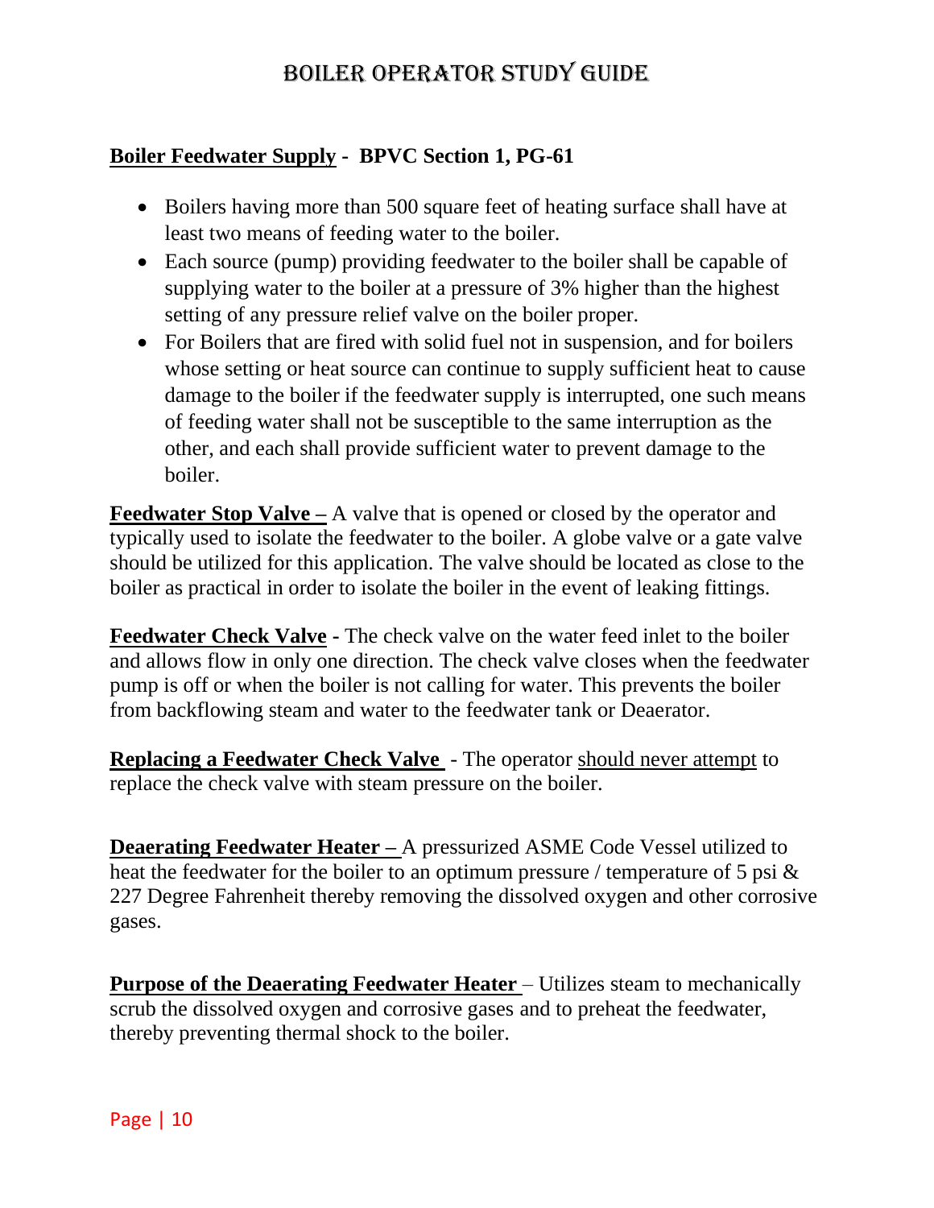**Boiler Feedwater Supply - BPVC Section 1, PG-61**

- Boilers having more than 500 square feet of heating surface shall have at least two means of feeding water to the boiler.
- Each source (pump) providing feedwater to the boiler shall be capable of supplying water to the boiler at a pressure of 3% higher than the highest setting of any pressure relief valve on the boiler proper.
- For Boilers that are fired with solid fuel not in suspension, and for boilers whose setting or heat source can continue to supply sufficient heat to cause damage to the boiler if the feedwater supply is interrupted, one such means of feeding water shall not be susceptible to the same interruption as the other, and each shall provide sufficient water to prevent damage to the boiler.

**Feedwater Stop Valve –** A valve that is opened or closed by the operator and typically used to isolate the feedwater to the boiler. A globe valve or a gate valve should be utilized for this application. The valve should be located as close to the boiler as practical in order to isolate the boiler in the event of leaking fittings.

**Feedwater Check Valve -** The check valve on the water feed inlet to the boiler and allows flow in only one direction. The check valve closes when the feedwater pump is off or when the boiler is not calling for water. This prevents the boiler from backflowing steam and water to the feedwater tank or Deaerator.

**Replacing a Feedwater Check Valve** - The operator should never attempt to replace the check valve with steam pressure on the boiler.

**Deaerating Feedwater Heater –** A pressurized ASME Code Vessel utilized to heat the feedwater for the boiler to an optimum pressure / temperature of 5 psi & 227 Degree Fahrenheit thereby removing the dissolved oxygen and other corrosive gases.

**Purpose of the Deaerating Feedwater Heater** – Utilizes steam to mechanically scrub the dissolved oxygen and corrosive gases and to preheat the feedwater, thereby preventing thermal shock to the boiler.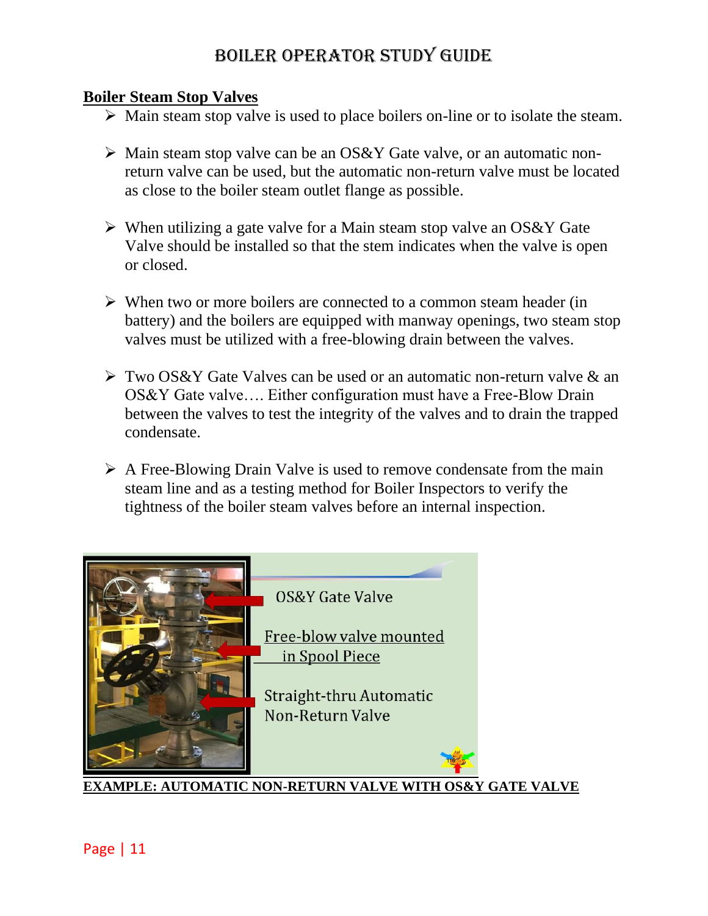## Boiler Steam Stop Valves

- Main steam stop valve is used to place boilers on-line or to isolate the steam.
- Main steam stop valve can be an OS&Y Gate valve, or an automatic non-return valve can be used, but the automatic non-return valve must be located as close to the boiler steam outlet flange as possible.
- When utilizing a gate valve for a Main steam stop valve an OS&Y Gate Valve should be installed so that the stem indicates when the valve is open or closed.
- When two or more boilers are connected to a common steam header (in battery) and the boilers are equipped with manway openings, two steam stop valves must be utilized with a free-blowing drain between the valves.
- Two OS&Y Gate Valves can be used or an automatic non-return valve & an OS&Y Gate valve…. Either configuration must have a Free-Blow Drain between the valves to test the integrity of the valves and to drain the trapped condensate.
- A Free-Blowing Drain Valve is used to remove condensate from the main steam line and as a testing method for Boiler Inspectors to verify the tightness of the boiler steam valves before an internal inspection.

OS&Y Gate Valve

Free-blow valve mounted in Spool Piece

Straight-thru Automatic Non-Return Valve

**EXAMPLE: AUTOMATIC NON-RETURN VALVE WITH OS&Y GATE VALVE**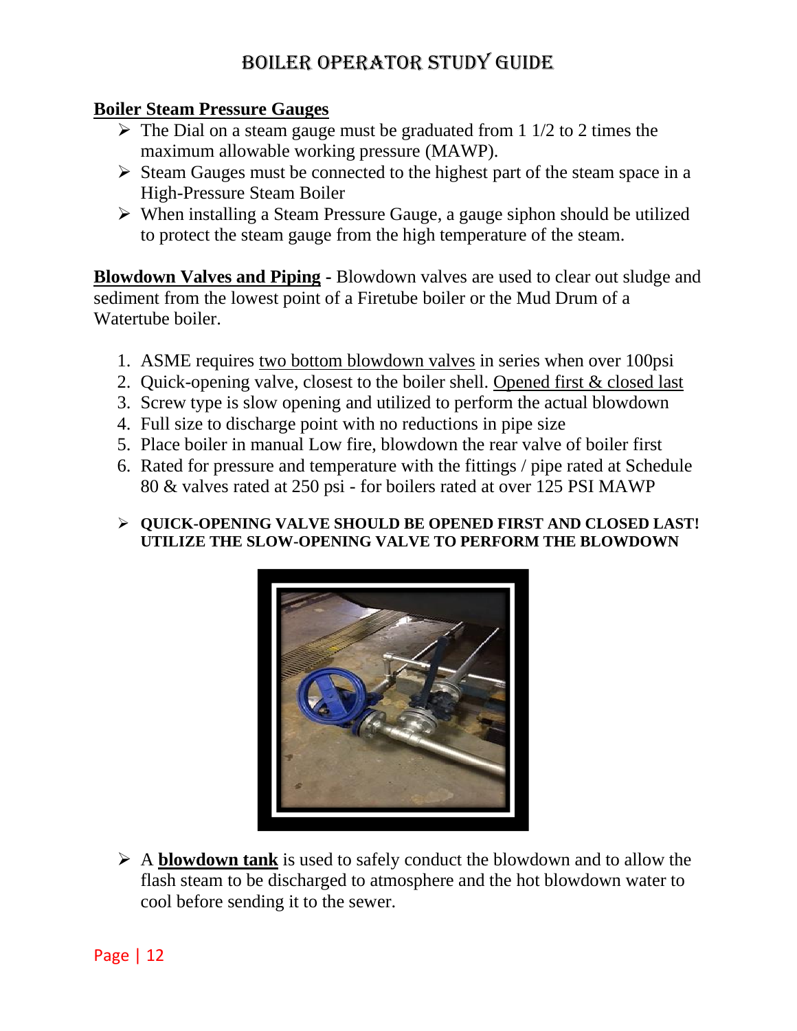## Boiler Steam Pressure Gauges

- The Dial on a steam gauge must be graduated from 1 1/2 to 2 times the maximum allowable working pressure (MAWP).
- Steam Gauges must be connected to the highest part of the steam space in a High-Pressure Steam Boiler
- When installing a Steam Pressure Gauge, a gauge siphon should be utilized to protect the steam gauge from the high temperature of the steam.

**Blowdown Valves and Piping -** Blowdown valves are used to clear out sludge and sediment from the lowest point of a Firetube boiler or the Mud Drum of a Watertube boiler.

1. ASME requires two bottom blowdown valves in series when over 100psi
2. Quick-opening valve, closest to the boiler shell. Opened first & closed last
3. Screw type is slow opening and utilized to perform the actual blowdown
4. Full size to discharge point with no reductions in pipe size
5. Place boiler in manual Low fire, blowdown the rear valve of boiler first
6. Rated for pressure and temperature with the fittings / pipe rated at Schedule 80 & valves rated at 250 psi - for boilers rated at over 125 PSI MAWP

- **QUICK-OPENING VALVE SHOULD BE OPENED FIRST AND CLOSED LAST! UTILIZE THE SLOW-OPENING VALVE TO PERFORM THE BLOWDOWN**

- A **blowdown tank** is used to safely conduct the blowdown and to allow the flash steam to be discharged to atmosphere and the hot blowdown water to cool before sending it to the sewer.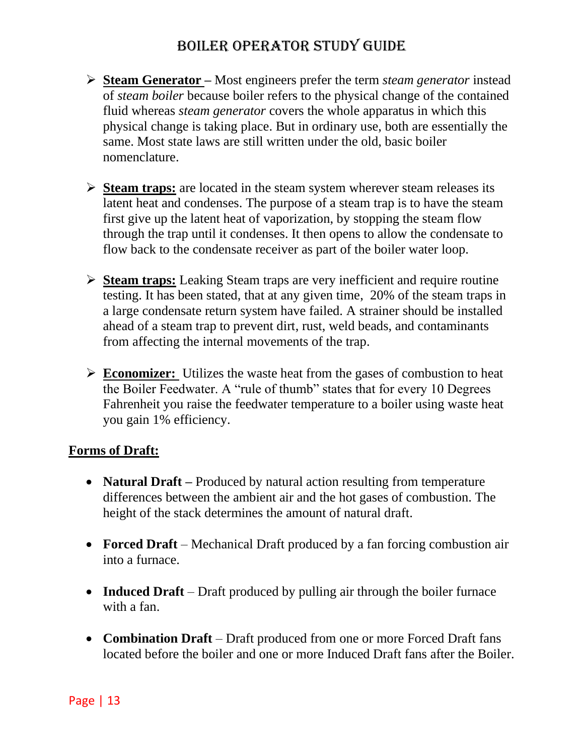- **Steam Generator –** Most engineers prefer the term *steam generator* instead of *steam boiler* because boiler refers to the physical change of the contained fluid whereas *steam generator* covers the whole apparatus in which this physical change is taking place. But in ordinary use, both are essentially the same. Most state laws are still written under the old, basic boiler nomenclature.

- **Steam traps:** are located in the steam system wherever steam releases its latent heat and condenses. The purpose of a steam trap is to have the steam first give up the latent heat of vaporization, by stopping the steam flow through the trap until it condenses. It then opens to allow the condensate to flow back to the condensate receiver as part of the boiler water loop.

- **Steam traps:** Leaking Steam traps are very inefficient and require routine testing. It has been stated, that at any given time, 20% of the steam traps in a large condensate return system have failed. A strainer should be installed ahead of a steam trap to prevent dirt, rust, weld beads, and contaminants from affecting the internal movements of the trap.

- **Economizer:** Utilizes the waste heat from the gases of combustion to heat the Boiler Feedwater. A "rule of thumb" states that for every 10 Degrees Fahrenheit you raise the feedwater temperature to a boiler using waste heat you gain 1% efficiency.

**Forms of Draft:**

- **Natural Draft –** Produced by natural action resulting from temperature differences between the ambient air and the hot gases of combustion. The height of the stack determines the amount of natural draft.

- **Forced Draft** – Mechanical Draft produced by a fan forcing combustion air into a furnace.

- **Induced Draft** – Draft produced by pulling air through the boiler furnace with a fan.

- **Combination Draft** – Draft produced from one or more Forced Draft fans located before the boiler and one or more Induced Draft fans after the Boiler.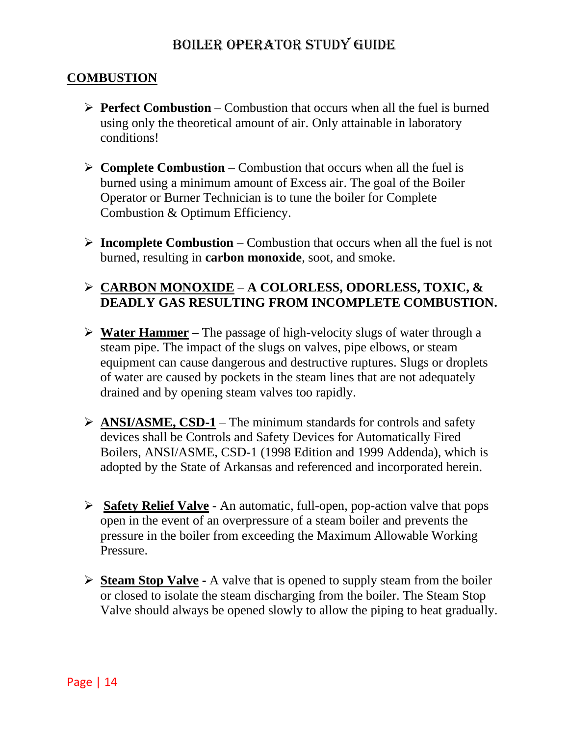## COMBUSTION

- **Perfect Combustion** – Combustion that occurs when all the fuel is burned using only the theoretical amount of air. Only attainable in laboratory conditions!

- **Complete Combustion** – Combustion that occurs when all the fuel is burned using a minimum amount of Excess air. The goal of the Boiler Operator or Burner Technician is to tune the boiler for Complete Combustion & Optimum Efficiency.

- **Incomplete Combustion** – Combustion that occurs when all the fuel is not burned, resulting in **carbon monoxide**, soot, and smoke.

- **CARBON MONOXIDE** – **A COLORLESS, ODORLESS, TOXIC, & DEADLY GAS RESULTING FROM INCOMPLETE COMBUSTION.**

- **Water Hammer –** The passage of high-velocity slugs of water through a steam pipe. The impact of the slugs on valves, pipe elbows, or steam equipment can cause dangerous and destructive ruptures. Slugs or droplets of water are caused by pockets in the steam lines that are not adequately drained and by opening steam valves too rapidly.

- **ANSI/ASME, CSD-1** – The minimum standards for controls and safety devices shall be Controls and Safety Devices for Automatically Fired Boilers, ANSI/ASME, CSD-1 (1998 Edition and 1999 Addenda), which is adopted by the State of Arkansas and referenced and incorporated herein.

- **Safety Relief Valve -** An automatic, full-open, pop-action valve that pops open in the event of an overpressure of a steam boiler and prevents the pressure in the boiler from exceeding the Maximum Allowable Working Pressure.

- **Steam Stop Valve -** A valve that is opened to supply steam from the boiler or closed to isolate the steam discharging from the boiler. The Steam Stop Valve should always be opened slowly to allow the piping to heat gradually.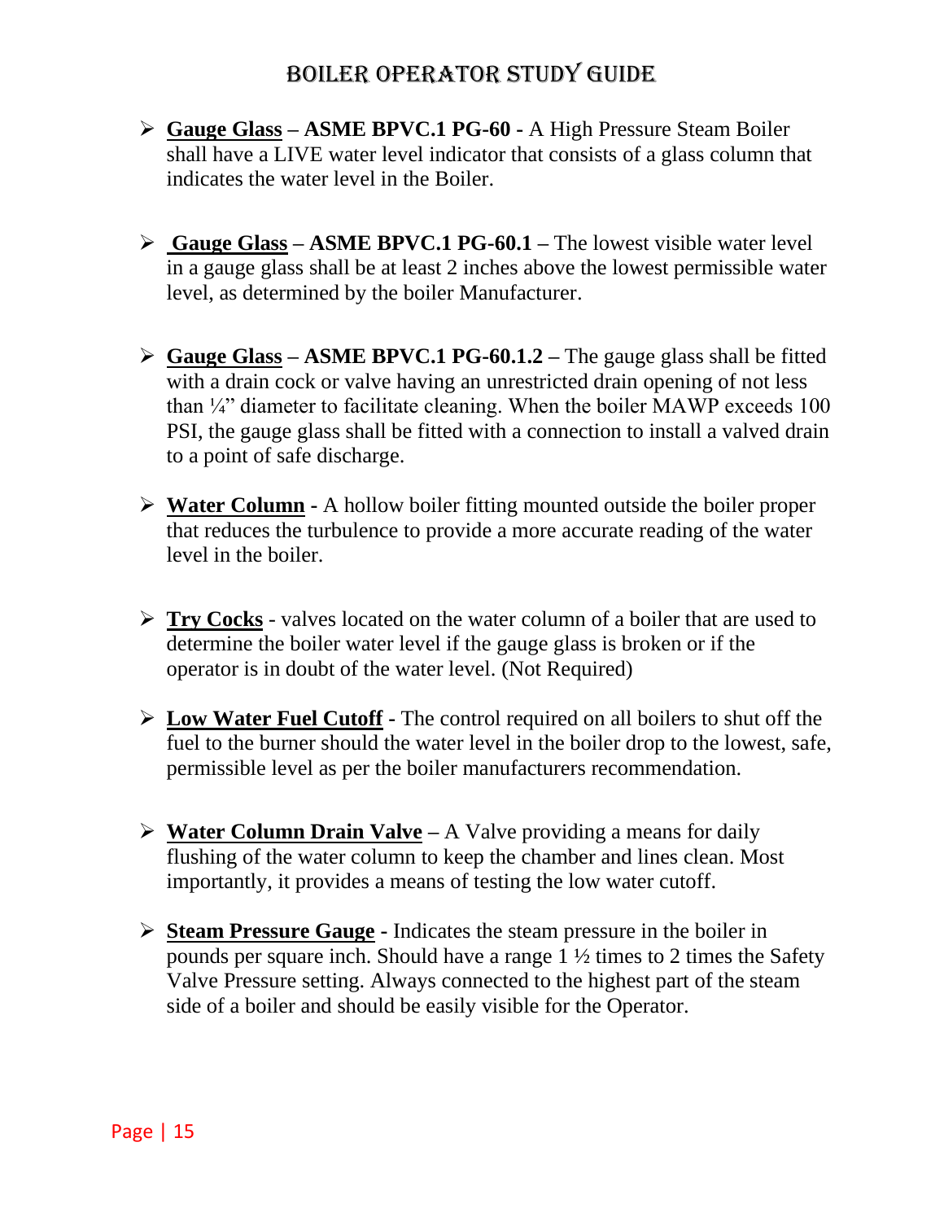- **<u>Gauge Glass</u> – ASME BPVC.1 PG-60 -** A High Pressure Steam Boiler shall have a LIVE water level indicator that consists of a glass column that indicates the water level in the Boiler.

- **<u>Gauge Glass</u> – ASME BPVC.1 PG-60.1 –** The lowest visible water level in a gauge glass shall be at least 2 inches above the lowest permissible water level, as determined by the boiler Manufacturer.

- **<u>Gauge Glass</u> – ASME BPVC.1 PG-60.1.2 –** The gauge glass shall be fitted with a drain cock or valve having an unrestricted drain opening of not less than ¼" diameter to facilitate cleaning. When the boiler MAWP exceeds 100 PSI, the gauge glass shall be fitted with a connection to install a valved drain to a point of safe discharge.

- **<u>Water Column</u> -** A hollow boiler fitting mounted outside the boiler proper that reduces the turbulence to provide a more accurate reading of the water level in the boiler.

- **<u>Try Cocks</u>** - valves located on the water column of a boiler that are used to determine the boiler water level if the gauge glass is broken or if the operator is in doubt of the water level. (Not Required)

- **<u>Low Water Fuel Cutoff</u> -** The control required on all boilers to shut off the fuel to the burner should the water level in the boiler drop to the lowest, safe, permissible level as per the boiler manufacturers recommendation.

- **<u>Water Column Drain Valve</u> –** A Valve providing a means for daily flushing of the water column to keep the chamber and lines clean. Most importantly, it provides a means of testing the low water cutoff.

- **<u>Steam Pressure Gauge</u> -** Indicates the steam pressure in the boiler in pounds per square inch. Should have a range 1 ½ times to 2 times the Safety Valve Pressure setting. Always connected to the highest part of the steam side of a boiler and should be easily visible for the Operator.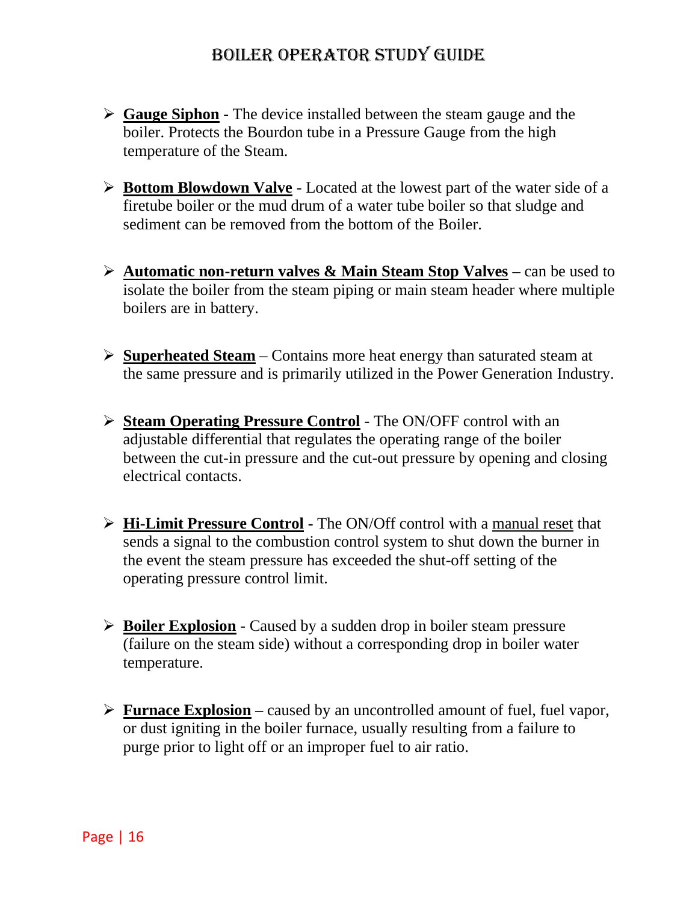- **Gauge Siphon -** The device installed between the steam gauge and the boiler. Protects the Bourdon tube in a Pressure Gauge from the high temperature of the Steam.

- **Bottom Blowdown Valve** - Located at the lowest part of the water side of a firetube boiler or the mud drum of a water tube boiler so that sludge and sediment can be removed from the bottom of the Boiler.

- **Automatic non-return valves & Main Steam Stop Valves –** can be used to isolate the boiler from the steam piping or main steam header where multiple boilers are in battery.

- **Superheated Steam** – Contains more heat energy than saturated steam at the same pressure and is primarily utilized in the Power Generation Industry.

- **Steam Operating Pressure Control** - The ON/OFF control with an adjustable differential that regulates the operating range of the boiler between the cut-in pressure and the cut-out pressure by opening and closing electrical contacts.

- **Hi-Limit Pressure Control -** The ON/Off control with a manual reset that sends a signal to the combustion control system to shut down the burner in the event the steam pressure has exceeded the shut-off setting of the operating pressure control limit.

- **Boiler Explosion** - Caused by a sudden drop in boiler steam pressure (failure on the steam side) without a corresponding drop in boiler water temperature.

- **Furnace Explosion –** caused by an uncontrolled amount of fuel, fuel vapor, or dust igniting in the boiler furnace, usually resulting from a failure to purge prior to light off or an improper fuel to air ratio.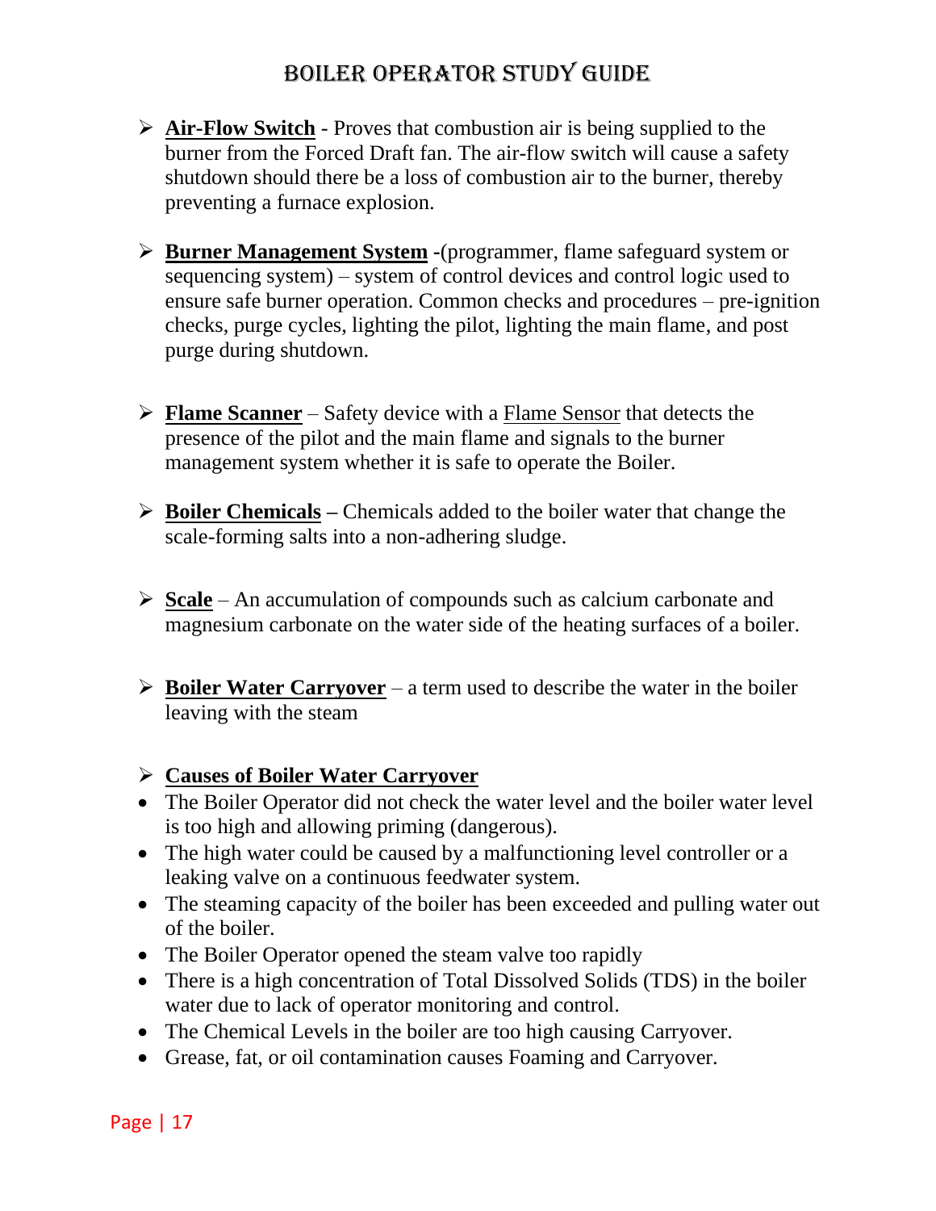- **Air-Flow Switch** - Proves that combustion air is being supplied to the burner from the Forced Draft fan. The air-flow switch will cause a safety shutdown should there be a loss of combustion air to the burner, thereby preventing a furnace explosion.

- **Burner Management System** -(programmer, flame safeguard system or sequencing system) – system of control devices and control logic used to ensure safe burner operation. Common checks and procedures – pre-ignition checks, purge cycles, lighting the pilot, lighting the main flame, and post purge during shutdown.

- **Flame Scanner** – Safety device with a Flame Sensor that detects the presence of the pilot and the main flame and signals to the burner management system whether it is safe to operate the Boiler.

- **Boiler Chemicals** – Chemicals added to the boiler water that change the scale-forming salts into a non-adhering sludge.

- **Scale** – An accumulation of compounds such as calcium carbonate and magnesium carbonate on the water side of the heating surfaces of a boiler.

- **Boiler Water Carryover** – a term used to describe the water in the boiler leaving with the steam

- **Causes of Boiler Water Carryover**
  - The Boiler Operator did not check the water level and the boiler water level is too high and allowing priming (dangerous).
  - The high water could be caused by a malfunctioning level controller or a leaking valve on a continuous feedwater system.
  - The steaming capacity of the boiler has been exceeded and pulling water out of the boiler.
  - The Boiler Operator opened the steam valve too rapidly
  - There is a high concentration of Total Dissolved Solids (TDS) in the boiler water due to lack of operator monitoring and control.
  - The Chemical Levels in the boiler are too high causing Carryover.
  - Grease, fat, or oil contamination causes Foaming and Carryover.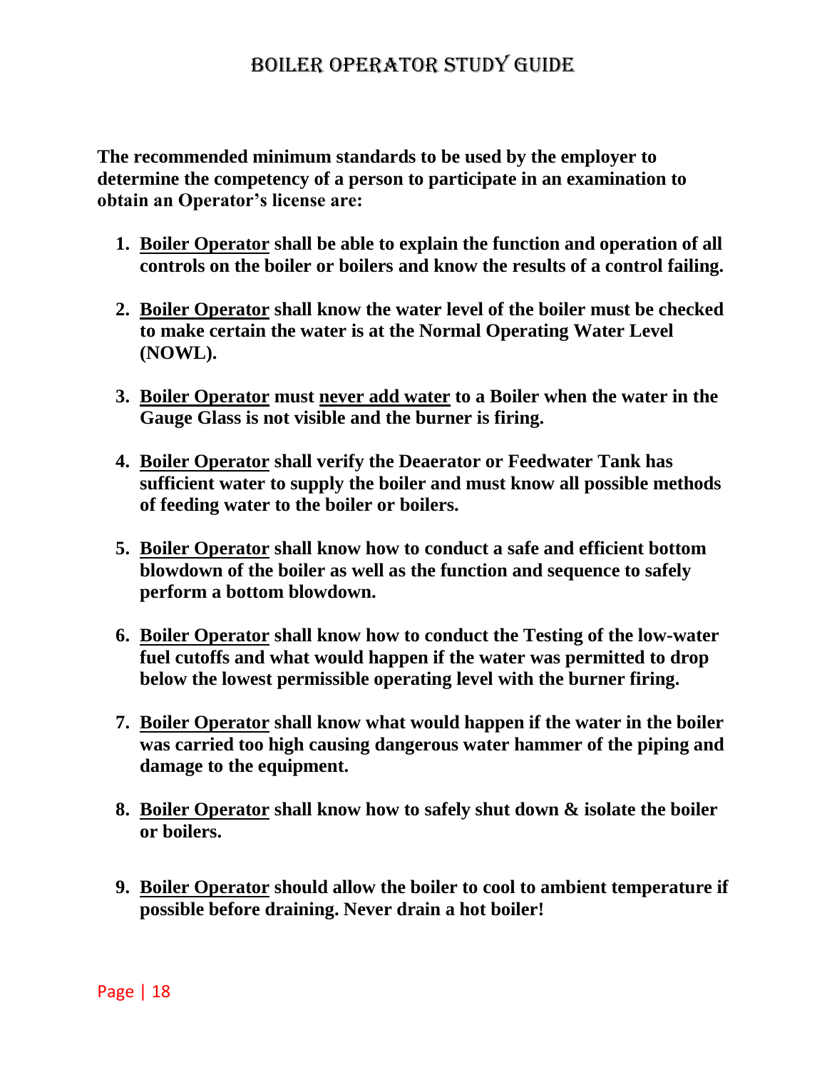**The recommended minimum standards to be used by the employer to determine the competency of a person to participate in an examination to obtain an Operator's license are:**

1. **<u>Boiler Operator</u> shall be able to explain the function and operation of all controls on the boiler or boilers and know the results of a control failing.**

2. **<u>Boiler Operator</u> shall know the water level of the boiler must be checked to make certain the water is at the Normal Operating Water Level (NOWL).**

3. **<u>Boiler Operator</u> must <u>never add water</u> to a Boiler when the water in the Gauge Glass is not visible and the burner is firing.**

4. **<u>Boiler Operator</u> shall verify the Deaerator or Feedwater Tank has sufficient water to supply the boiler and must know all possible methods of feeding water to the boiler or boilers.**

5. **<u>Boiler Operator</u> shall know how to conduct a safe and efficient bottom blowdown of the boiler as well as the function and sequence to safely perform a bottom blowdown.**

6. **<u>Boiler Operator</u> shall know how to conduct the Testing of the low-water fuel cutoffs and what would happen if the water was permitted to drop below the lowest permissible operating level with the burner firing.**

7. **<u>Boiler Operator</u> shall know what would happen if the water in the boiler was carried too high causing dangerous water hammer of the piping and damage to the equipment.**

8. **<u>Boiler Operator</u> shall know how to safely shut down & isolate the boiler or boilers.**

9. **<u>Boiler Operator</u> should allow the boiler to cool to ambient temperature if possible before draining. Never drain a hot boiler!**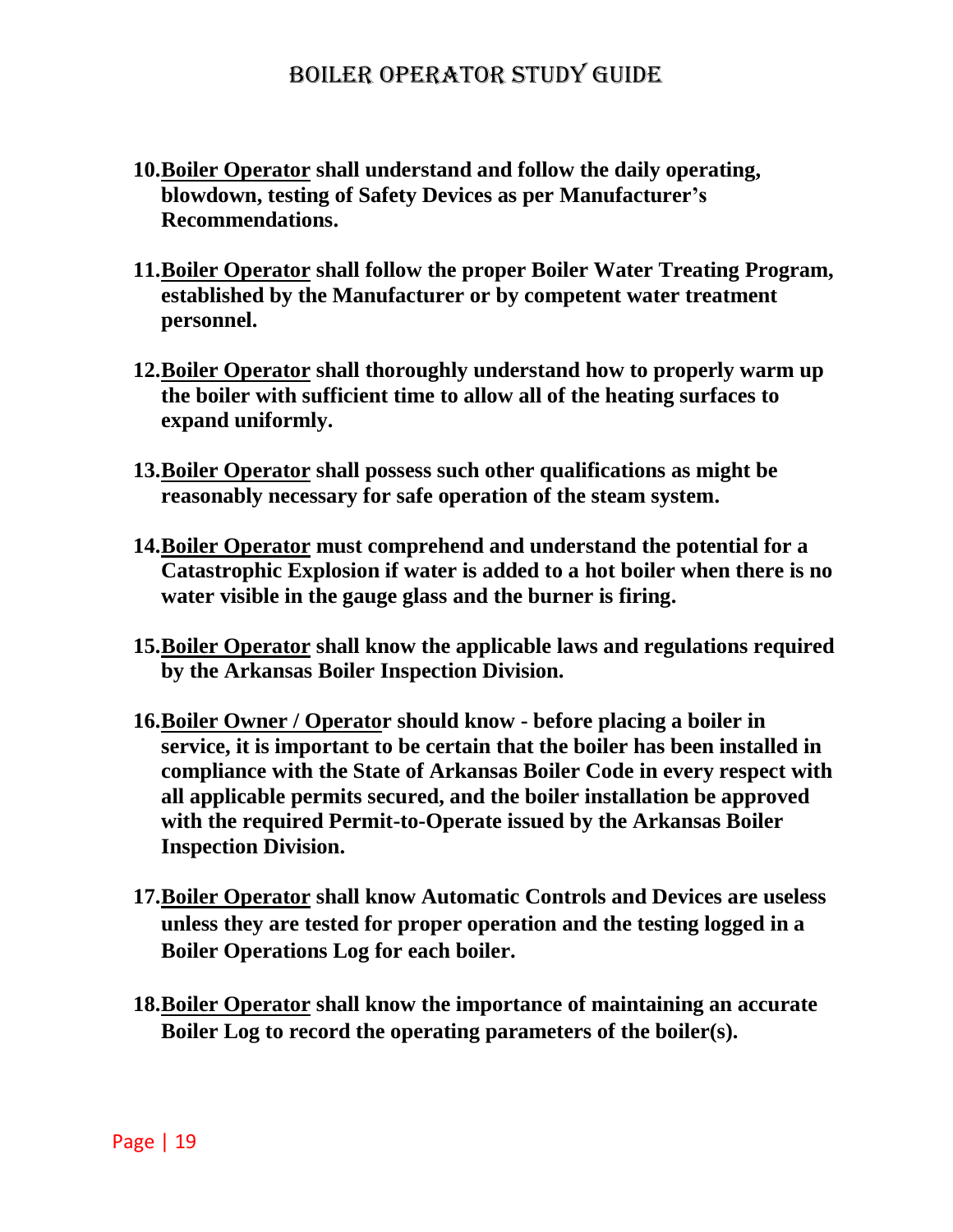10. **<u>Boiler Operator</u> shall understand and follow the daily operating, blowdown, testing of Safety Devices as per Manufacturer's Recommendations.**

11. **<u>Boiler Operator</u> shall follow the proper Boiler Water Treating Program, established by the Manufacturer or by competent water treatment personnel.**

12. **<u>Boiler Operator</u> shall thoroughly understand how to properly warm up the boiler with sufficient time to allow all of the heating surfaces to expand uniformly.**

13. **<u>Boiler Operator</u> shall possess such other qualifications as might be reasonably necessary for safe operation of the steam system.**

14. **<u>Boiler Operator</u> must comprehend and understand the potential for a Catastrophic Explosion if water is added to a hot boiler when there is no water visible in the gauge glass and the burner is firing.**

15. **<u>Boiler Operator</u> shall know the applicable laws and regulations required by the Arkansas Boiler Inspection Division.**

16. **<u>Boiler Owner / Operato</u>r should know - before placing a boiler in service, it is important to be certain that the boiler has been installed in compliance with the State of Arkansas Boiler Code in every respect with all applicable permits secured, and the boiler installation be approved with the required Permit-to-Operate issued by the Arkansas Boiler Inspection Division.**

17. **<u>Boiler Operator</u> shall know Automatic Controls and Devices are useless unless they are tested for proper operation and the testing logged in a Boiler Operations Log for each boiler.**

18. **<u>Boiler Operator</u> shall know the importance of maintaining an accurate Boiler Log to record the operating parameters of the boiler(s).**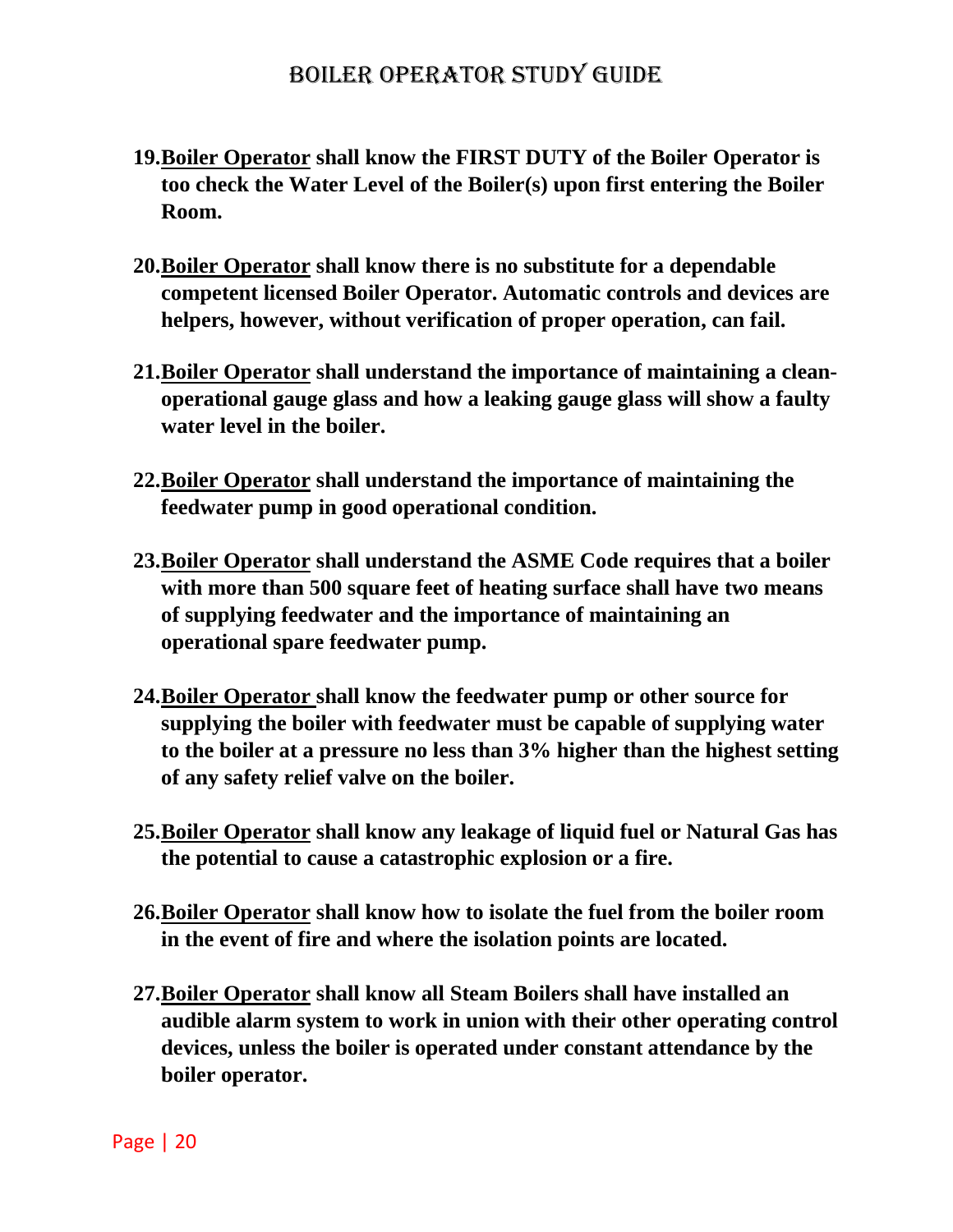19. **<u>Boiler Operator</u> shall know the FIRST DUTY of the Boiler Operator is too check the Water Level of the Boiler(s) upon first entering the Boiler Room.**

20. **<u>Boiler Operator</u> shall know there is no substitute for a dependable competent licensed Boiler Operator. Automatic controls and devices are helpers, however, without verification of proper operation, can fail.**

21. **<u>Boiler Operator</u> shall understand the importance of maintaining a clean-operational gauge glass and how a leaking gauge glass will show a faulty water level in the boiler.**

22. **<u>Boiler Operator</u> shall understand the importance of maintaining the feedwater pump in good operational condition.**

23. **<u>Boiler Operator</u> shall understand the ASME Code requires that a boiler with more than 500 square feet of heating surface shall have two means of supplying feedwater and the importance of maintaining an operational spare feedwater pump.**

24. **<u>Boiler Operator</u> shall know the feedwater pump or other source for supplying the boiler with feedwater must be capable of supplying water to the boiler at a pressure no less than 3% higher than the highest setting of any safety relief valve on the boiler.**

25. **<u>Boiler Operator</u> shall know any leakage of liquid fuel or Natural Gas has the potential to cause a catastrophic explosion or a fire.**

26. **<u>Boiler Operator</u> shall know how to isolate the fuel from the boiler room in the event of fire and where the isolation points are located.**

27. **<u>Boiler Operator</u> shall know all Steam Boilers shall have installed an audible alarm system to work in union with their other operating control devices, unless the boiler is operated under constant attendance by the boiler operator.**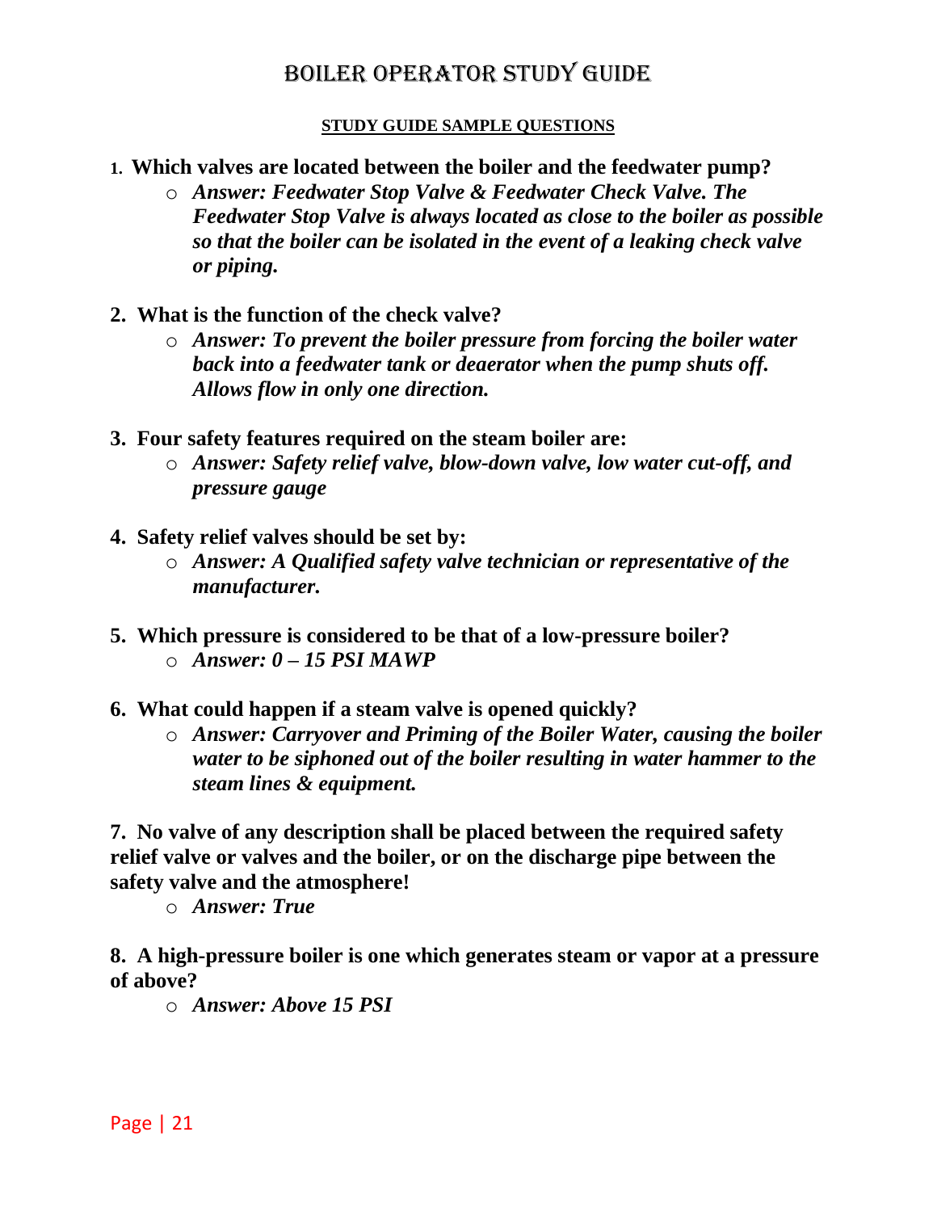# Boiler Operator Study Guide

**STUDY GUIDE SAMPLE QUESTIONS**

1. **Which valves are located between the boiler and the feedwater pump?**
   - ***Answer: Feedwater Stop Valve & Feedwater Check Valve. The Feedwater Stop Valve is always located as close to the boiler as possible so that the boiler can be isolated in the event of a leaking check valve or piping.***

2. **What is the function of the check valve?**
   - ***Answer: To prevent the boiler pressure from forcing the boiler water back into a feedwater tank or deaerator when the pump shuts off. Allows flow in only one direction.***

3. **Four safety features required on the steam boiler are:**
   - ***Answer: Safety relief valve, blow-down valve, low water cut-off, and pressure gauge***

4. **Safety relief valves should be set by:**
   - ***Answer: A Qualified safety valve technician or representative of the manufacturer.***

5. **Which pressure is considered to be that of a low-pressure boiler?**
   - ***Answer: 0 – 15 PSI MAWP***

6. **What could happen if a steam valve is opened quickly?**
   - ***Answer: Carryover and Priming of the Boiler Water, causing the boiler water to be siphoned out of the boiler resulting in water hammer to the steam lines & equipment.***

**7. No valve of any description shall be placed between the required safety relief valve or valves and the boiler, or on the discharge pipe between the safety valve and the atmosphere!**

- ***Answer: True***

**8. A high-pressure boiler is one which generates steam or vapor at a pressure of above?**

- ***Answer: Above 15 PSI***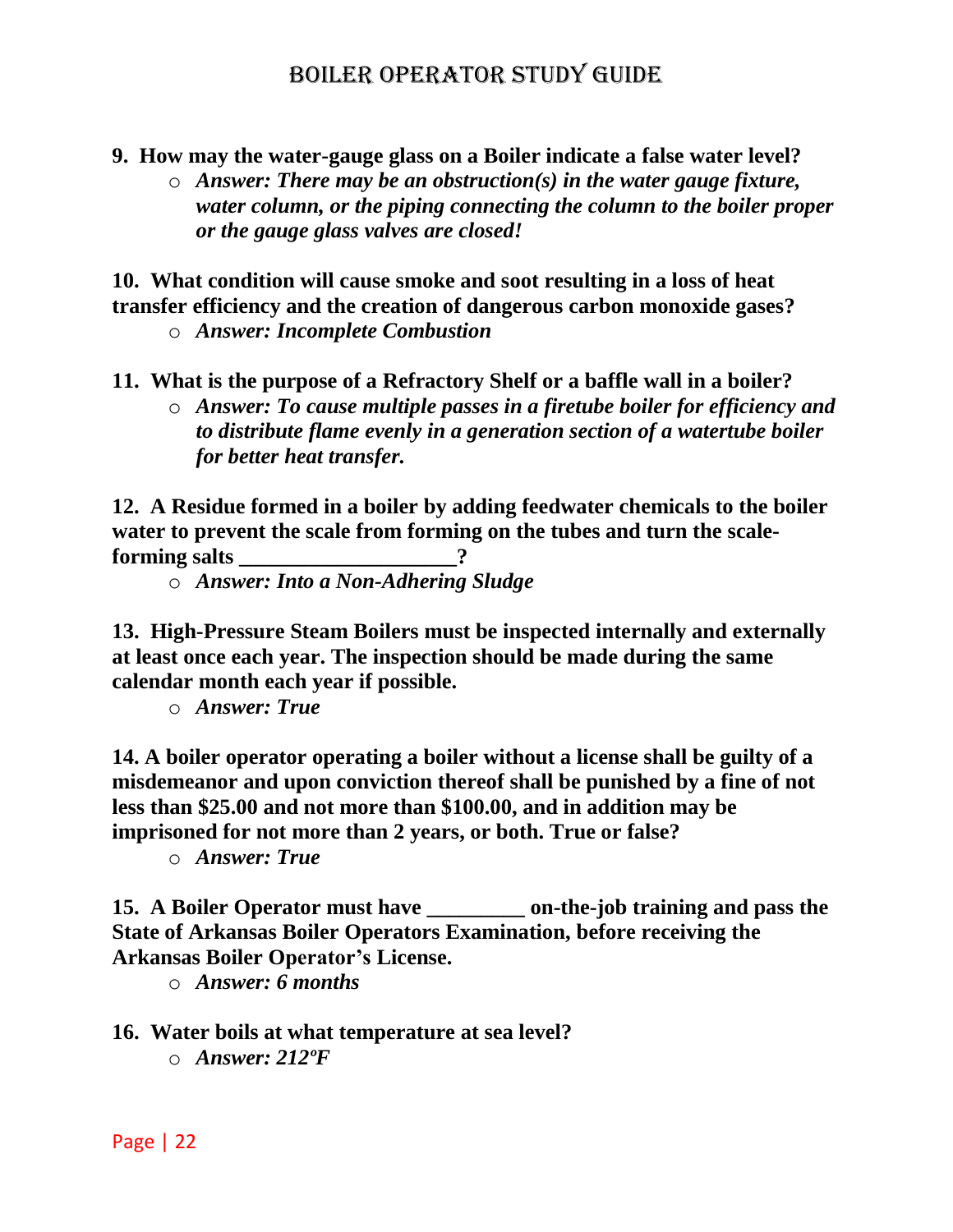**9. How may the water-gauge glass on a Boiler indicate a false water level?**

- ***Answer: There may be an obstruction(s) in the water gauge fixture, water column, or the piping connecting the column to the boiler proper or the gauge glass valves are closed!***

**10. What condition will cause smoke and soot resulting in a loss of heat transfer efficiency and the creation of dangerous carbon monoxide gases?**

- ***Answer: Incomplete Combustion***

**11. What is the purpose of a Refractory Shelf or a baffle wall in a boiler?**

- ***Answer: To cause multiple passes in a firetube boiler for efficiency and to distribute flame evenly in a generation section of a watertube boiler for better heat transfer.***

**12. A Residue formed in a boiler by adding feedwater chemicals to the boiler water to prevent the scale from forming on the tubes and turn the scale-forming salts ____________________?**

- ***Answer: Into a Non-Adhering Sludge***

**13. High-Pressure Steam Boilers must be inspected internally and externally at least once each year. The inspection should be made during the same calendar month each year if possible.**

- ***Answer: True***

**14. A boiler operator operating a boiler without a license shall be guilty of a misdemeanor and upon conviction thereof shall be punished by a fine of not less than $25.00 and not more than $100.00, and in addition may be imprisoned for not more than 2 years, or both. True or false?**

- ***Answer: True***

**15. A Boiler Operator must have _________ on-the-job training and pass the State of Arkansas Boiler Operators Examination, before receiving the Arkansas Boiler Operator's License.**

- ***Answer: 6 months***

**16. Water boils at what temperature at sea level?**

- ***Answer: 212ºF***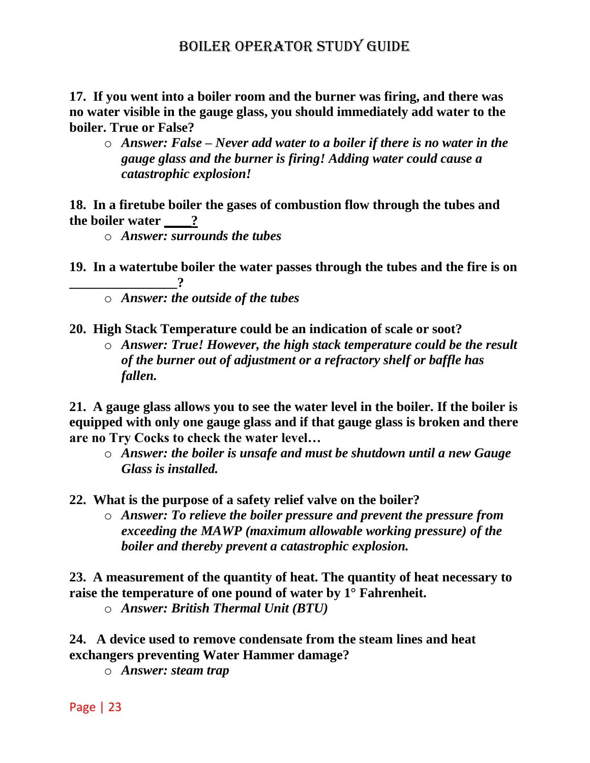**17. If you went into a boiler room and the burner was firing, and there was no water visible in the gauge glass, you should immediately add water to the boiler. True or False?**

- ***Answer: False – Never add water to a boiler if there is no water in the gauge glass and the burner is firing! Adding water could cause a catastrophic explosion!***

**18. In a firetube boiler the gases of combustion flow through the tubes and the boiler water ____?**

- ***Answer: surrounds the tubes***

**19. In a watertube boiler the water passes through the tubes and the fire is on ________________?**

- ***Answer: the outside of the tubes***

**20. High Stack Temperature could be an indication of scale or soot?**

- ***Answer: True! However, the high stack temperature could be the result of the burner out of adjustment or a refractory shelf or baffle has fallen.***

**21. A gauge glass allows you to see the water level in the boiler. If the boiler is equipped with only one gauge glass and if that gauge glass is broken and there are no Try Cocks to check the water level…**

- ***Answer: the boiler is unsafe and must be shutdown until a new Gauge Glass is installed.***

**22. What is the purpose of a safety relief valve on the boiler?**

- ***Answer: To relieve the boiler pressure and prevent the pressure from exceeding the MAWP (maximum allowable working pressure) of the boiler and thereby prevent a catastrophic explosion.***

**23. A measurement of the quantity of heat. The quantity of heat necessary to raise the temperature of one pound of water by 1° Fahrenheit.**

- ***Answer: British Thermal Unit (BTU)***

**24. A device used to remove condensate from the steam lines and heat exchangers preventing Water Hammer damage?**

- ***Answer: steam trap***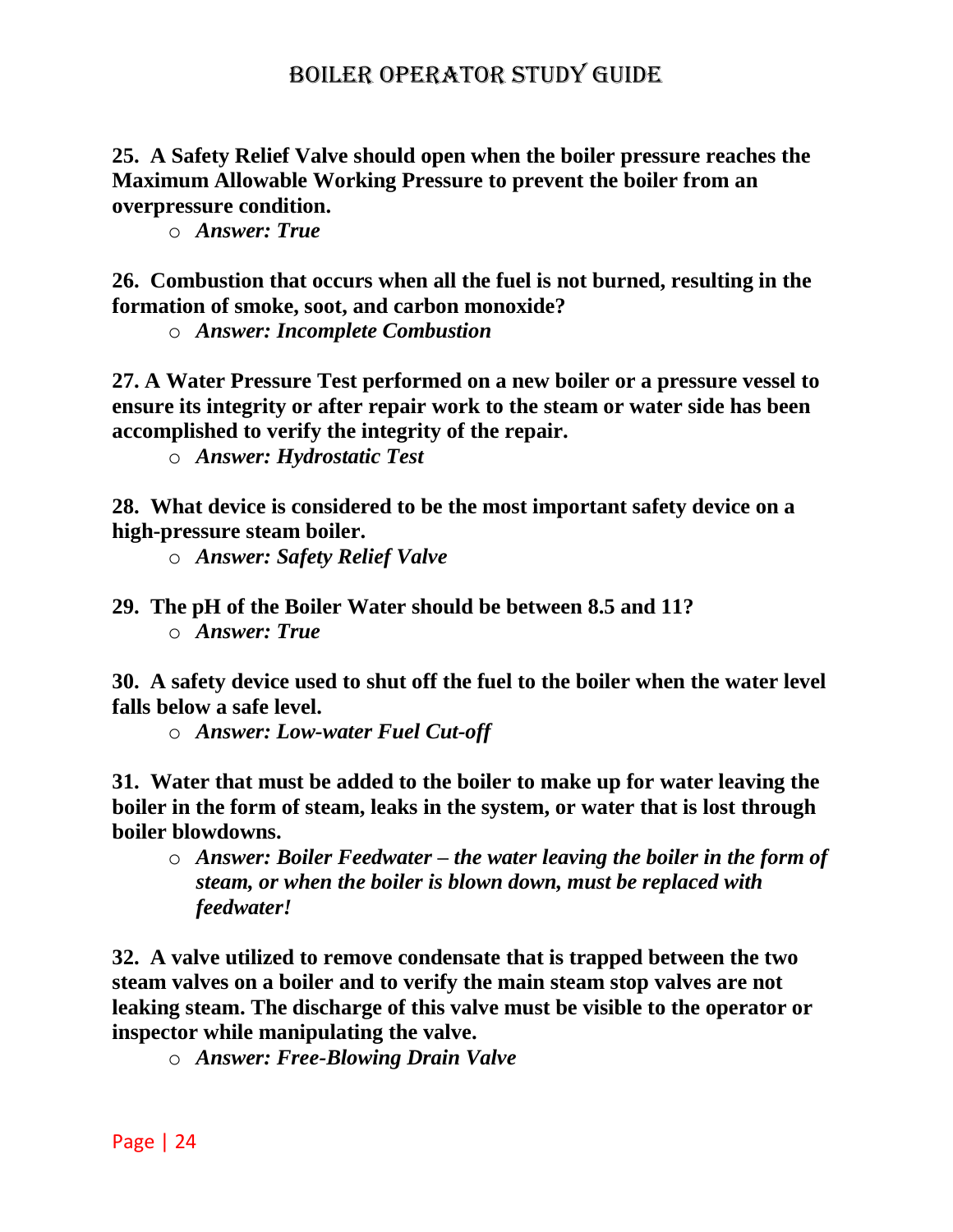**25. A Safety Relief Valve should open when the boiler pressure reaches the Maximum Allowable Working Pressure to prevent the boiler from an overpressure condition.**

- ***Answer: True***

**26. Combustion that occurs when all the fuel is not burned, resulting in the formation of smoke, soot, and carbon monoxide?**

- ***Answer: Incomplete Combustion***

**27. A Water Pressure Test performed on a new boiler or a pressure vessel to ensure its integrity or after repair work to the steam or water side has been accomplished to verify the integrity of the repair.**

- ***Answer: Hydrostatic Test***

**28. What device is considered to be the most important safety device on a high-pressure steam boiler.**

- ***Answer: Safety Relief Valve***

**29. The pH of the Boiler Water should be between 8.5 and 11?**

- ***Answer: True***

**30. A safety device used to shut off the fuel to the boiler when the water level falls below a safe level.**

- ***Answer: Low-water Fuel Cut-off***

**31. Water that must be added to the boiler to make up for water leaving the boiler in the form of steam, leaks in the system, or water that is lost through boiler blowdowns.**

- ***Answer: Boiler Feedwater – the water leaving the boiler in the form of steam, or when the boiler is blown down, must be replaced with feedwater!***

**32. A valve utilized to remove condensate that is trapped between the two steam valves on a boiler and to verify the main steam stop valves are not leaking steam. The discharge of this valve must be visible to the operator or inspector while manipulating the valve.**

- ***Answer: Free-Blowing Drain Valve***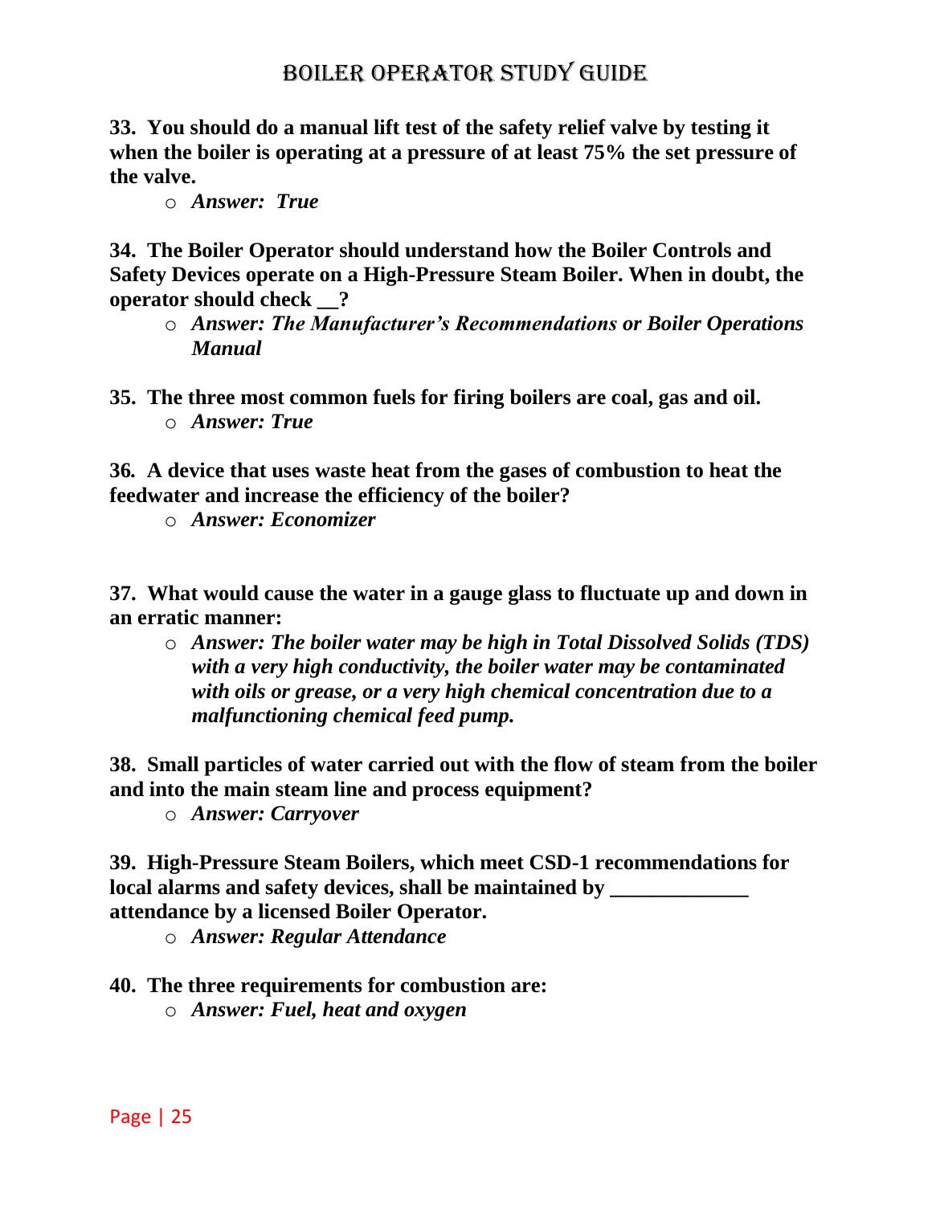**33. You should do a manual lift test of the safety relief valve by testing it when the boiler is operating at a pressure of at least 75% the set pressure of the valve.**

- *Answer: True*

**34. The Boiler Operator should understand how the Boiler Controls and Safety Devices operate on a High-Pressure Steam Boiler. When in doubt, the operator should check __?**

- *Answer: The Manufacturer's Recommendations or Boiler Operations Manual*

**35. The three most common fuels for firing boilers are coal, gas and oil.**

- *Answer: True*

**36. A device that uses waste heat from the gases of combustion to heat the feedwater and increase the efficiency of the boiler?**

- *Answer: Economizer*

**37. What would cause the water in a gauge glass to fluctuate up and down in an erratic manner:**

- *Answer: The boiler water may be high in Total Dissolved Solids (TDS) with a very high conductivity, the boiler water may be contaminated with oils or grease, or a very high chemical concentration due to a malfunctioning chemical feed pump.*

**38. Small particles of water carried out with the flow of steam from the boiler and into the main steam line and process equipment?**

- *Answer: Carryover*

**39. High-Pressure Steam Boilers, which meet CSD-1 recommendations for local alarms and safety devices, shall be maintained by _____________ attendance by a licensed Boiler Operator.**

- *Answer: Regular Attendance*

**40. The three requirements for combustion are:**

- *Answer: Fuel, heat and oxygen*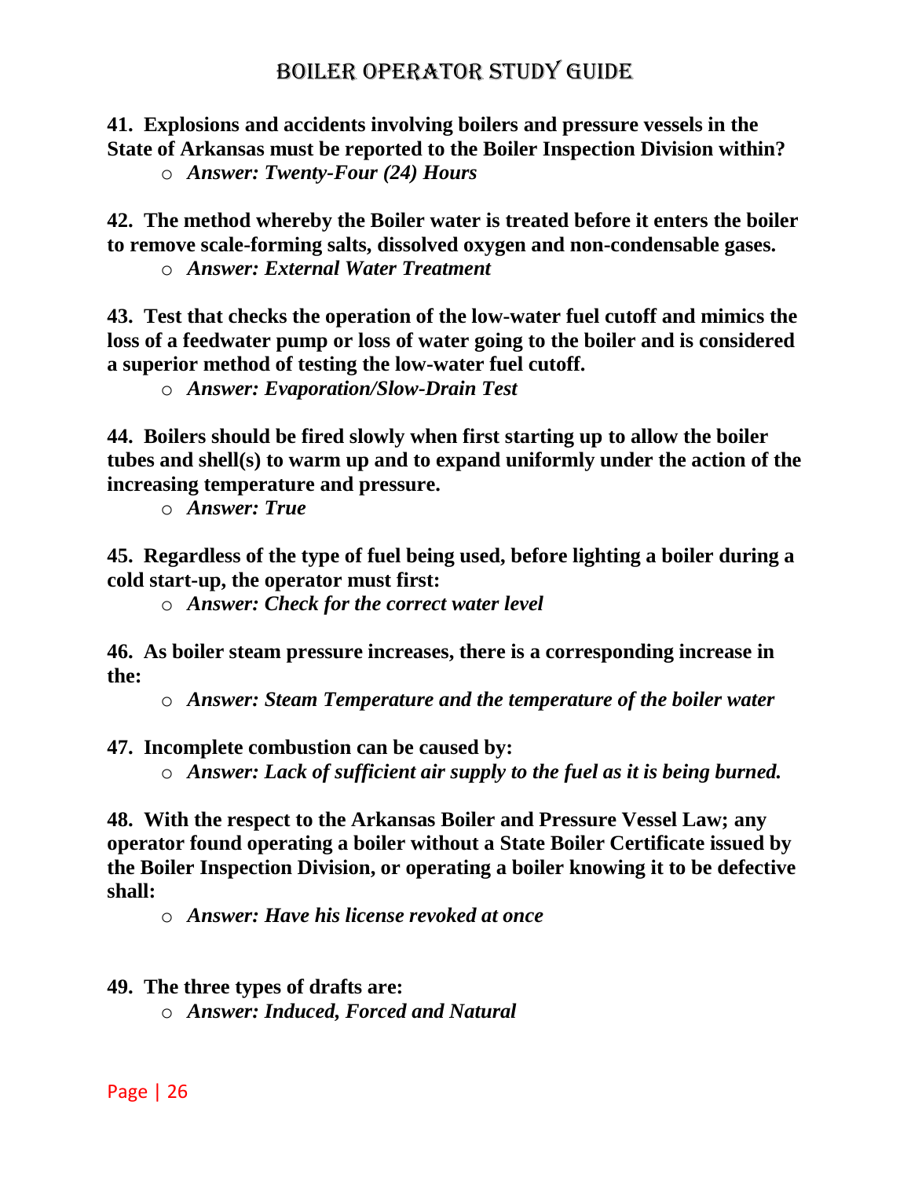**41. Explosions and accidents involving boilers and pressure vessels in the State of Arkansas must be reported to the Boiler Inspection Division within?**

- *Answer: Twenty-Four (24) Hours*

**42. The method whereby the Boiler water is treated before it enters the boiler to remove scale-forming salts, dissolved oxygen and non-condensable gases.**

- *Answer: External Water Treatment*

**43. Test that checks the operation of the low-water fuel cutoff and mimics the loss of a feedwater pump or loss of water going to the boiler and is considered a superior method of testing the low-water fuel cutoff.**

- *Answer: Evaporation/Slow-Drain Test*

**44. Boilers should be fired slowly when first starting up to allow the boiler tubes and shell(s) to warm up and to expand uniformly under the action of the increasing temperature and pressure.**

- *Answer: True*

**45. Regardless of the type of fuel being used, before lighting a boiler during a cold start-up, the operator must first:**

- *Answer: Check for the correct water level*

**46. As boiler steam pressure increases, there is a corresponding increase in the:**

- *Answer: Steam Temperature and the temperature of the boiler water*

**47. Incomplete combustion can be caused by:**

- *Answer: Lack of sufficient air supply to the fuel as it is being burned.*

**48. With the respect to the Arkansas Boiler and Pressure Vessel Law; any operator found operating a boiler without a State Boiler Certificate issued by the Boiler Inspection Division, or operating a boiler knowing it to be defective shall:**

- *Answer: Have his license revoked at once*

**49. The three types of drafts are:**

- *Answer: Induced, Forced and Natural*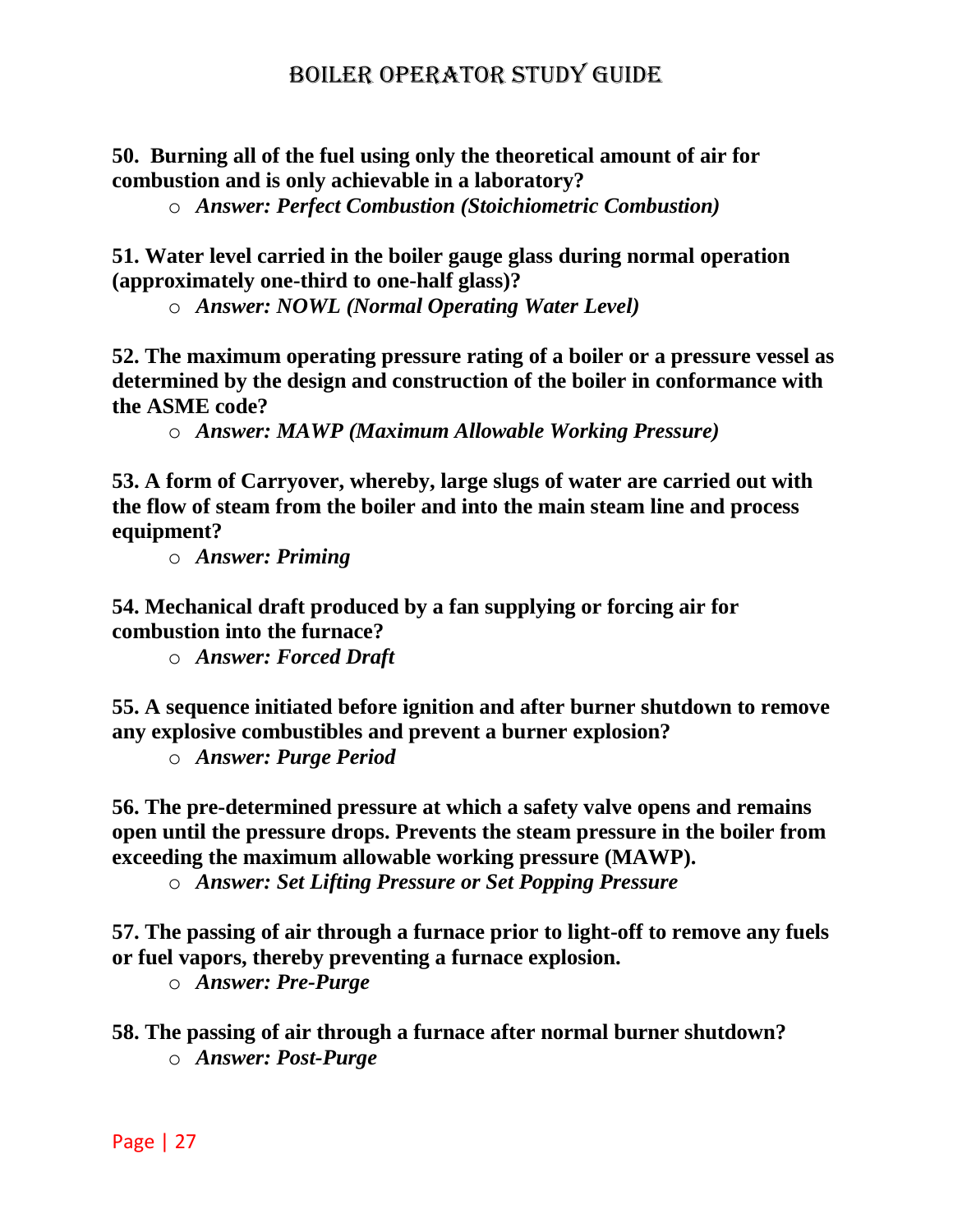**50. Burning all of the fuel using only the theoretical amount of air for combustion and is only achievable in a laboratory?**

- ***Answer: Perfect Combustion (Stoichiometric Combustion)***

**51. Water level carried in the boiler gauge glass during normal operation (approximately one-third to one-half glass)?**

- ***Answer: NOWL (Normal Operating Water Level)***

**52. The maximum operating pressure rating of a boiler or a pressure vessel as determined by the design and construction of the boiler in conformance with the ASME code?**

- ***Answer: MAWP (Maximum Allowable Working Pressure)***

**53. A form of Carryover, whereby, large slugs of water are carried out with the flow of steam from the boiler and into the main steam line and process equipment?**

- ***Answer: Priming***

**54. Mechanical draft produced by a fan supplying or forcing air for combustion into the furnace?**

- ***Answer: Forced Draft***

**55. A sequence initiated before ignition and after burner shutdown to remove any explosive combustibles and prevent a burner explosion?**

- ***Answer: Purge Period***

**56. The pre-determined pressure at which a safety valve opens and remains open until the pressure drops. Prevents the steam pressure in the boiler from exceeding the maximum allowable working pressure (MAWP).**

- ***Answer: Set Lifting Pressure or Set Popping Pressure***

**57. The passing of air through a furnace prior to light-off to remove any fuels or fuel vapors, thereby preventing a furnace explosion.**

- ***Answer: Pre-Purge***

**58. The passing of air through a furnace after normal burner shutdown?**

- ***Answer: Post-Purge***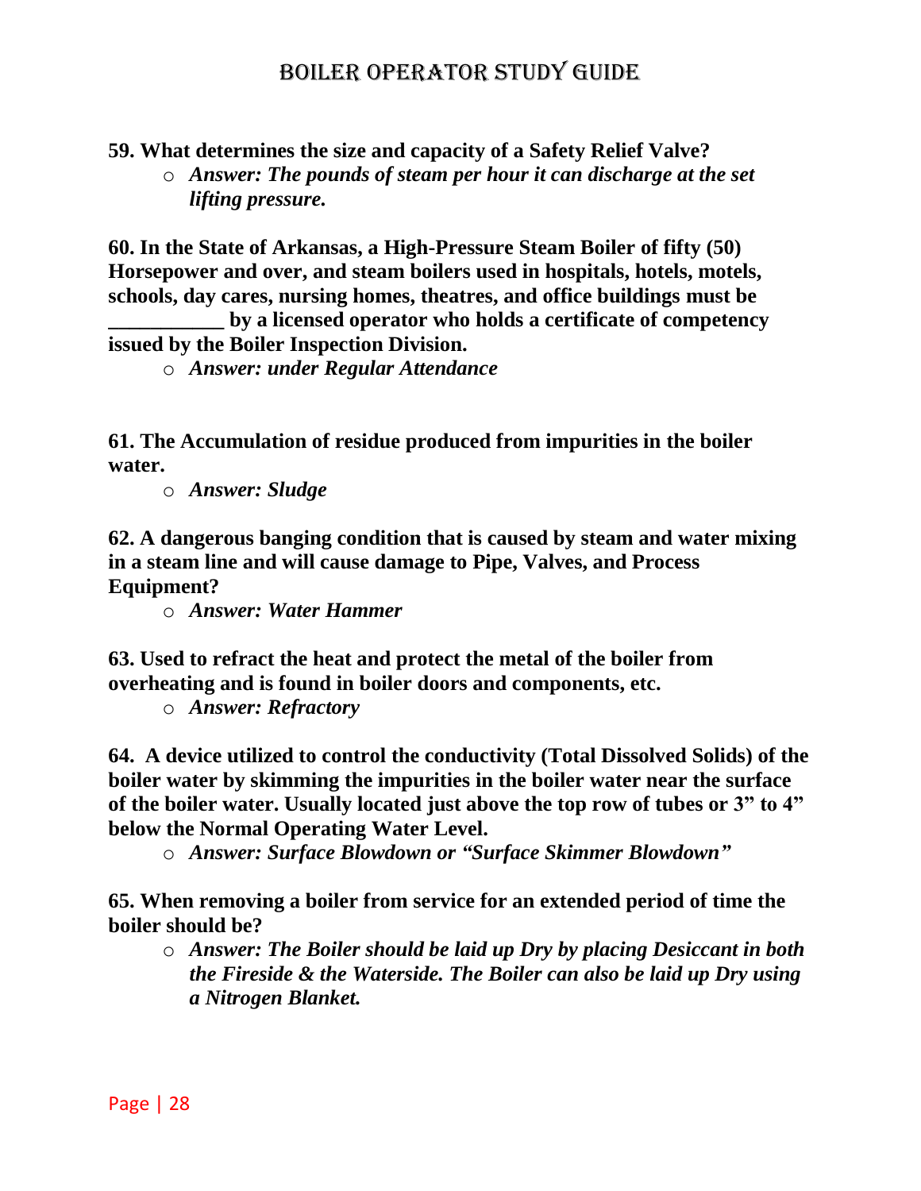**59. What determines the size and capacity of a Safety Relief Valve?**

- *Answer: The pounds of steam per hour it can discharge at the set lifting pressure.*

**60. In the State of Arkansas, a High-Pressure Steam Boiler of fifty (50) Horsepower and over, and steam boilers used in hospitals, hotels, motels, schools, day cares, nursing homes, theatres, and office buildings must be ___________ by a licensed operator who holds a certificate of competency issued by the Boiler Inspection Division.**

- *Answer: under Regular Attendance*

**61. The Accumulation of residue produced from impurities in the boiler water.**

- *Answer: Sludge*

**62. A dangerous banging condition that is caused by steam and water mixing in a steam line and will cause damage to Pipe, Valves, and Process Equipment?**

- *Answer: Water Hammer*

**63. Used to refract the heat and protect the metal of the boiler from overheating and is found in boiler doors and components, etc.**

- *Answer: Refractory*

**64. A device utilized to control the conductivity (Total Dissolved Solids) of the boiler water by skimming the impurities in the boiler water near the surface of the boiler water. Usually located just above the top row of tubes or 3" to 4" below the Normal Operating Water Level.**

- *Answer: Surface Blowdown or "Surface Skimmer Blowdown"*

**65. When removing a boiler from service for an extended period of time the boiler should be?**

- *Answer: The Boiler should be laid up Dry by placing Desiccant in both the Fireside & the Waterside. The Boiler can also be laid up Dry using a Nitrogen Blanket.*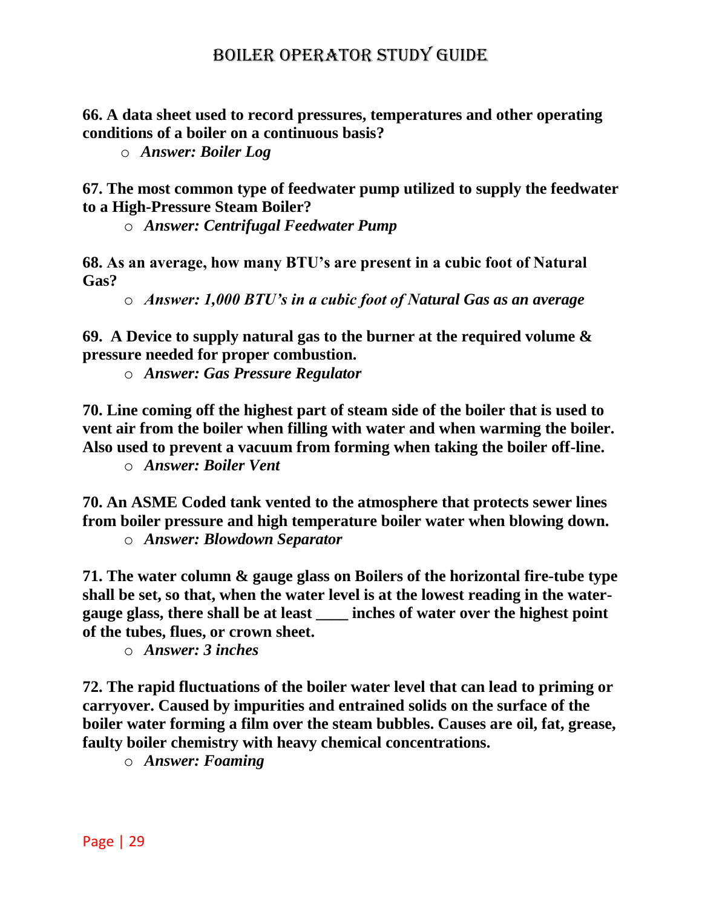**66. A data sheet used to record pressures, temperatures and other operating conditions of a boiler on a continuous basis?**

- ***Answer: Boiler Log***

**67. The most common type of feedwater pump utilized to supply the feedwater to a High-Pressure Steam Boiler?**

- ***Answer: Centrifugal Feedwater Pump***

**68. As an average, how many BTU's are present in a cubic foot of Natural Gas?**

- ***Answer: 1,000 BTU's in a cubic foot of Natural Gas as an average***

**69. A Device to supply natural gas to the burner at the required volume & pressure needed for proper combustion.**

- ***Answer: Gas Pressure Regulator***

**70. Line coming off the highest part of steam side of the boiler that is used to vent air from the boiler when filling with water and when warming the boiler. Also used to prevent a vacuum from forming when taking the boiler off-line.**

- ***Answer: Boiler Vent***

**70. An ASME Coded tank vented to the atmosphere that protects sewer lines from boiler pressure and high temperature boiler water when blowing down.**

- ***Answer: Blowdown Separator***

**71. The water column & gauge glass on Boilers of the horizontal fire-tube type shall be set, so that, when the water level is at the lowest reading in the water-gauge glass, there shall be at least ____ inches of water over the highest point of the tubes, flues, or crown sheet.**

- ***Answer: 3 inches***

**72. The rapid fluctuations of the boiler water level that can lead to priming or carryover. Caused by impurities and entrained solids on the surface of the boiler water forming a film over the steam bubbles. Causes are oil, fat, grease, faulty boiler chemistry with heavy chemical concentrations.**

- ***Answer: Foaming***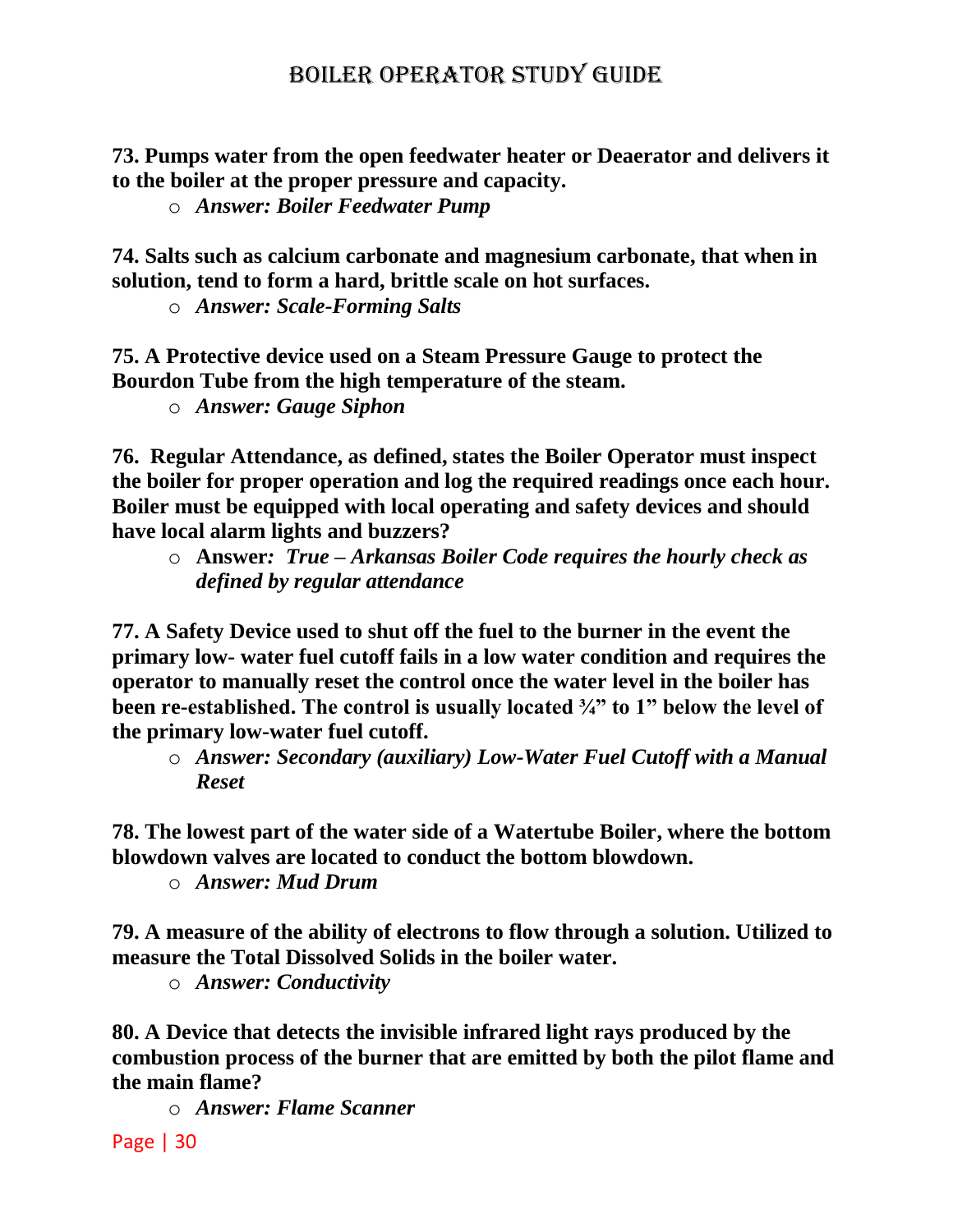**73. Pumps water from the open feedwater heater or Deaerator and delivers it to the boiler at the proper pressure and capacity.**

- ***Answer: Boiler Feedwater Pump***

**74. Salts such as calcium carbonate and magnesium carbonate, that when in solution, tend to form a hard, brittle scale on hot surfaces.**

- ***Answer: Scale-Forming Salts***

**75. A Protective device used on a Steam Pressure Gauge to protect the Bourdon Tube from the high temperature of the steam.**

- ***Answer: Gauge Siphon***

**76. Regular Attendance, as defined, states the Boiler Operator must inspect the boiler for proper operation and log the required readings once each hour. Boiler must be equipped with local operating and safety devices and should have local alarm lights and buzzers?**

- **Answer*: True – Arkansas Boiler Code requires the hourly check as defined by regular attendance***

**77. A Safety Device used to shut off the fuel to the burner in the event the primary low- water fuel cutoff fails in a low water condition and requires the operator to manually reset the control once the water level in the boiler has been re-established. The control is usually located ¾" to 1" below the level of the primary low-water fuel cutoff.**

- ***Answer: Secondary (auxiliary) Low-Water Fuel Cutoff with a Manual Reset***

**78. The lowest part of the water side of a Watertube Boiler, where the bottom blowdown valves are located to conduct the bottom blowdown.**

- ***Answer: Mud Drum***

**79. A measure of the ability of electrons to flow through a solution. Utilized to measure the Total Dissolved Solids in the boiler water.**

- ***Answer: Conductivity***

**80. A Device that detects the invisible infrared light rays produced by the combustion process of the burner that are emitted by both the pilot flame and the main flame?**

- ***Answer: Flame Scanner***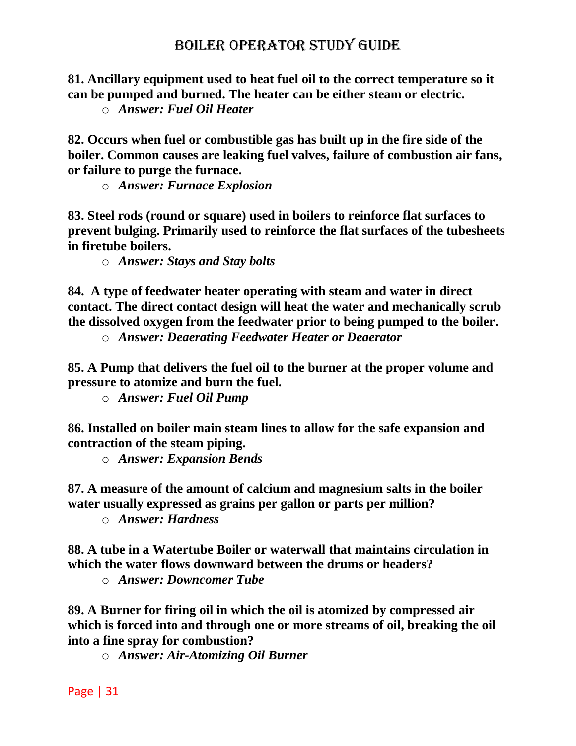**81. Ancillary equipment used to heat fuel oil to the correct temperature so it can be pumped and burned. The heater can be either steam or electric.**

- ***Answer: Fuel Oil Heater***

**82. Occurs when fuel or combustible gas has built up in the fire side of the boiler. Common causes are leaking fuel valves, failure of combustion air fans, or failure to purge the furnace.**

- ***Answer: Furnace Explosion***

**83. Steel rods (round or square) used in boilers to reinforce flat surfaces to prevent bulging. Primarily used to reinforce the flat surfaces of the tubesheets in firetube boilers.**

- ***Answer: Stays and Stay bolts***

**84. A type of feedwater heater operating with steam and water in direct contact. The direct contact design will heat the water and mechanically scrub the dissolved oxygen from the feedwater prior to being pumped to the boiler.**

- ***Answer: Deaerating Feedwater Heater or Deaerator***

**85. A Pump that delivers the fuel oil to the burner at the proper volume and pressure to atomize and burn the fuel.**

- ***Answer: Fuel Oil Pump***

**86. Installed on boiler main steam lines to allow for the safe expansion and contraction of the steam piping.**

- ***Answer: Expansion Bends***

**87. A measure of the amount of calcium and magnesium salts in the boiler water usually expressed as grains per gallon or parts per million?**

- ***Answer: Hardness***

**88. A tube in a Watertube Boiler or waterwall that maintains circulation in which the water flows downward between the drums or headers?**

- ***Answer: Downcomer Tube***

**89. A Burner for firing oil in which the oil is atomized by compressed air which is forced into and through one or more streams of oil, breaking the oil into a fine spray for combustion?**

- ***Answer: Air-Atomizing Oil Burner***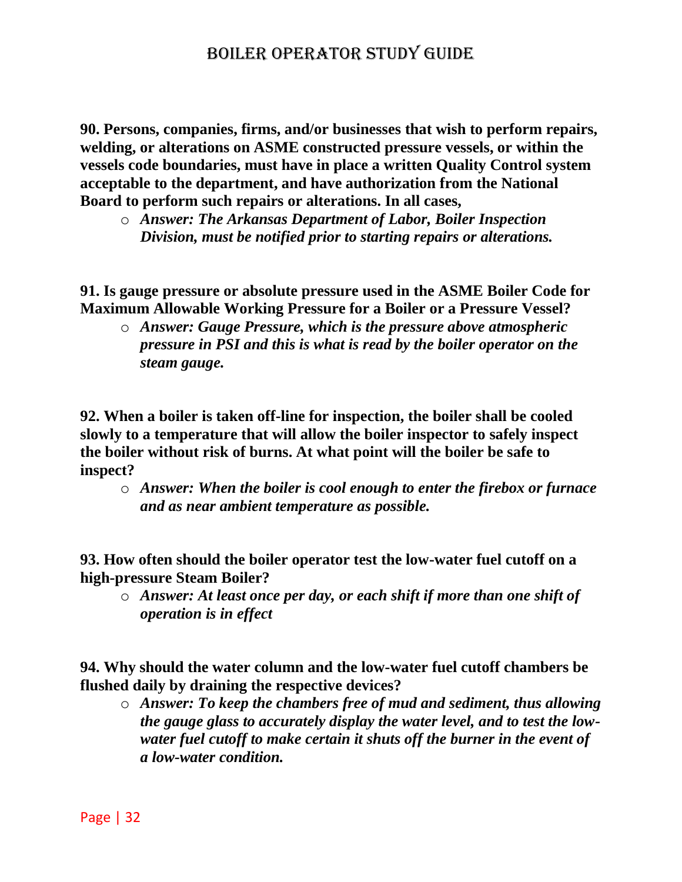**90. Persons, companies, firms, and/or businesses that wish to perform repairs, welding, or alterations on ASME constructed pressure vessels, or within the vessels code boundaries, must have in place a written Quality Control system acceptable to the department, and have authorization from the National Board to perform such repairs or alterations. In all cases,**

- ***Answer: The Arkansas Department of Labor, Boiler Inspection Division, must be notified prior to starting repairs or alterations.***

**91. Is gauge pressure or absolute pressure used in the ASME Boiler Code for Maximum Allowable Working Pressure for a Boiler or a Pressure Vessel?**

- ***Answer: Gauge Pressure, which is the pressure above atmospheric pressure in PSI and this is what is read by the boiler operator on the steam gauge.***

**92. When a boiler is taken off-line for inspection, the boiler shall be cooled slowly to a temperature that will allow the boiler inspector to safely inspect the boiler without risk of burns. At what point will the boiler be safe to inspect?**

- ***Answer: When the boiler is cool enough to enter the firebox or furnace and as near ambient temperature as possible.***

**93. How often should the boiler operator test the low-water fuel cutoff on a high-pressure Steam Boiler?**

- ***Answer: At least once per day, or each shift if more than one shift of operation is in effect***

**94. Why should the water column and the low-water fuel cutoff chambers be flushed daily by draining the respective devices?**

- ***Answer: To keep the chambers free of mud and sediment, thus allowing the gauge glass to accurately display the water level, and to test the low-water fuel cutoff to make certain it shuts off the burner in the event of a low-water condition.***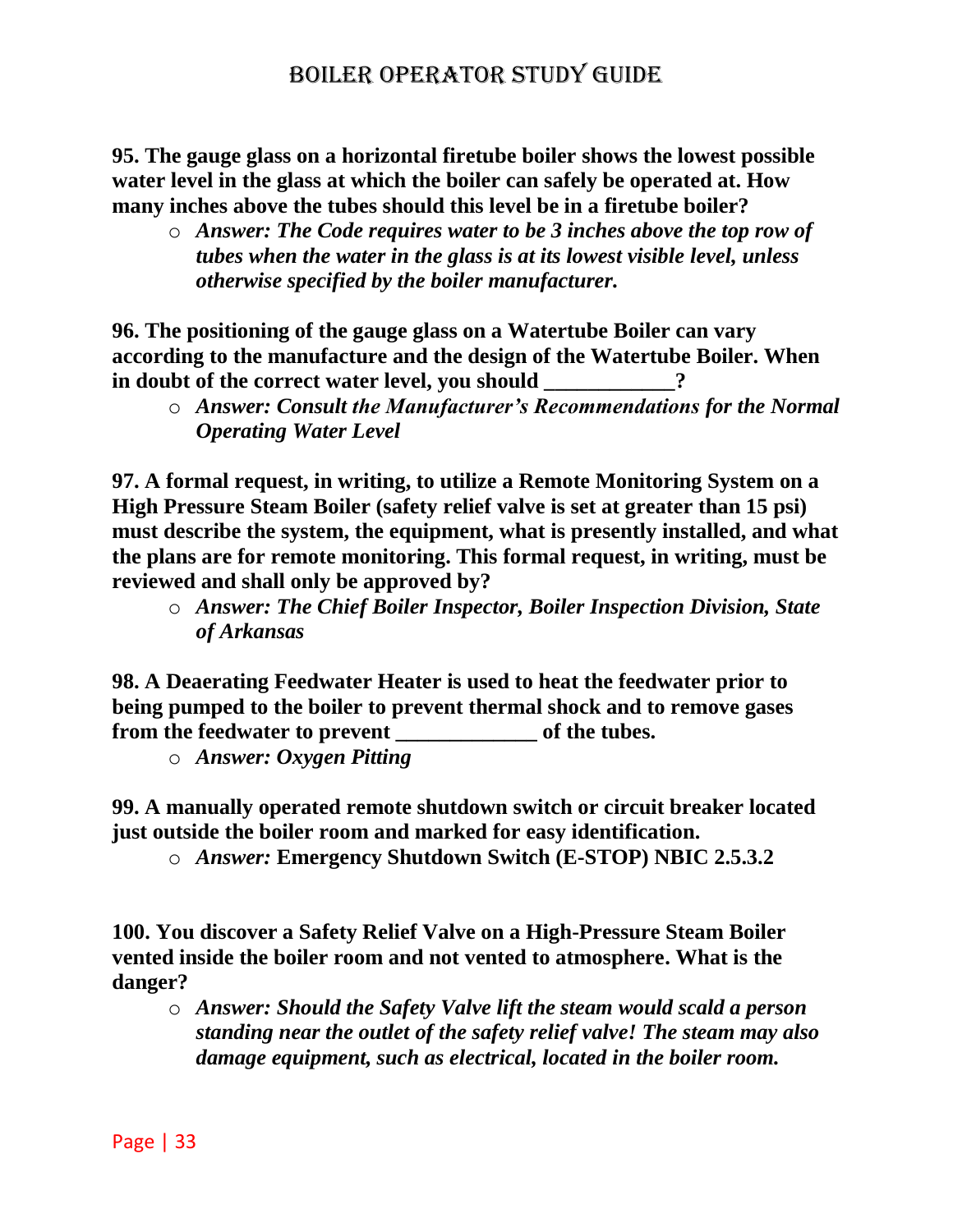**95. The gauge glass on a horizontal firetube boiler shows the lowest possible water level in the glass at which the boiler can safely be operated at. How many inches above the tubes should this level be in a firetube boiler?**

- ***Answer: The Code requires water to be 3 inches above the top row of tubes when the water in the glass is at its lowest visible level, unless otherwise specified by the boiler manufacturer.***

**96. The positioning of the gauge glass on a Watertube Boiler can vary according to the manufacture and the design of the Watertube Boiler. When in doubt of the correct water level, you should ___________?**

- ***Answer: Consult the Manufacturer's Recommendations for the Normal Operating Water Level***

**97. A formal request, in writing, to utilize a Remote Monitoring System on a High Pressure Steam Boiler (safety relief valve is set at greater than 15 psi) must describe the system, the equipment, what is presently installed, and what the plans are for remote monitoring. This formal request, in writing, must be reviewed and shall only be approved by?**

- ***Answer: The Chief Boiler Inspector, Boiler Inspection Division, State of Arkansas***

**98. A Deaerating Feedwater Heater is used to heat the feedwater prior to being pumped to the boiler to prevent thermal shock and to remove gases from the feedwater to prevent ____________ of the tubes.**

- ***Answer: Oxygen Pitting***

**99. A manually operated remote shutdown switch or circuit breaker located just outside the boiler room and marked for easy identification.**

- ***Answer:*** **Emergency Shutdown Switch (E-STOP) NBIC 2.5.3.2**

**100. You discover a Safety Relief Valve on a High-Pressure Steam Boiler vented inside the boiler room and not vented to atmosphere. What is the danger?**

- ***Answer: Should the Safety Valve lift the steam would scald a person standing near the outlet of the safety relief valve! The steam may also damage equipment, such as electrical, located in the boiler room.***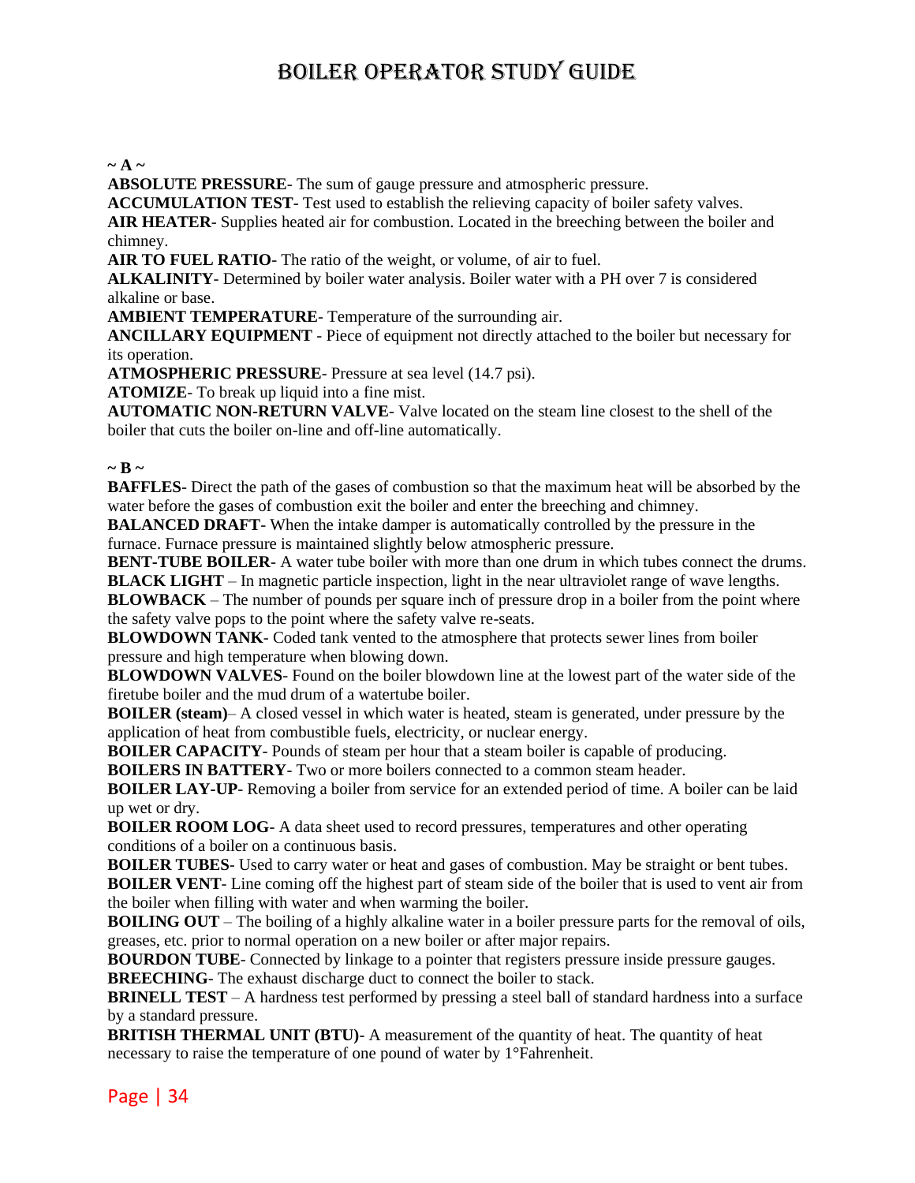# BOILER OPERATOR STUDY GUIDE

**~ A ~**

**ABSOLUTE PRESSURE**- The sum of gauge pressure and atmospheric pressure.
**ACCUMULATION TEST**- Test used to establish the relieving capacity of boiler safety valves.
**AIR HEATER**- Supplies heated air for combustion. Located in the breeching between the boiler and chimney.
**AIR TO FUEL RATIO**- The ratio of the weight, or volume, of air to fuel.
**ALKALINITY**- Determined by boiler water analysis. Boiler water with a PH over 7 is considered alkaline or base.
**AMBIENT TEMPERATURE**- Temperature of the surrounding air.
**ANCILLARY EQUIPMENT** - Piece of equipment not directly attached to the boiler but necessary for its operation.
**ATMOSPHERIC PRESSURE**- Pressure at sea level (14.7 psi).
**ATOMIZE**- To break up liquid into a fine mist.
**AUTOMATIC NON-RETURN VALVE**- Valve located on the steam line closest to the shell of the boiler that cuts the boiler on-line and off-line automatically.

**~ B ~**

**BAFFLES**- Direct the path of the gases of combustion so that the maximum heat will be absorbed by the water before the gases of combustion exit the boiler and enter the breeching and chimney.
**BALANCED DRAFT**- When the intake damper is automatically controlled by the pressure in the furnace. Furnace pressure is maintained slightly below atmospheric pressure.
**BENT-TUBE BOILER**- A water tube boiler with more than one drum in which tubes connect the drums.
**BLACK LIGHT** – In magnetic particle inspection, light in the near ultraviolet range of wave lengths.
**BLOWBACK** – The number of pounds per square inch of pressure drop in a boiler from the point where the safety valve pops to the point where the safety valve re-seats.
**BLOWDOWN TANK**- Coded tank vented to the atmosphere that protects sewer lines from boiler pressure and high temperature when blowing down.
**BLOWDOWN VALVES**- Found on the boiler blowdown line at the lowest part of the water side of the firetube boiler and the mud drum of a watertube boiler.
**BOILER (steam)**– A closed vessel in which water is heated, steam is generated, under pressure by the application of heat from combustible fuels, electricity, or nuclear energy.
**BOILER CAPACITY**- Pounds of steam per hour that a steam boiler is capable of producing.
**BOILERS IN BATTERY**- Two or more boilers connected to a common steam header.
**BOILER LAY-UP**- Removing a boiler from service for an extended period of time. A boiler can be laid up wet or dry.
**BOILER ROOM LOG**- A data sheet used to record pressures, temperatures and other operating conditions of a boiler on a continuous basis.
**BOILER TUBES**- Used to carry water or heat and gases of combustion. May be straight or bent tubes.
**BOILER VENT**- Line coming off the highest part of steam side of the boiler that is used to vent air from the boiler when filling with water and when warming the boiler.
**BOILING OUT** – The boiling of a highly alkaline water in a boiler pressure parts for the removal of oils, greases, etc. prior to normal operation on a new boiler or after major repairs.
**BOURDON TUBE**- Connected by linkage to a pointer that registers pressure inside pressure gauges.
**BREECHING**- The exhaust discharge duct to connect the boiler to stack.
**BRINELL TEST** – A hardness test performed by pressing a steel ball of standard hardness into a surface by a standard pressure.
**BRITISH THERMAL UNIT (BTU)**- A measurement of the quantity of heat. The quantity of heat necessary to raise the temperature of one pound of water by 1°Fahrenheit.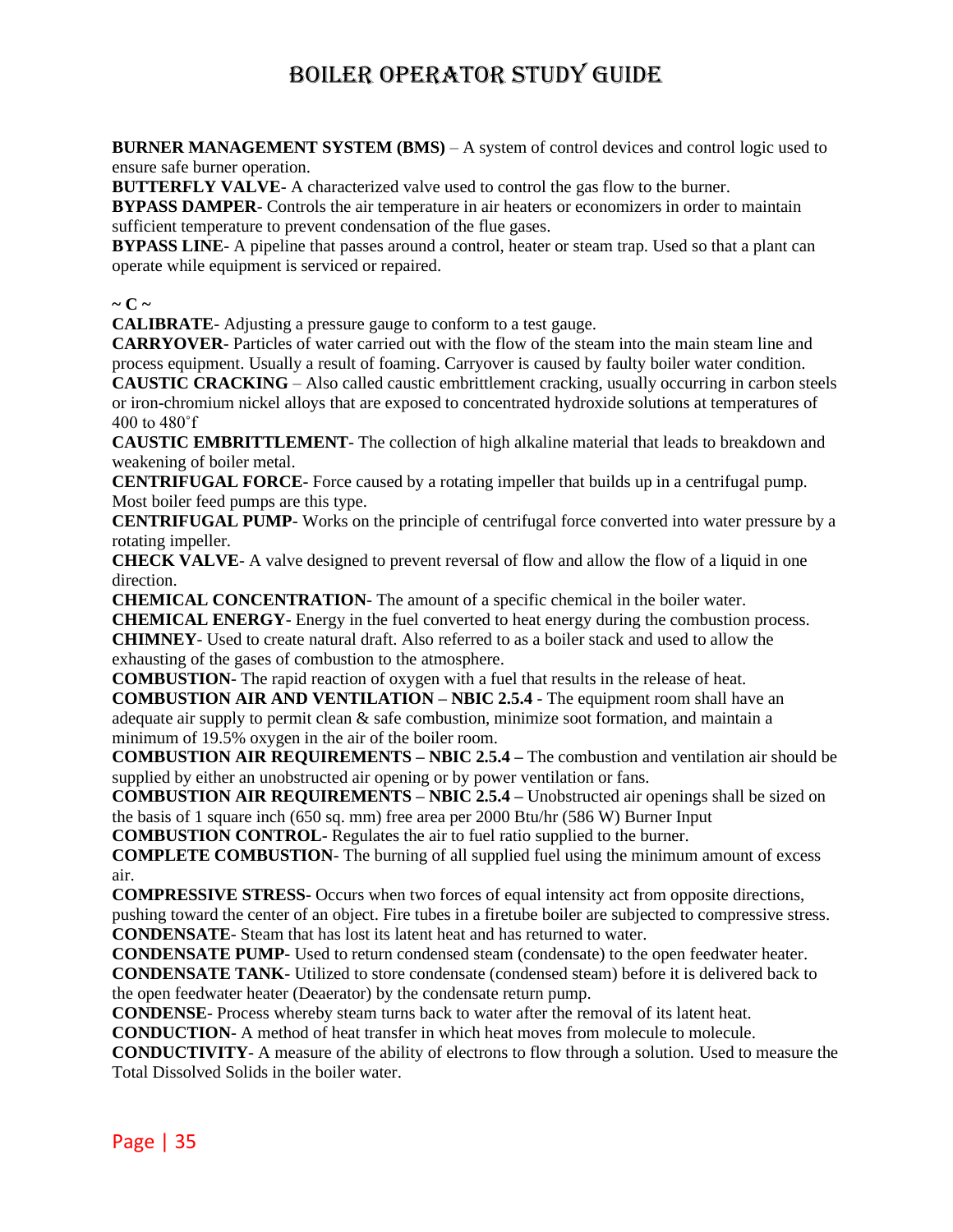**BURNER MANAGEMENT SYSTEM (BMS)** – A system of control devices and control logic used to ensure safe burner operation.
**BUTTERFLY VALVE**- A characterized valve used to control the gas flow to the burner.
**BYPASS DAMPER**- Controls the air temperature in air heaters or economizers in order to maintain sufficient temperature to prevent condensation of the flue gases.
**BYPASS LINE**- A pipeline that passes around a control, heater or steam trap. Used so that a plant can operate while equipment is serviced or repaired.

**~ C ~**
**CALIBRATE**- Adjusting a pressure gauge to conform to a test gauge.
**CARRYOVER**- Particles of water carried out with the flow of the steam into the main steam line and process equipment. Usually a result of foaming. Carryover is caused by faulty boiler water condition.
**CAUSTIC CRACKING** – Also called caustic embrittlement cracking, usually occurring in carbon steels or iron-chromium nickel alloys that are exposed to concentrated hydroxide solutions at temperatures of 400 to 480˚f
**CAUSTIC EMBRITTLEMENT**- The collection of high alkaline material that leads to breakdown and weakening of boiler metal.
**CENTRIFUGAL FORCE**- Force caused by a rotating impeller that builds up in a centrifugal pump. Most boiler feed pumps are this type.
**CENTRIFUGAL PUMP**- Works on the principle of centrifugal force converted into water pressure by a rotating impeller.
**CHECK VALVE**- A valve designed to prevent reversal of flow and allow the flow of a liquid in one direction.
**CHEMICAL CONCENTRATION**- The amount of a specific chemical in the boiler water.
**CHEMICAL ENERGY**- Energy in the fuel converted to heat energy during the combustion process.
**CHIMNEY**- Used to create natural draft. Also referred to as a boiler stack and used to allow the exhausting of the gases of combustion to the atmosphere.
**COMBUSTION**- The rapid reaction of oxygen with a fuel that results in the release of heat.
**COMBUSTION AIR AND VENTILATION – NBIC 2.5.4** - The equipment room shall have an adequate air supply to permit clean & safe combustion, minimize soot formation, and maintain a minimum of 19.5% oxygen in the air of the boiler room.
**COMBUSTION AIR REQUIREMENTS – NBIC 2.5.4 –** The combustion and ventilation air should be supplied by either an unobstructed air opening or by power ventilation or fans.
**COMBUSTION AIR REQUIREMENTS – NBIC 2.5.4 –** Unobstructed air openings shall be sized on the basis of 1 square inch (650 sq. mm) free area per 2000 Btu/hr (586 W) Burner Input
**COMBUSTION CONTROL**- Regulates the air to fuel ratio supplied to the burner.
**COMPLETE COMBUSTION**- The burning of all supplied fuel using the minimum amount of excess air.
**COMPRESSIVE STRESS**- Occurs when two forces of equal intensity act from opposite directions, pushing toward the center of an object. Fire tubes in a firetube boiler are subjected to compressive stress.
**CONDENSATE**- Steam that has lost its latent heat and has returned to water.
**CONDENSATE PUMP**- Used to return condensed steam (condensate) to the open feedwater heater.
**CONDENSATE TANK**- Utilized to store condensate (condensed steam) before it is delivered back to the open feedwater heater (Deaerator) by the condensate return pump.
**CONDENSE**- Process whereby steam turns back to water after the removal of its latent heat.
**CONDUCTION**- A method of heat transfer in which heat moves from molecule to molecule.
**CONDUCTIVITY**- A measure of the ability of electrons to flow through a solution. Used to measure the Total Dissolved Solids in the boiler water.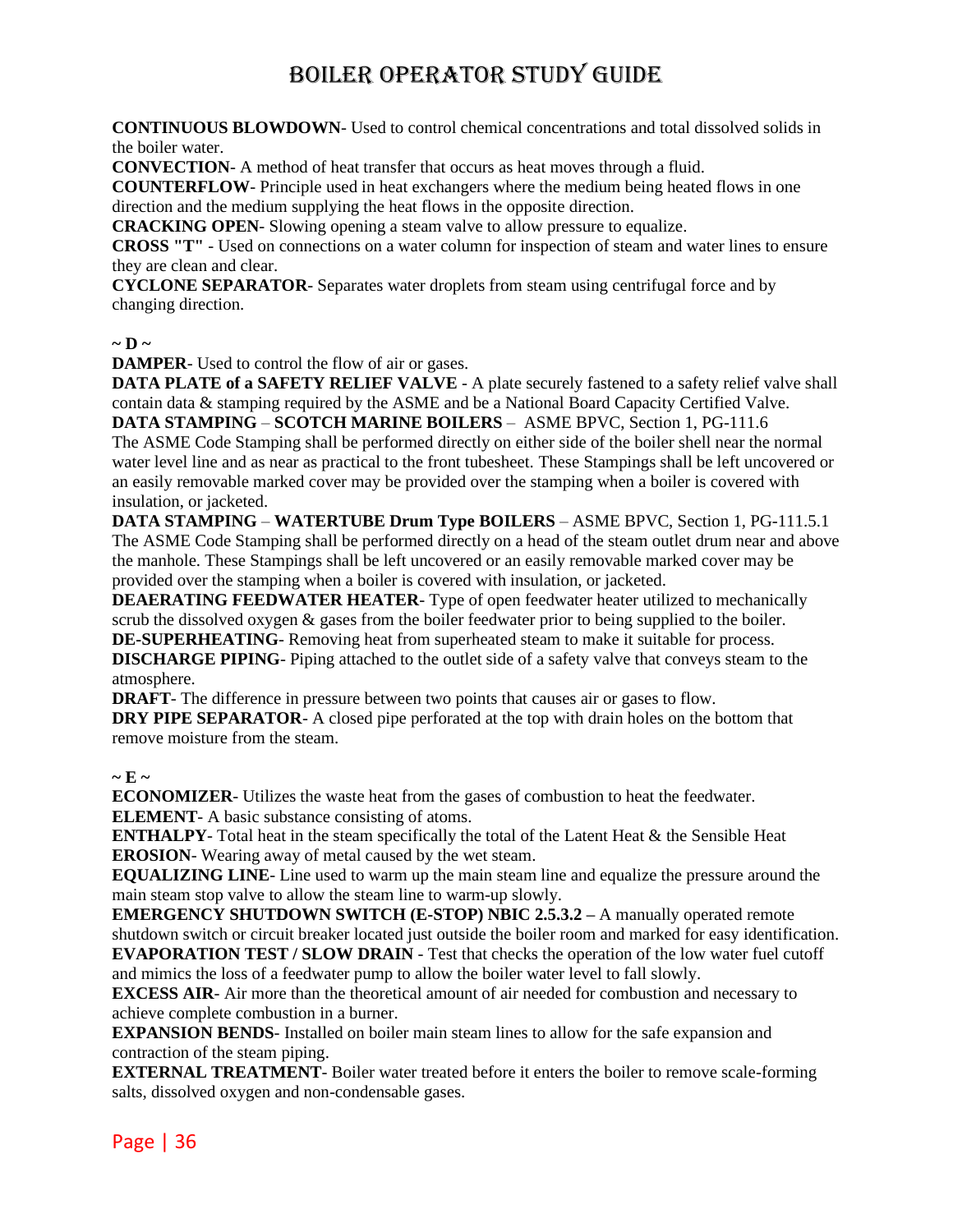**CONTINUOUS BLOWDOWN**- Used to control chemical concentrations and total dissolved solids in the boiler water.

**CONVECTION**- A method of heat transfer that occurs as heat moves through a fluid.

**COUNTERFLOW**- Principle used in heat exchangers where the medium being heated flows in one direction and the medium supplying the heat flows in the opposite direction.

**CRACKING OPEN**- Slowing opening a steam valve to allow pressure to equalize.

**CROSS "T"** - Used on connections on a water column for inspection of steam and water lines to ensure they are clean and clear.

**CYCLONE SEPARATOR**- Separates water droplets from steam using centrifugal force and by changing direction.

**~ D ~**

**DAMPER**- Used to control the flow of air or gases.

**DATA PLATE of a SAFETY RELIEF VALVE** - A plate securely fastened to a safety relief valve shall contain data & stamping required by the ASME and be a National Board Capacity Certified Valve.

**DATA STAMPING** – **SCOTCH MARINE BOILERS** – ASME BPVC, Section 1, PG-111.6
The ASME Code Stamping shall be performed directly on either side of the boiler shell near the normal water level line and as near as practical to the front tubesheet. These Stampings shall be left uncovered or an easily removable marked cover may be provided over the stamping when a boiler is covered with insulation, or jacketed.

**DATA STAMPING** – **WATERTUBE Drum Type BOILERS** – ASME BPVC, Section 1, PG-111.5.1
The ASME Code Stamping shall be performed directly on a head of the steam outlet drum near and above the manhole. These Stampings shall be left uncovered or an easily removable marked cover may be provided over the stamping when a boiler is covered with insulation, or jacketed.

**DEAERATING FEEDWATER HEATER**- Type of open feedwater heater utilized to mechanically scrub the dissolved oxygen & gases from the boiler feedwater prior to being supplied to the boiler.

**DE-SUPERHEATING**- Removing heat from superheated steam to make it suitable for process.

**DISCHARGE PIPING**- Piping attached to the outlet side of a safety valve that conveys steam to the atmosphere.

**DRAFT**- The difference in pressure between two points that causes air or gases to flow.

**DRY PIPE SEPARATOR**- A closed pipe perforated at the top with drain holes on the bottom that remove moisture from the steam.

**~ E ~**

**ECONOMIZER**- Utilizes the waste heat from the gases of combustion to heat the feedwater.

**ELEMENT**- A basic substance consisting of atoms.

**ENTHALPY**- Total heat in the steam specifically the total of the Latent Heat & the Sensible Heat

**EROSION**- Wearing away of metal caused by the wet steam.

**EQUALIZING LINE**- Line used to warm up the main steam line and equalize the pressure around the main steam stop valve to allow the steam line to warm-up slowly.

**EMERGENCY SHUTDOWN SWITCH (E-STOP) NBIC 2.5.3.2 –** A manually operated remote shutdown switch or circuit breaker located just outside the boiler room and marked for easy identification.

**EVAPORATION TEST / SLOW DRAIN** - Test that checks the operation of the low water fuel cutoff and mimics the loss of a feedwater pump to allow the boiler water level to fall slowly.

**EXCESS AIR**- Air more than the theoretical amount of air needed for combustion and necessary to achieve complete combustion in a burner.

**EXPANSION BENDS**- Installed on boiler main steam lines to allow for the safe expansion and contraction of the steam piping.

**EXTERNAL TREATMENT**- Boiler water treated before it enters the boiler to remove scale-forming salts, dissolved oxygen and non-condensable gases.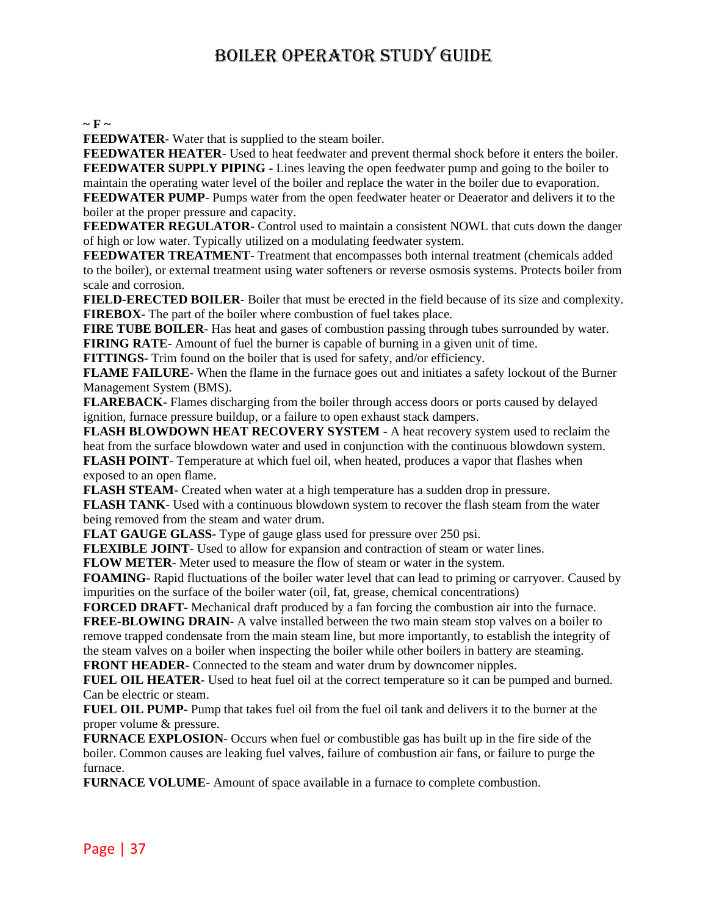~ F ~

**FEEDWATER**- Water that is supplied to the steam boiler.

**FEEDWATER HEATER**- Used to heat feedwater and prevent thermal shock before it enters the boiler.

**FEEDWATER SUPPLY PIPING** - Lines leaving the open feedwater pump and going to the boiler to maintain the operating water level of the boiler and replace the water in the boiler due to evaporation.

**FEEDWATER PUMP**- Pumps water from the open feedwater heater or Deaerator and delivers it to the boiler at the proper pressure and capacity.

**FEEDWATER REGULATOR**- Control used to maintain a consistent NOWL that cuts down the danger of high or low water. Typically utilized on a modulating feedwater system.

**FEEDWATER TREATMENT**- Treatment that encompasses both internal treatment (chemicals added to the boiler), or external treatment using water softeners or reverse osmosis systems. Protects boiler from scale and corrosion.

**FIELD-ERECTED BOILER**- Boiler that must be erected in the field because of its size and complexity.

**FIREBOX**- The part of the boiler where combustion of fuel takes place.

**FIRE TUBE BOILER**- Has heat and gases of combustion passing through tubes surrounded by water.

**FIRING RATE**- Amount of fuel the burner is capable of burning in a given unit of time.

**FITTINGS**- Trim found on the boiler that is used for safety, and/or efficiency.

**FLAME FAILURE**- When the flame in the furnace goes out and initiates a safety lockout of the Burner Management System (BMS).

**FLAREBACK**- Flames discharging from the boiler through access doors or ports caused by delayed ignition, furnace pressure buildup, or a failure to open exhaust stack dampers.

**FLASH BLOWDOWN HEAT RECOVERY SYSTEM** - A heat recovery system used to reclaim the heat from the surface blowdown water and used in conjunction with the continuous blowdown system.

**FLASH POINT**- Temperature at which fuel oil, when heated, produces a vapor that flashes when exposed to an open flame.

**FLASH STEAM**- Created when water at a high temperature has a sudden drop in pressure.

**FLASH TANK**- Used with a continuous blowdown system to recover the flash steam from the water being removed from the steam and water drum.

**FLAT GAUGE GLASS**- Type of gauge glass used for pressure over 250 psi.

**FLEXIBLE JOINT**- Used to allow for expansion and contraction of steam or water lines.

**FLOW METER**- Meter used to measure the flow of steam or water in the system.

**FOAMING**- Rapid fluctuations of the boiler water level that can lead to priming or carryover. Caused by impurities on the surface of the boiler water (oil, fat, grease, chemical concentrations)

**FORCED DRAFT**- Mechanical draft produced by a fan forcing the combustion air into the furnace.

**FREE-BLOWING DRAIN**- A valve installed between the two main steam stop valves on a boiler to remove trapped condensate from the main steam line, but more importantly, to establish the integrity of the steam valves on a boiler when inspecting the boiler while other boilers in battery are steaming.

**FRONT HEADER**- Connected to the steam and water drum by downcomer nipples.

**FUEL OIL HEATER**- Used to heat fuel oil at the correct temperature so it can be pumped and burned. Can be electric or steam.

**FUEL OIL PUMP**- Pump that takes fuel oil from the fuel oil tank and delivers it to the burner at the proper volume & pressure.

**FURNACE EXPLOSION**- Occurs when fuel or combustible gas has built up in the fire side of the boiler. Common causes are leaking fuel valves, failure of combustion air fans, or failure to purge the furnace.

**FURNACE VOLUME**- Amount of space available in a furnace to complete combustion.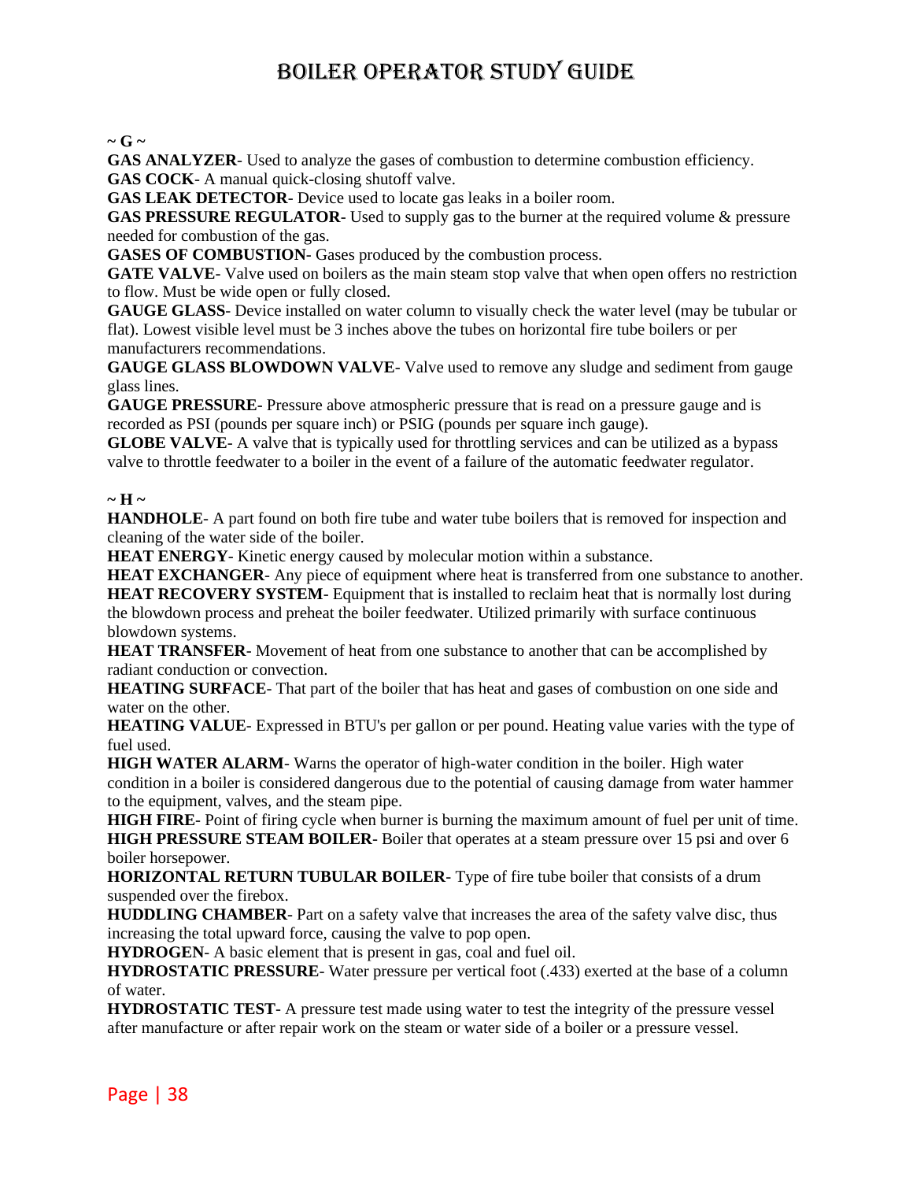~ G ~

**GAS ANALYZER**- Used to analyze the gases of combustion to determine combustion efficiency.
**GAS COCK**- A manual quick-closing shutoff valve.
**GAS LEAK DETECTOR**- Device used to locate gas leaks in a boiler room.
**GAS PRESSURE REGULATOR**- Used to supply gas to the burner at the required volume & pressure needed for combustion of the gas.
**GASES OF COMBUSTION**- Gases produced by the combustion process.
**GATE VALVE**- Valve used on boilers as the main steam stop valve that when open offers no restriction to flow. Must be wide open or fully closed.
**GAUGE GLASS**- Device installed on water column to visually check the water level (may be tubular or flat). Lowest visible level must be 3 inches above the tubes on horizontal fire tube boilers or per manufacturers recommendations.
**GAUGE GLASS BLOWDOWN VALVE**- Valve used to remove any sludge and sediment from gauge glass lines.
**GAUGE PRESSURE**- Pressure above atmospheric pressure that is read on a pressure gauge and is recorded as PSI (pounds per square inch) or PSIG (pounds per square inch gauge).
**GLOBE VALVE**- A valve that is typically used for throttling services and can be utilized as a bypass valve to throttle feedwater to a boiler in the event of a failure of the automatic feedwater regulator.

~ H ~

**HANDHOLE**- A part found on both fire tube and water tube boilers that is removed for inspection and cleaning of the water side of the boiler.
**HEAT ENERGY**- Kinetic energy caused by molecular motion within a substance.
**HEAT EXCHANGER**- Any piece of equipment where heat is transferred from one substance to another.
**HEAT RECOVERY SYSTEM**- Equipment that is installed to reclaim heat that is normally lost during the blowdown process and preheat the boiler feedwater. Utilized primarily with surface continuous blowdown systems.
**HEAT TRANSFER**- Movement of heat from one substance to another that can be accomplished by radiant conduction or convection.
**HEATING SURFACE**- That part of the boiler that has heat and gases of combustion on one side and water on the other.
**HEATING VALUE**- Expressed in BTU's per gallon or per pound. Heating value varies with the type of fuel used.
**HIGH WATER ALARM**- Warns the operator of high-water condition in the boiler. High water condition in a boiler is considered dangerous due to the potential of causing damage from water hammer to the equipment, valves, and the steam pipe.
**HIGH FIRE**- Point of firing cycle when burner is burning the maximum amount of fuel per unit of time.
**HIGH PRESSURE STEAM BOILER**- Boiler that operates at a steam pressure over 15 psi and over 6 boiler horsepower.
**HORIZONTAL RETURN TUBULAR BOILER**- Type of fire tube boiler that consists of a drum suspended over the firebox.
**HUDDLING CHAMBER**- Part on a safety valve that increases the area of the safety valve disc, thus increasing the total upward force, causing the valve to pop open.
**HYDROGEN**- A basic element that is present in gas, coal and fuel oil.
**HYDROSTATIC PRESSURE**- Water pressure per vertical foot (.433) exerted at the base of a column of water.
**HYDROSTATIC TEST**- A pressure test made using water to test the integrity of the pressure vessel after manufacture or after repair work on the steam or water side of a boiler or a pressure vessel.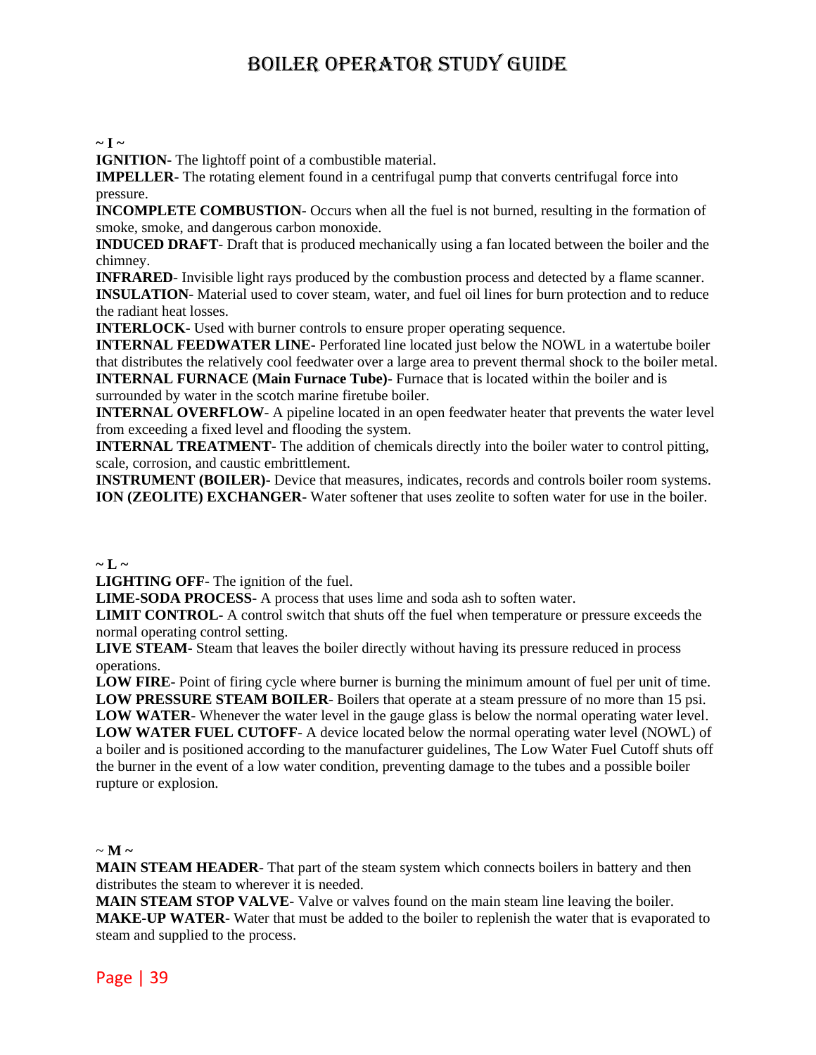~ I ~

**IGNITION**- The lightoff point of a combustible material.

**IMPELLER**- The rotating element found in a centrifugal pump that converts centrifugal force into pressure.

**INCOMPLETE COMBUSTION**- Occurs when all the fuel is not burned, resulting in the formation of smoke, smoke, and dangerous carbon monoxide.

**INDUCED DRAFT**- Draft that is produced mechanically using a fan located between the boiler and the chimney.

**INFRARED**- Invisible light rays produced by the combustion process and detected by a flame scanner.

**INSULATION**- Material used to cover steam, water, and fuel oil lines for burn protection and to reduce the radiant heat losses.

**INTERLOCK**- Used with burner controls to ensure proper operating sequence.

**INTERNAL FEEDWATER LINE**- Perforated line located just below the NOWL in a watertube boiler that distributes the relatively cool feedwater over a large area to prevent thermal shock to the boiler metal.

**INTERNAL FURNACE (Main Furnace Tube)**- Furnace that is located within the boiler and is surrounded by water in the scotch marine firetube boiler.

**INTERNAL OVERFLOW**- A pipeline located in an open feedwater heater that prevents the water level from exceeding a fixed level and flooding the system.

**INTERNAL TREATMENT**- The addition of chemicals directly into the boiler water to control pitting, scale, corrosion, and caustic embrittlement.

**INSTRUMENT (BOILER)**- Device that measures, indicates, records and controls boiler room systems.

**ION (ZEOLITE) EXCHANGER**- Water softener that uses zeolite to soften water for use in the boiler.

~ L ~

**LIGHTING OFF**- The ignition of the fuel.

**LIME-SODA PROCESS**- A process that uses lime and soda ash to soften water.

**LIMIT CONTROL**- A control switch that shuts off the fuel when temperature or pressure exceeds the normal operating control setting.

**LIVE STEAM**- Steam that leaves the boiler directly without having its pressure reduced in process operations.

**LOW FIRE**- Point of firing cycle where burner is burning the minimum amount of fuel per unit of time.

**LOW PRESSURE STEAM BOILER**- Boilers that operate at a steam pressure of no more than 15 psi.

**LOW WATER**- Whenever the water level in the gauge glass is below the normal operating water level.

**LOW WATER FUEL CUTOFF**- A device located below the normal operating water level (NOWL) of a boiler and is positioned according to the manufacturer guidelines, The Low Water Fuel Cutoff shuts off the burner in the event of a low water condition, preventing damage to the tubes and a possible boiler rupture or explosion.

~ M ~

**MAIN STEAM HEADER**- That part of the steam system which connects boilers in battery and then distributes the steam to wherever it is needed.

**MAIN STEAM STOP VALVE**- Valve or valves found on the main steam line leaving the boiler.

**MAKE-UP WATER**- Water that must be added to the boiler to replenish the water that is evaporated to steam and supplied to the process.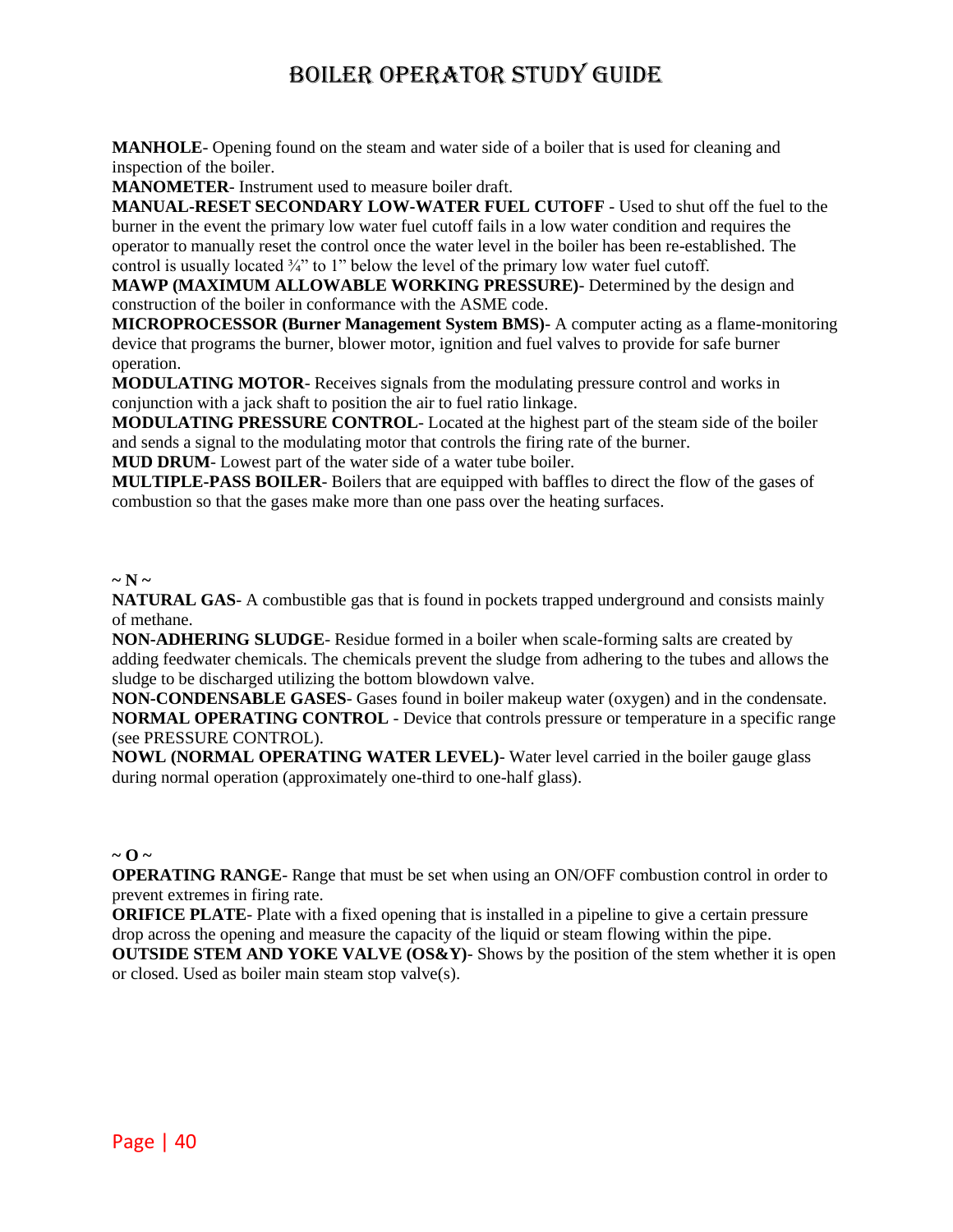**MANHOLE**- Opening found on the steam and water side of a boiler that is used for cleaning and inspection of the boiler.

**MANOMETER**- Instrument used to measure boiler draft.

**MANUAL-RESET SECONDARY LOW-WATER FUEL CUTOFF** - Used to shut off the fuel to the burner in the event the primary low water fuel cutoff fails in a low water condition and requires the operator to manually reset the control once the water level in the boiler has been re-established. The control is usually located ¾" to 1" below the level of the primary low water fuel cutoff.

**MAWP (MAXIMUM ALLOWABLE WORKING PRESSURE)**- Determined by the design and construction of the boiler in conformance with the ASME code.

**MICROPROCESSOR (Burner Management System BMS)**- A computer acting as a flame-monitoring device that programs the burner, blower motor, ignition and fuel valves to provide for safe burner operation.

**MODULATING MOTOR**- Receives signals from the modulating pressure control and works in conjunction with a jack shaft to position the air to fuel ratio linkage.

**MODULATING PRESSURE CONTROL**- Located at the highest part of the steam side of the boiler and sends a signal to the modulating motor that controls the firing rate of the burner.

**MUD DRUM**- Lowest part of the water side of a water tube boiler.

**MULTIPLE-PASS BOILER**- Boilers that are equipped with baffles to direct the flow of the gases of combustion so that the gases make more than one pass over the heating surfaces.

**~ N ~**

**NATURAL GAS**- A combustible gas that is found in pockets trapped underground and consists mainly of methane.

**NON-ADHERING SLUDGE**- Residue formed in a boiler when scale-forming salts are created by adding feedwater chemicals. The chemicals prevent the sludge from adhering to the tubes and allows the sludge to be discharged utilizing the bottom blowdown valve.

**NON-CONDENSABLE GASES**- Gases found in boiler makeup water (oxygen) and in the condensate.

**NORMAL OPERATING CONTROL** - Device that controls pressure or temperature in a specific range (see PRESSURE CONTROL).

**NOWL (NORMAL OPERATING WATER LEVEL)**- Water level carried in the boiler gauge glass during normal operation (approximately one-third to one-half glass).

**~ O ~**

**OPERATING RANGE**- Range that must be set when using an ON/OFF combustion control in order to prevent extremes in firing rate.

**ORIFICE PLATE**- Plate with a fixed opening that is installed in a pipeline to give a certain pressure drop across the opening and measure the capacity of the liquid or steam flowing within the pipe.

**OUTSIDE STEM AND YOKE VALVE (OS&Y)**- Shows by the position of the stem whether it is open or closed. Used as boiler main steam stop valve(s).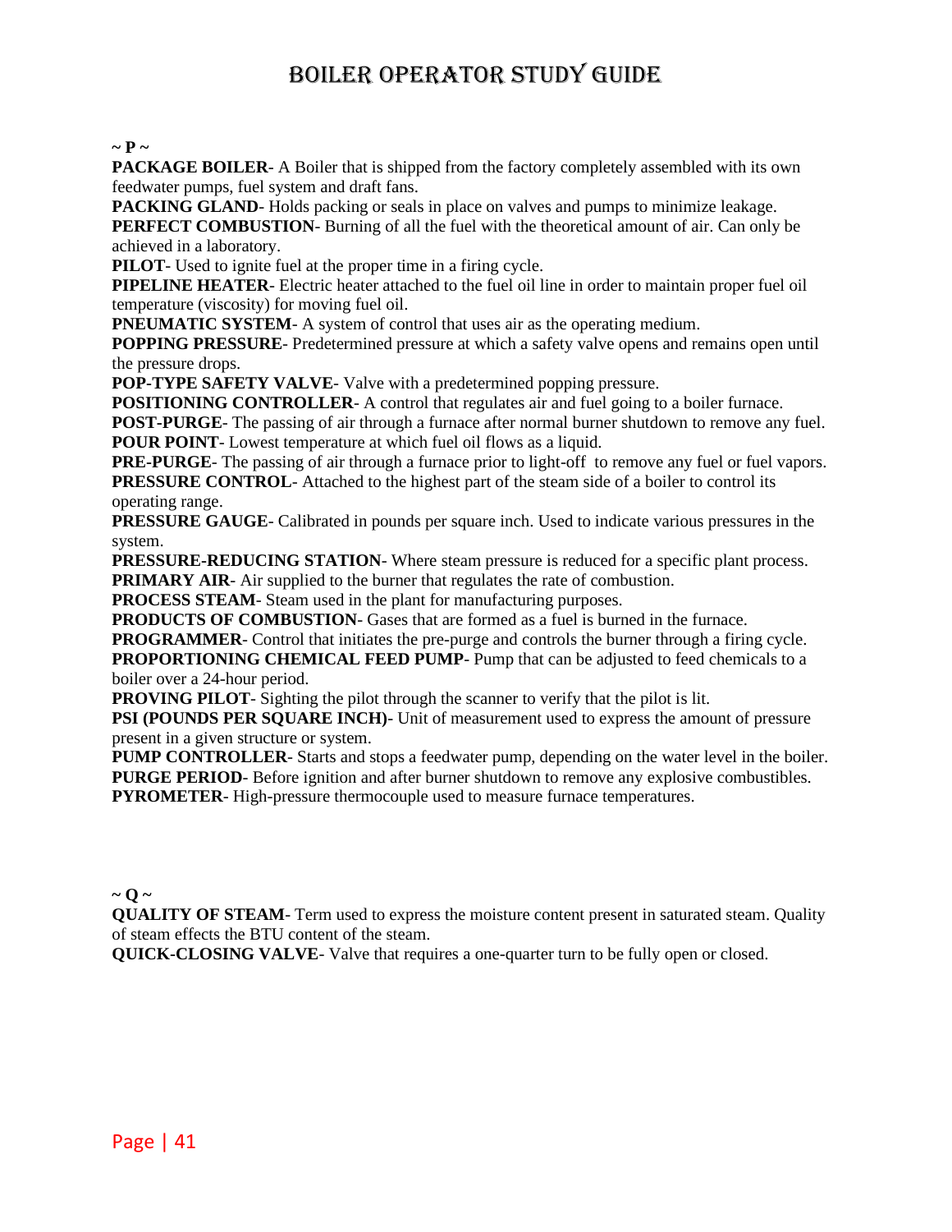**~ P ~**

**PACKAGE BOILER**- A Boiler that is shipped from the factory completely assembled with its own feedwater pumps, fuel system and draft fans.

**PACKING GLAND**- Holds packing or seals in place on valves and pumps to minimize leakage.

**PERFECT COMBUSTION**- Burning of all the fuel with the theoretical amount of air. Can only be achieved in a laboratory.

**PILOT**- Used to ignite fuel at the proper time in a firing cycle.

**PIPELINE HEATER**- Electric heater attached to the fuel oil line in order to maintain proper fuel oil temperature (viscosity) for moving fuel oil.

**PNEUMATIC SYSTEM**- A system of control that uses air as the operating medium.

**POPPING PRESSURE**- Predetermined pressure at which a safety valve opens and remains open until the pressure drops.

**POP-TYPE SAFETY VALVE**- Valve with a predetermined popping pressure.

**POSITIONING CONTROLLER**- A control that regulates air and fuel going to a boiler furnace.

**POST-PURGE**- The passing of air through a furnace after normal burner shutdown to remove any fuel.

**POUR POINT**- Lowest temperature at which fuel oil flows as a liquid.

**PRE-PURGE**- The passing of air through a furnace prior to light-off to remove any fuel or fuel vapors.

**PRESSURE CONTROL**- Attached to the highest part of the steam side of a boiler to control its operating range.

**PRESSURE GAUGE**- Calibrated in pounds per square inch. Used to indicate various pressures in the system.

**PRESSURE-REDUCING STATION**- Where steam pressure is reduced for a specific plant process.

**PRIMARY AIR**- Air supplied to the burner that regulates the rate of combustion.

**PROCESS STEAM**- Steam used in the plant for manufacturing purposes.

**PRODUCTS OF COMBUSTION**- Gases that are formed as a fuel is burned in the furnace.

**PROGRAMMER**- Control that initiates the pre-purge and controls the burner through a firing cycle.

**PROPORTIONING CHEMICAL FEED PUMP**- Pump that can be adjusted to feed chemicals to a boiler over a 24-hour period.

**PROVING PILOT**- Sighting the pilot through the scanner to verify that the pilot is lit.

**PSI (POUNDS PER SQUARE INCH)**- Unit of measurement used to express the amount of pressure present in a given structure or system.

**PUMP CONTROLLER**- Starts and stops a feedwater pump, depending on the water level in the boiler.

**PURGE PERIOD**- Before ignition and after burner shutdown to remove any explosive combustibles.

**PYROMETER**- High-pressure thermocouple used to measure furnace temperatures.

**~ Q ~**

**QUALITY OF STEAM**- Term used to express the moisture content present in saturated steam. Quality of steam effects the BTU content of the steam.

**QUICK-CLOSING VALVE**- Valve that requires a one-quarter turn to be fully open or closed.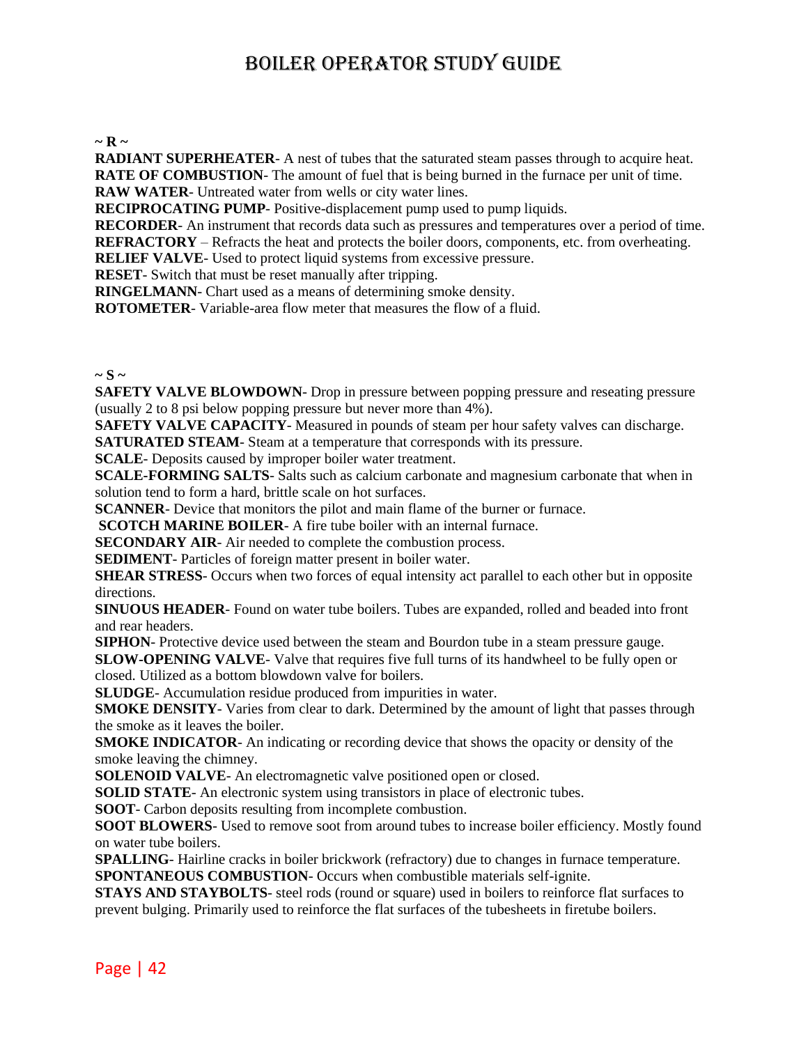**~ R ~**

**RADIANT SUPERHEATER**- A nest of tubes that the saturated steam passes through to acquire heat.
**RATE OF COMBUSTION**- The amount of fuel that is being burned in the furnace per unit of time.
**RAW WATER**- Untreated water from wells or city water lines.
**RECIPROCATING PUMP**- Positive-displacement pump used to pump liquids.
**RECORDER**- An instrument that records data such as pressures and temperatures over a period of time.
**REFRACTORY** – Refracts the heat and protects the boiler doors, components, etc. from overheating.
**RELIEF VALVE**- Used to protect liquid systems from excessive pressure.
**RESET**- Switch that must be reset manually after tripping.
**RINGELMANN**- Chart used as a means of determining smoke density.
**ROTOMETER**- Variable-area flow meter that measures the flow of a fluid.

**~ S ~**

**SAFETY VALVE BLOWDOWN**- Drop in pressure between popping pressure and reseating pressure (usually 2 to 8 psi below popping pressure but never more than 4%).
**SAFETY VALVE CAPACITY**- Measured in pounds of steam per hour safety valves can discharge.
**SATURATED STEAM**- Steam at a temperature that corresponds with its pressure.
**SCALE**- Deposits caused by improper boiler water treatment.
**SCALE-FORMING SALTS**- Salts such as calcium carbonate and magnesium carbonate that when in solution tend to form a hard, brittle scale on hot surfaces.
**SCANNER**- Device that monitors the pilot and main flame of the burner or furnace.
**SCOTCH MARINE BOILER**- A fire tube boiler with an internal furnace.
**SECONDARY AIR**- Air needed to complete the combustion process.
**SEDIMENT**- Particles of foreign matter present in boiler water.
**SHEAR STRESS**- Occurs when two forces of equal intensity act parallel to each other but in opposite directions.
**SINUOUS HEADER**- Found on water tube boilers. Tubes are expanded, rolled and beaded into front and rear headers.
**SIPHON**- Protective device used between the steam and Bourdon tube in a steam pressure gauge.
**SLOW-OPENING VALVE**- Valve that requires five full turns of its handwheel to be fully open or closed. Utilized as a bottom blowdown valve for boilers.
**SLUDGE**- Accumulation residue produced from impurities in water.
**SMOKE DENSITY**- Varies from clear to dark. Determined by the amount of light that passes through the smoke as it leaves the boiler.
**SMOKE INDICATOR**- An indicating or recording device that shows the opacity or density of the smoke leaving the chimney.
**SOLENOID VALVE**- An electromagnetic valve positioned open or closed.
**SOLID STATE**- An electronic system using transistors in place of electronic tubes.
**SOOT**- Carbon deposits resulting from incomplete combustion.
**SOOT BLOWERS**- Used to remove soot from around tubes to increase boiler efficiency. Mostly found on water tube boilers.
**SPALLING**- Hairline cracks in boiler brickwork (refractory) due to changes in furnace temperature.
**SPONTANEOUS COMBUSTION**- Occurs when combustible materials self-ignite.
**STAYS AND STAYBOLTS**- steel rods (round or square) used in boilers to reinforce flat surfaces to prevent bulging. Primarily used to reinforce the flat surfaces of the tubesheets in firetube boilers.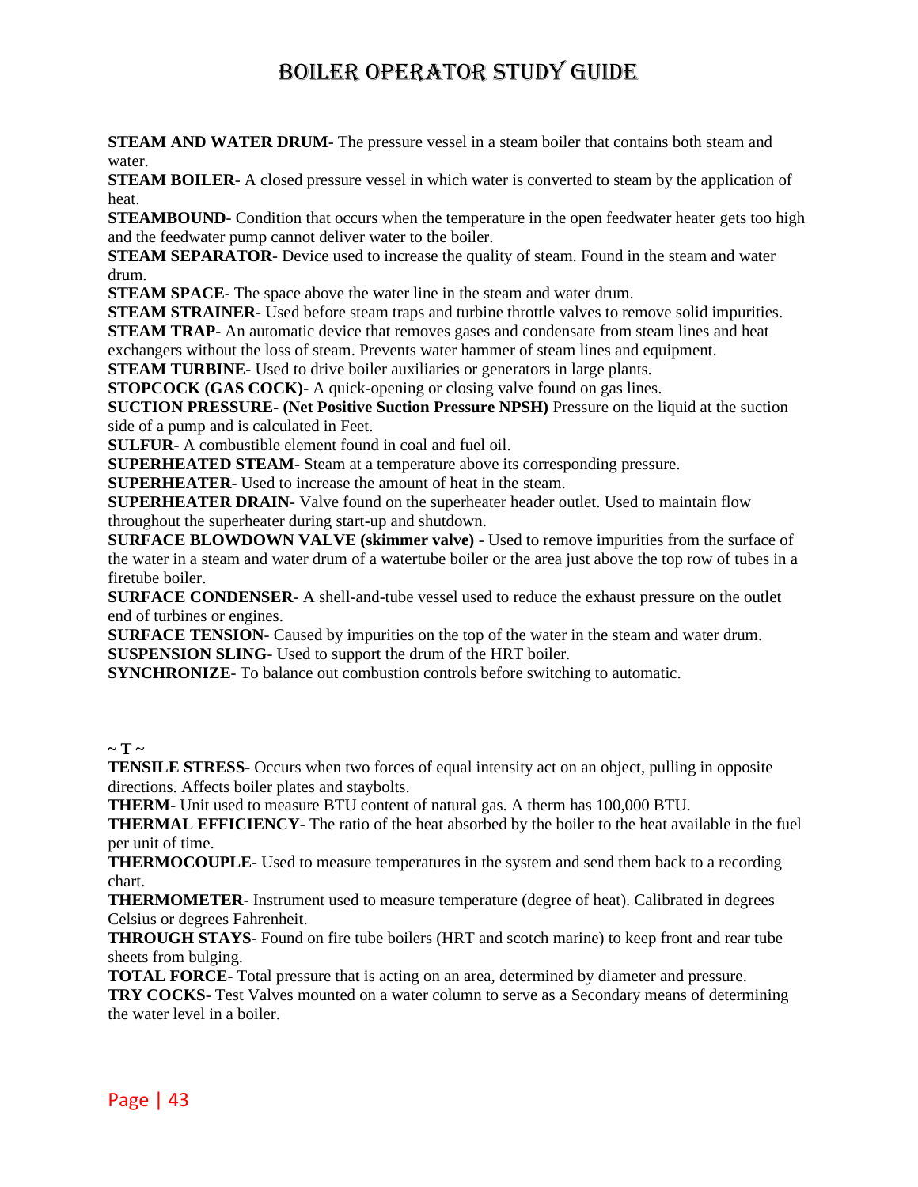**STEAM AND WATER DRUM**- The pressure vessel in a steam boiler that contains both steam and water.
**STEAM BOILER**- A closed pressure vessel in which water is converted to steam by the application of heat.
**STEAMBOUND**- Condition that occurs when the temperature in the open feedwater heater gets too high and the feedwater pump cannot deliver water to the boiler.
**STEAM SEPARATOR**- Device used to increase the quality of steam. Found in the steam and water drum.
**STEAM SPACE**- The space above the water line in the steam and water drum.
**STEAM STRAINER**- Used before steam traps and turbine throttle valves to remove solid impurities.
**STEAM TRAP**- An automatic device that removes gases and condensate from steam lines and heat exchangers without the loss of steam. Prevents water hammer of steam lines and equipment.
**STEAM TURBINE**- Used to drive boiler auxiliaries or generators in large plants.
**STOPCOCK (GAS COCK)**- A quick-opening or closing valve found on gas lines.
**SUCTION PRESSURE- (Net Positive Suction Pressure NPSH)** Pressure on the liquid at the suction side of a pump and is calculated in Feet.
**SULFUR**- A combustible element found in coal and fuel oil.
**SUPERHEATED STEAM**- Steam at a temperature above its corresponding pressure.
**SUPERHEATER**- Used to increase the amount of heat in the steam.
**SUPERHEATER DRAIN**- Valve found on the superheater header outlet. Used to maintain flow throughout the superheater during start-up and shutdown.
**SURFACE BLOWDOWN VALVE (skimmer valve)** - Used to remove impurities from the surface of the water in a steam and water drum of a watertube boiler or the area just above the top row of tubes in a firetube boiler.
**SURFACE CONDENSER**- A shell-and-tube vessel used to reduce the exhaust pressure on the outlet end of turbines or engines.
**SURFACE TENSION**- Caused by impurities on the top of the water in the steam and water drum.
**SUSPENSION SLING**- Used to support the drum of the HRT boiler.
**SYNCHRONIZE**- To balance out combustion controls before switching to automatic.

**~ T ~**

**TENSILE STRESS**- Occurs when two forces of equal intensity act on an object, pulling in opposite directions. Affects boiler plates and staybolts.
**THERM**- Unit used to measure BTU content of natural gas. A therm has 100,000 BTU.
**THERMAL EFFICIENCY**- The ratio of the heat absorbed by the boiler to the heat available in the fuel per unit of time.
**THERMOCOUPLE**- Used to measure temperatures in the system and send them back to a recording chart.
**THERMOMETER**- Instrument used to measure temperature (degree of heat). Calibrated in degrees Celsius or degrees Fahrenheit.
**THROUGH STAYS**- Found on fire tube boilers (HRT and scotch marine) to keep front and rear tube sheets from bulging.
**TOTAL FORCE**- Total pressure that is acting on an area, determined by diameter and pressure.
**TRY COCKS**- Test Valves mounted on a water column to serve as a Secondary means of determining the water level in a boiler.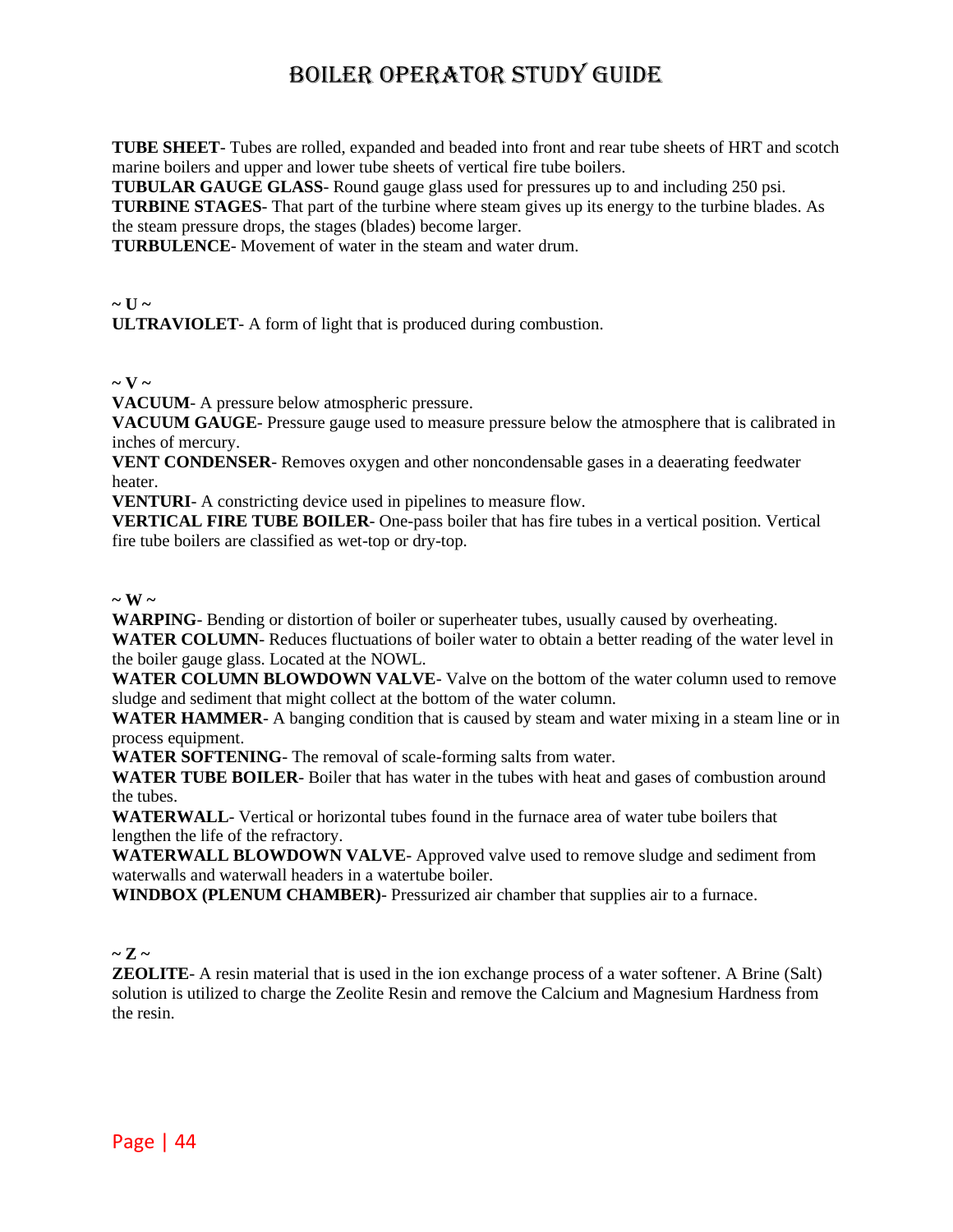**TUBE SHEET**- Tubes are rolled, expanded and beaded into front and rear tube sheets of HRT and scotch marine boilers and upper and lower tube sheets of vertical fire tube boilers.
**TUBULAR GAUGE GLASS**- Round gauge glass used for pressures up to and including 250 psi.
**TURBINE STAGES**- That part of the turbine where steam gives up its energy to the turbine blades. As the steam pressure drops, the stages (blades) become larger.
**TURBULENCE**- Movement of water in the steam and water drum.

**~ U ~**

**ULTRAVIOLET**- A form of light that is produced during combustion.

**~ V ~**

**VACUUM**- A pressure below atmospheric pressure.
**VACUUM GAUGE**- Pressure gauge used to measure pressure below the atmosphere that is calibrated in inches of mercury.
**VENT CONDENSER**- Removes oxygen and other noncondensable gases in a deaerating feedwater heater.
**VENTURI**- A constricting device used in pipelines to measure flow.
**VERTICAL FIRE TUBE BOILER**- One-pass boiler that has fire tubes in a vertical position. Vertical fire tube boilers are classified as wet-top or dry-top.

**~ W ~**

**WARPING**- Bending or distortion of boiler or superheater tubes, usually caused by overheating.
**WATER COLUMN**- Reduces fluctuations of boiler water to obtain a better reading of the water level in the boiler gauge glass. Located at the NOWL.
**WATER COLUMN BLOWDOWN VALVE**- Valve on the bottom of the water column used to remove sludge and sediment that might collect at the bottom of the water column.
**WATER HAMMER**- A banging condition that is caused by steam and water mixing in a steam line or in process equipment.
**WATER SOFTENING**- The removal of scale-forming salts from water.
**WATER TUBE BOILER**- Boiler that has water in the tubes with heat and gases of combustion around the tubes.
**WATERWALL**- Vertical or horizontal tubes found in the furnace area of water tube boilers that lengthen the life of the refractory.
**WATERWALL BLOWDOWN VALVE**- Approved valve used to remove sludge and sediment from waterwalls and waterwall headers in a watertube boiler.
**WINDBOX (PLENUM CHAMBER)**- Pressurized air chamber that supplies air to a furnace.

**~ Z ~**

**ZEOLITE**- A resin material that is used in the ion exchange process of a water softener. A Brine (Salt) solution is utilized to charge the Zeolite Resin and remove the Calcium and Magnesium Hardness from the resin.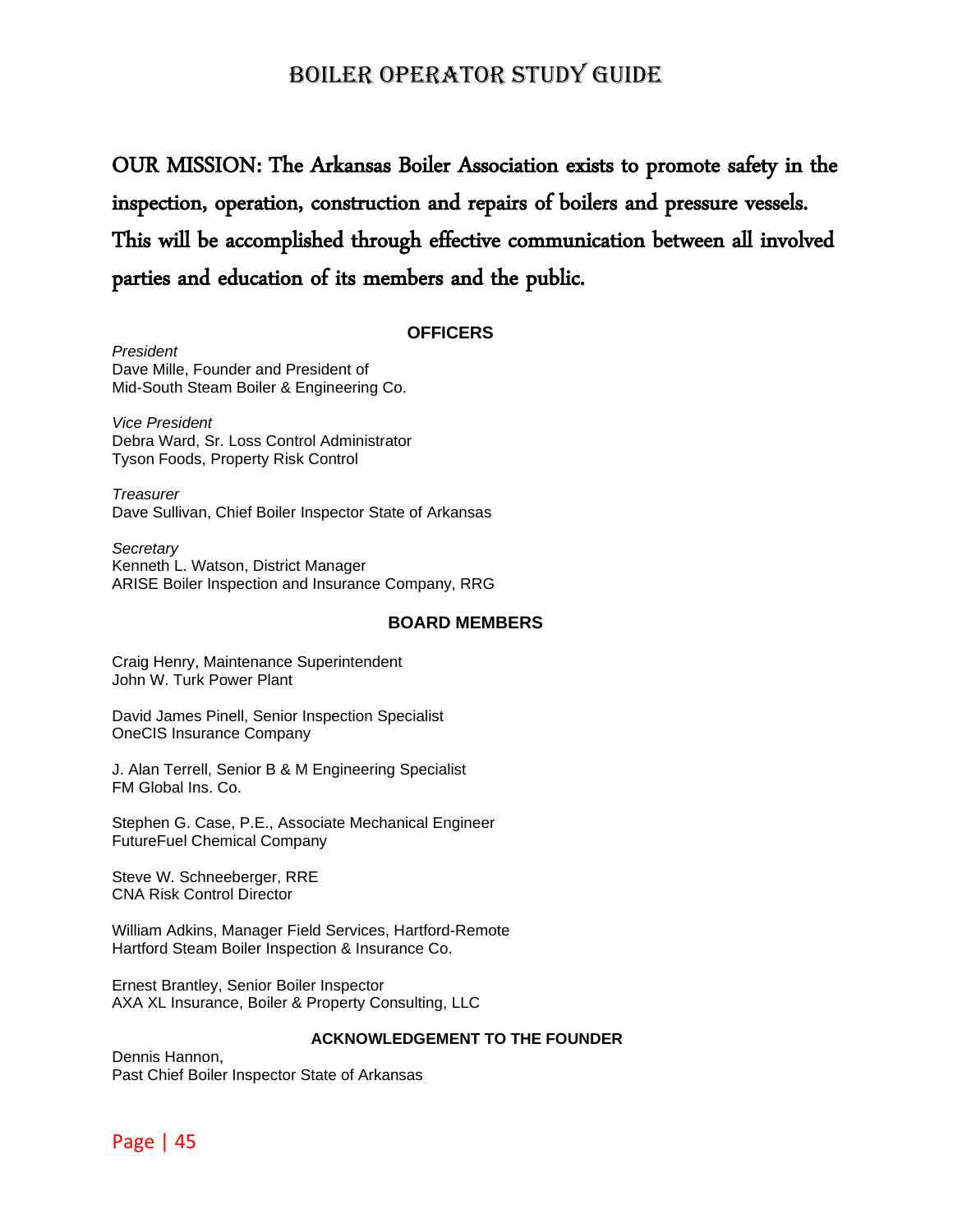**OUR MISSION: The Arkansas Boiler Association exists to promote safety in the inspection, operation, construction and repairs of boilers and pressure vessels. This will be accomplished through effective communication between all involved parties and education of its members and the public.**

## OFFICERS

*President*
Dave Mille, Founder and President of
Mid-South Steam Boiler & Engineering Co.

*Vice President*
Debra Ward, Sr. Loss Control Administrator
Tyson Foods, Property Risk Control

*Treasurer*
Dave Sullivan, Chief Boiler Inspector State of Arkansas

*Secretary*
Kenneth L. Watson, District Manager
ARISE Boiler Inspection and Insurance Company, RRG

## BOARD MEMBERS

Craig Henry, Maintenance Superintendent
John W. Turk Power Plant

David James Pinell, Senior Inspection Specialist
OneCIS Insurance Company

J. Alan Terrell, Senior B & M Engineering Specialist
FM Global Ins. Co.

Stephen G. Case, P.E., Associate Mechanical Engineer
FutureFuel Chemical Company

Steve W. Schneeberger, RRE
CNA Risk Control Director

William Adkins, Manager Field Services, Hartford-Remote
Hartford Steam Boiler Inspection & Insurance Co.

Ernest Brantley, Senior Boiler Inspector
AXA XL Insurance, Boiler & Property Consulting, LLC

## ACKNOWLEDGEMENT TO THE FOUNDER

Dennis Hannon,
Past Chief Boiler Inspector State of Arkansas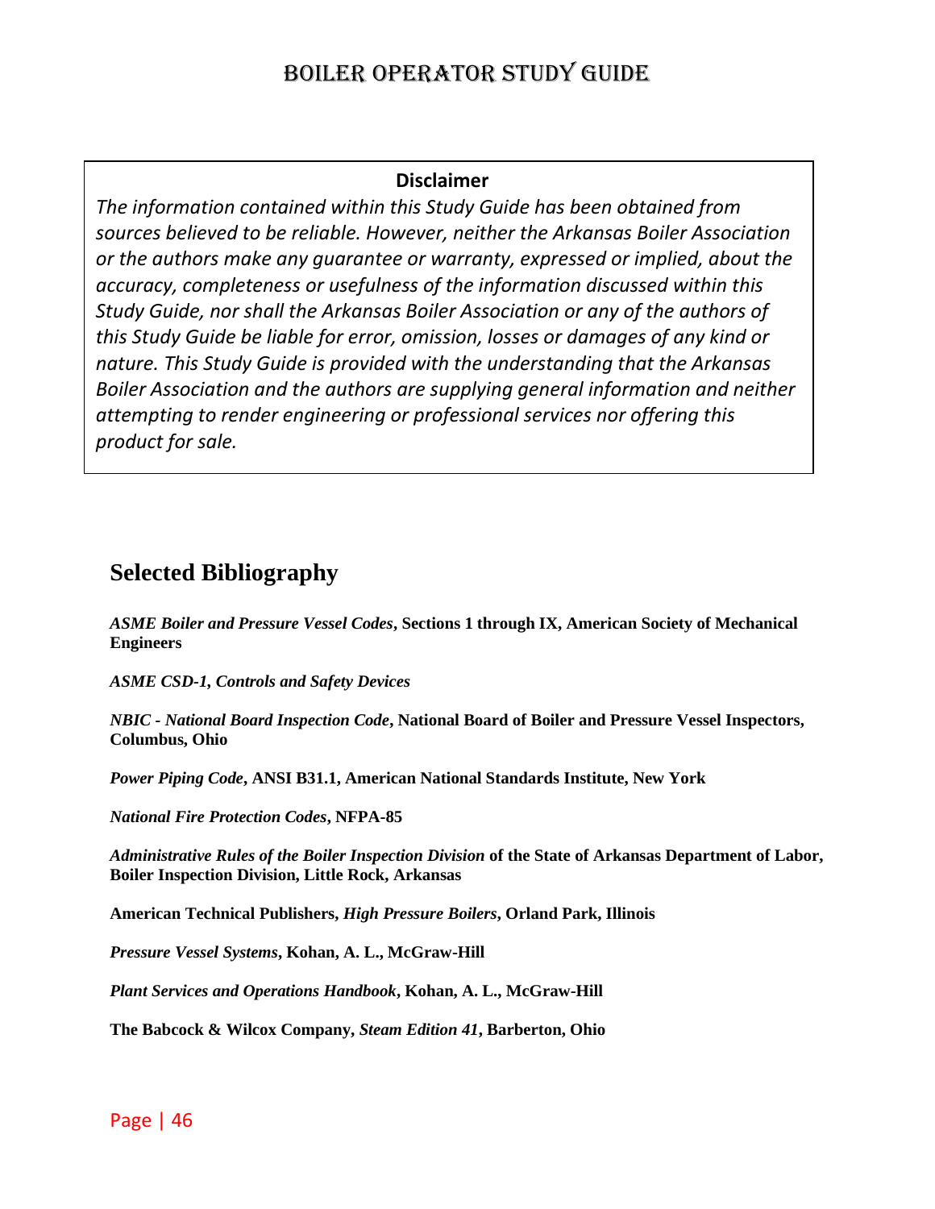**Disclaimer**

*The information contained within this Study Guide has been obtained from sources believed to be reliable. However, neither the Arkansas Boiler Association or the authors make any guarantee or warranty, expressed or implied, about the accuracy, completeness or usefulness of the information discussed within this Study Guide, nor shall the Arkansas Boiler Association or any of the authors of this Study Guide be liable for error, omission, losses or damages of any kind or nature. This Study Guide is provided with the understanding that the Arkansas Boiler Association and the authors are supplying general information and neither attempting to render engineering or professional services nor offering this product for sale.*

## Selected Bibliography

***ASME Boiler and Pressure Vessel Codes*, Sections 1 through IX, American Society of Mechanical Engineers**

***ASME CSD-1, Controls and Safety Devices***

***NBIC - National Board Inspection Code*, National Board of Boiler and Pressure Vessel Inspectors, Columbus, Ohio**

***Power Piping Code*, ANSI B31.1, American National Standards Institute, New York**

***National Fire Protection Codes*, NFPA-85**

***Administrative Rules of the Boiler Inspection Division* of the State of Arkansas Department of Labor, Boiler Inspection Division, Little Rock, Arkansas**

**American Technical Publishers, *High Pressure Boilers*, Orland Park, Illinois**

***Pressure Vessel Systems*, Kohan, A. L., McGraw-Hill**

***Plant Services and Operations Handbook*, Kohan, A. L., McGraw-Hill**

**The Babcock & Wilcox Company, *Steam Edition 41*, Barberton, Ohio**